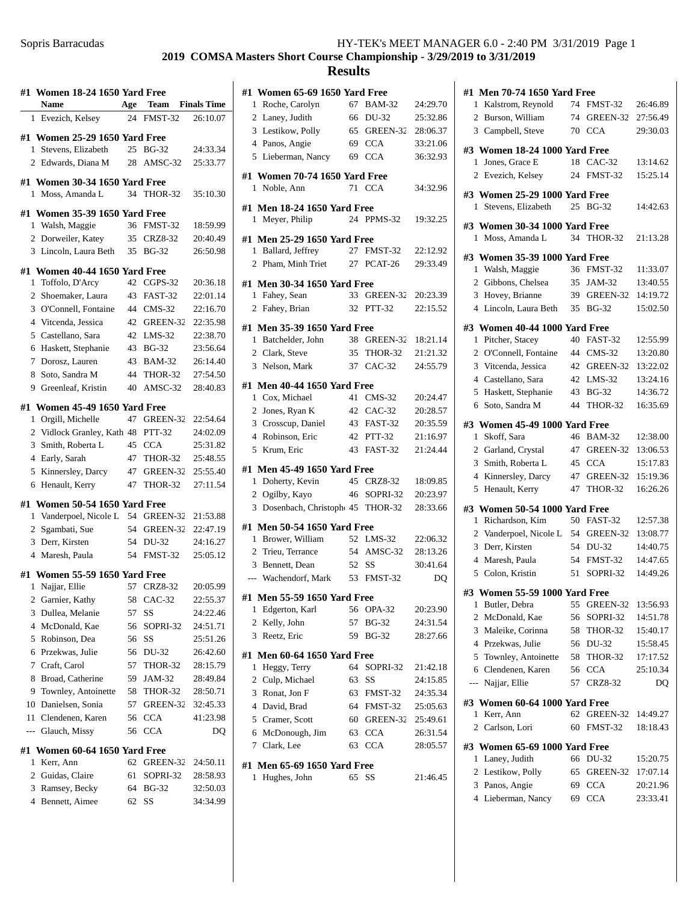## 2019 COMSA Masters Short Course Championship - 3/29/2019 to 3/31/2019

## Results

### #1 Women 18-24 1650 Yard Free

| | Name | Age | Team | Finals Time |
|---|---|---|---|---|
| 1 | Evezich, Kelsey | 24 | FMST-32 | 26:10.07 |

### #1 Women 25-29 1650 Yard Free

| | Name | Age | Team | Finals Time |
|---|---|---|---|---|
| 1 | Stevens, Elizabeth | 25 | BG-32 | 24:33.34 |
| 2 | Edwards, Diana M | 28 | AMSC-32 | 25:33.77 |

### #1 Women 30-34 1650 Yard Free

| | Name | Age | Team | Finals Time |
|---|---|---|---|---|
| 1 | Moss, Amanda L | 34 | THOR-32 | 35:10.30 |

### #1 Women 35-39 1650 Yard Free

| | Name | Age | Team | Finals Time |
|---|---|---|---|---|
| 1 | Walsh, Maggie | 36 | FMST-32 | 18:59.99 |
| 2 | Dorweiler, Katey | 35 | CRZ8-32 | 20:40.49 |
| 3 | Lincoln, Laura Beth | 35 | BG-32 | 26:50.98 |

### #1 Women 40-44 1650 Yard Free

| | Name | Age | Team | Finals Time |
|---|---|---|---|---|
| 1 | Toffolo, D'Arcy | 42 | CGPS-32 | 20:36.18 |
| 2 | Shoemaker, Laura | 43 | FAST-32 | 22:01.14 |
| 3 | O'Connell, Fontaine | 44 | CMS-32 | 22:16.70 |
| 4 | Vitcenda, Jessica | 42 | GREEN-32 | 22:35.98 |
| 5 | Castellano, Sara | 42 | LMS-32 | 22:38.70 |
| 6 | Haskett, Stephanie | 43 | BG-32 | 23:56.64 |
| 7 | Dorosz, Lauren | 43 | BAM-32 | 26:14.40 |
| 8 | Soto, Sandra M | 44 | THOR-32 | 27:54.50 |
| 9 | Greenleaf, Kristin | 40 | AMSC-32 | 28:40.83 |

### #1 Women 45-49 1650 Yard Free

| | Name | Age | Team | Finals Time |
|---|---|---|---|---|
| 1 | Orgill, Michelle | 47 | GREEN-32 | 22:54.64 |
| 2 | Vidlock Granley, Kath | 48 | PTT-32 | 24:02.09 |
| 3 | Smith, Roberta L | 45 | CCA | 25:31.82 |
| 4 | Early, Sarah | 47 | THOR-32 | 25:48.55 |
| 5 | Kinnersley, Darcy | 47 | GREEN-32 | 25:55.40 |
| 6 | Henault, Kerry | 47 | THOR-32 | 27:11.54 |

### #1 Women 50-54 1650 Yard Free

| | Name | Age | Team | Finals Time |
|---|---|---|---|---|
| 1 | Vanderpoel, Nicole L | 54 | GREEN-32 | 21:53.88 |
| 2 | Sgambati, Sue | 54 | GREEN-32 | 22:47.19 |
| 3 | Derr, Kirsten | 54 | DU-32 | 24:16.27 |
| 4 | Maresh, Paula | 54 | FMST-32 | 25:05.12 |

### #1 Women 55-59 1650 Yard Free

| | Name | Age | Team | Finals Time |
|---|---|---|---|---|
| 1 | Najjar, Ellie | 57 | CRZ8-32 | 20:05.99 |
| 2 | Garnier, Kathy | 58 | CAC-32 | 22:55.37 |
| 3 | Dullea, Melanie | 57 | SS | 24:22.46 |
| 4 | McDonald, Kae | 56 | SOPRI-32 | 24:51.71 |
| 5 | Robinson, Dea | 56 | SS | 25:51.26 |
| 6 | Przekwas, Julie | 56 | DU-32 | 26:42.60 |
| 7 | Craft, Carol | 57 | THOR-32 | 28:15.79 |
| 8 | Broad, Catherine | 59 | JAM-32 | 28:49.84 |
| 9 | Townley, Antoinette | 58 | THOR-32 | 28:50.71 |
| 10 | Danielsen, Sonia | 57 | GREEN-32 | 32:45.33 |
| 11 | Clendenen, Karen | 56 | CCA | 41:23.98 |
| --- | Glauch, Missy | 56 | CCA | DQ |

### #1 Women 60-64 1650 Yard Free

| | Name | Age | Team | Finals Time |
|---|---|---|---|---|
| 1 | Kerr, Ann | 62 | GREEN-32 | 24:50.11 |
| 2 | Guidas, Claire | 61 | SOPRI-32 | 28:58.93 |
| 3 | Ramsey, Becky | 64 | BG-32 | 32:50.03 |
| 4 | Bennett, Aimee | 62 | SS | 34:34.99 |

### #1 Women 65-69 1650 Yard Free

| | Name | Age | Team | Finals Time |
|---|---|---|---|---|
| 1 | Roche, Carolyn | 67 | BAM-32 | 24:29.70 |
| 2 | Laney, Judith | 66 | DU-32 | 25:32.86 |
| 3 | Lestikow, Polly | 65 | GREEN-32 | 28:06.37 |
| 4 | Panos, Angie | 69 | CCA | 33:21.06 |
| 5 | Lieberman, Nancy | 69 | CCA | 36:32.93 |

### #1 Women 70-74 1650 Yard Free

| | Name | Age | Team | Finals Time |
|---|---|---|---|---|
| 1 | Noble, Ann | 71 | CCA | 34:32.96 |

### #1 Men 18-24 1650 Yard Free

| | Name | Age | Team | Finals Time |
|---|---|---|---|---|
| 1 | Meyer, Philip | 24 | PPMS-32 | 19:32.25 |

### #1 Men 25-29 1650 Yard Free

| | Name | Age | Team | Finals Time |
|---|---|---|---|---|
| 1 | Ballard, Jeffrey | 27 | FMST-32 | 22:12.92 |
| 2 | Pham, Minh Triet | 27 | PCAT-26 | 29:33.49 |

### #1 Men 30-34 1650 Yard Free

| | Name | Age | Team | Finals Time |
|---|---|---|---|---|
| 1 | Fahey, Sean | 33 | GREEN-32 | 20:23.39 |
| 2 | Fahey, Brian | 32 | PTT-32 | 22:15.52 |

### #1 Men 35-39 1650 Yard Free

| | Name | Age | Team | Finals Time |
|---|---|---|---|---|
| 1 | Batchelder, John | 38 | GREEN-32 | 18:21.14 |
| 2 | Clark, Steve | 35 | THOR-32 | 21:21.32 |
| 3 | Nelson, Mark | 37 | CAC-32 | 24:55.79 |

### #1 Men 40-44 1650 Yard Free

| | Name | Age | Team | Finals Time |
|---|---|---|---|---|
| 1 | Cox, Michael | 41 | CMS-32 | 20:24.47 |
| 2 | Jones, Ryan K | 42 | CAC-32 | 20:28.57 |
| 3 | Crosscup, Daniel | 43 | FAST-32 | 20:35.59 |
| 4 | Robinson, Eric | 42 | PTT-32 | 21:16.97 |
| 5 | Krum, Eric | 43 | FAST-32 | 21:24.44 |

### #1 Men 45-49 1650 Yard Free

| | Name | Age | Team | Finals Time |
|---|---|---|---|---|
| 1 | Doherty, Kevin | 45 | CRZ8-32 | 18:09.85 |
| 2 | Ogilby, Kayo | 46 | SOPRI-32 | 20:23.97 |
| 3 | Dosenbach, Christoph | 45 | THOR-32 | 28:33.66 |

### #1 Men 50-54 1650 Yard Free

| | Name | Age | Team | Finals Time |
|---|---|---|---|---|
| 1 | Brower, William | 52 | LMS-32 | 22:06.32 |
| 2 | Trieu, Terrance | 54 | AMSC-32 | 28:13.26 |
| 3 | Bennett, Dean | 52 | SS | 30:41.64 |
| --- | Wachendorf, Mark | 53 | FMST-32 | DQ |

### #1 Men 55-59 1650 Yard Free

| | Name | Age | Team | Finals Time |
|---|---|---|---|---|
| 1 | Edgerton, Karl | 56 | OPA-32 | 20:23.90 |
| 2 | Kelly, John | 57 | BG-32 | 24:31.54 |
| 3 | Reetz, Eric | 59 | BG-32 | 28:27.66 |

### #1 Men 60-64 1650 Yard Free

| | Name | Age | Team | Finals Time |
|---|---|---|---|---|
| 1 | Heggy, Terry | 64 | SOPRI-32 | 21:42.18 |
| 2 | Culp, Michael | 63 | SS | 24:15.85 |
| 3 | Ronat, Jon F | 63 | FMST-32 | 24:35.34 |
| 4 | David, Brad | 64 | FMST-32 | 25:05.63 |
| 5 | Cramer, Scott | 60 | GREEN-32 | 25:49.61 |
| 6 | McDonough, Jim | 63 | CCA | 26:31.54 |
| 7 | Clark, Lee | 63 | CCA | 28:05.57 |

### #1 Men 65-69 1650 Yard Free

| | Name | Age | Team | Finals Time |
|---|---|---|---|---|
| 1 | Hughes, John | 65 | SS | 21:46.45 |

### #1 Men 70-74 1650 Yard Free

| | Name | Age | Team | Finals Time |
|---|---|---|---|---|
| 1 | Kalstrom, Reynold | 74 | FMST-32 | 26:46.89 |
| 2 | Burson, William | 74 | GREEN-32 | 27:56.49 |
| 3 | Campbell, Steve | 70 | CCA | 29:30.03 |

### #3 Women 18-24 1000 Yard Free

| | Name | Age | Team | Finals Time |
|---|---|---|---|---|
| 1 | Jones, Grace E | 18 | CAC-32 | 13:14.62 |
| 2 | Evezich, Kelsey | 24 | FMST-32 | 15:25.14 |

### #3 Women 25-29 1000 Yard Free

| | Name | Age | Team | Finals Time |
|---|---|---|---|---|
| 1 | Stevens, Elizabeth | 25 | BG-32 | 14:42.63 |

### #3 Women 30-34 1000 Yard Free

| | Name | Age | Team | Finals Time |
|---|---|---|---|---|
| 1 | Moss, Amanda L | 34 | THOR-32 | 21:13.28 |

### #3 Women 35-39 1000 Yard Free

| | Name | Age | Team | Finals Time |
|---|---|---|---|---|
| 1 | Walsh, Maggie | 36 | FMST-32 | 11:33.07 |
| 2 | Gibbons, Chelsea | 35 | JAM-32 | 13:40.55 |
| 3 | Hovey, Brianne | 39 | GREEN-32 | 14:19.72 |
| 4 | Lincoln, Laura Beth | 35 | BG-32 | 15:02.50 |

### #3 Women 40-44 1000 Yard Free

| | Name | Age | Team | Finals Time |
|---|---|---|---|---|
| 1 | Pitcher, Stacey | 40 | FAST-32 | 12:55.99 |
| 2 | O'Connell, Fontaine | 44 | CMS-32 | 13:20.80 |
| 3 | Vitcenda, Jessica | 42 | GREEN-32 | 13:22.02 |
| 4 | Castellano, Sara | 42 | LMS-32 | 13:24.16 |
| 5 | Haskett, Stephanie | 43 | BG-32 | 14:36.72 |
| 6 | Soto, Sandra M | 44 | THOR-32 | 16:35.69 |

### #3 Women 45-49 1000 Yard Free

| | Name | Age | Team | Finals Time |
|---|---|---|---|---|
| 1 | Skoff, Sara | 46 | BAM-32 | 12:38.00 |
| 2 | Garland, Crystal | 47 | GREEN-32 | 13:06.53 |
| 3 | Smith, Roberta L | 45 | CCA | 15:17.83 |
| 4 | Kinnersley, Darcy | 47 | GREEN-32 | 15:19.36 |
| 5 | Henault, Kerry | 47 | THOR-32 | 16:26.26 |

### #3 Women 50-54 1000 Yard Free

| | Name | Age | Team | Finals Time |
|---|---|---|---|---|
| 1 | Richardson, Kim | 50 | FAST-32 | 12:57.38 |
| 2 | Vanderpoel, Nicole L | 54 | GREEN-32 | 13:08.77 |
| 3 | Derr, Kirsten | 54 | DU-32 | 14:40.75 |
| 4 | Maresh, Paula | 54 | FMST-32 | 14:47.65 |
| 5 | Colon, Kristin | 51 | SOPRI-32 | 14:49.26 |

### #3 Women 55-59 1000 Yard Free

| | Name | Age | Team | Finals Time |
|---|---|---|---|---|
| 1 | Butler, Debra | 55 | GREEN-32 | 13:56.93 |
| 2 | McDonald, Kae | 56 | SOPRI-32 | 14:51.78 |
| 3 | Maleike, Corinna | 58 | THOR-32 | 15:40.17 |
| 4 | Przekwas, Julie | 56 | DU-32 | 15:58.45 |
| 5 | Townley, Antoinette | 58 | THOR-32 | 17:17.52 |
| 6 | Clendenen, Karen | 56 | CCA | 25:10.34 |
| --- | Najjar, Ellie | 57 | CRZ8-32 | DQ |

### #3 Women 60-64 1000 Yard Free

| | Name | Age | Team | Finals Time |
|---|---|---|---|---|
| 1 | Kerr, Ann | 62 | GREEN-32 | 14:49.27 |
| 2 | Carlson, Lori | 60 | FMST-32 | 18:18.43 |

### #3 Women 65-69 1000 Yard Free

| | Name | Age | Team | Finals Time |
|---|---|---|---|---|
| 1 | Laney, Judith | 66 | DU-32 | 15:20.75 |
| 2 | Lestikow, Polly | 65 | GREEN-32 | 17:07.14 |
| 3 | Panos, Angie | 69 | CCA | 20:21.96 |
| 4 | Lieberman, Nancy | 69 | CCA | 23:33.41 |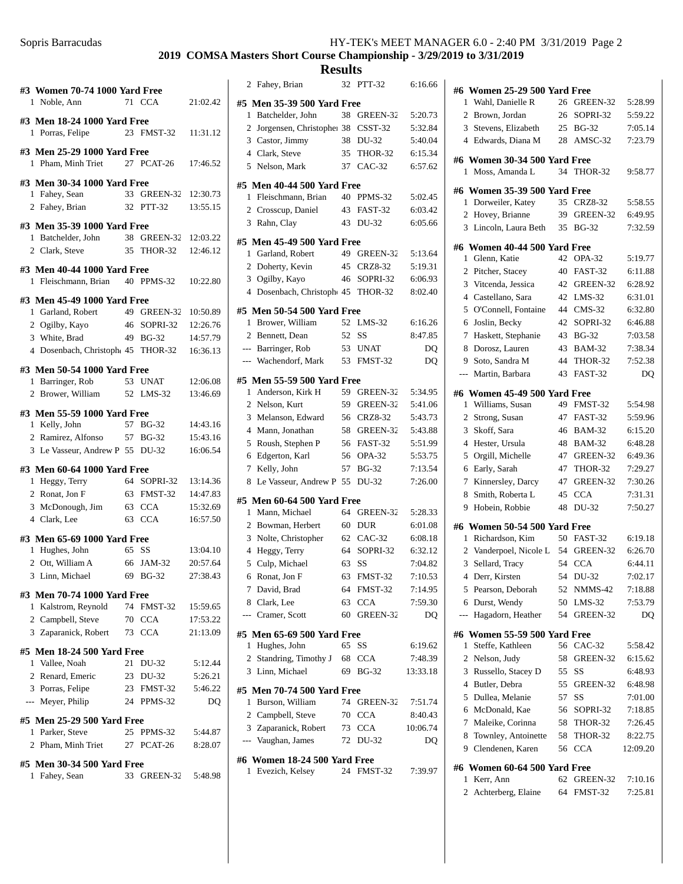## 2019 COMSA Masters Short Course Championship - 3/29/2019 to 3/31/2019

## Results

### #3 Women 70-74 1000 Yard Free

| Place | Name | Age | Team | Time |
|---|---|---|---|---|
| 1 | Noble, Ann | 71 | CCA | 21:02.42 |

### #3 Men 18-24 1000 Yard Free

| Place | Name | Age | Team | Time |
|---|---|---|---|---|
| 1 | Porras, Felipe | 23 | FMST-32 | 11:31.12 |

### #3 Men 25-29 1000 Yard Free

| Place | Name | Age | Team | Time |
|---|---|---|---|---|
| 1 | Pham, Minh Triet | 27 | PCAT-26 | 17:46.52 |

### #3 Men 30-34 1000 Yard Free

| Place | Name | Age | Team | Time |
|---|---|---|---|---|
| 1 | Fahey, Sean | 33 | GREEN-32 | 12:30.73 |
| 2 | Fahey, Brian | 32 | PTT-32 | 13:55.15 |

### #3 Men 35-39 1000 Yard Free

| Place | Name | Age | Team | Time |
|---|---|---|---|---|
| 1 | Batchelder, John | 38 | GREEN-32 | 12:03.22 |
| 2 | Clark, Steve | 35 | THOR-32 | 12:46.12 |

### #3 Men 40-44 1000 Yard Free

| Place | Name | Age | Team | Time |
|---|---|---|---|---|
| 1 | Fleischmann, Brian | 40 | PPMS-32 | 10:22.80 |

### #3 Men 45-49 1000 Yard Free

| Place | Name | Age | Team | Time |
|---|---|---|---|---|
| 1 | Garland, Robert | 49 | GREEN-32 | 10:50.89 |
| 2 | Ogilby, Kayo | 46 | SOPRI-32 | 12:26.76 |
| 3 | White, Brad | 49 | BG-32 | 14:57.79 |
| 4 | Dosenbach, Christoph | 45 | THOR-32 | 16:36.13 |

### #3 Men 50-54 1000 Yard Free

| Place | Name | Age | Team | Time |
|---|---|---|---|---|
| 1 | Barringer, Rob | 53 | UNAT | 12:06.08 |
| 2 | Brower, William | 52 | LMS-32 | 13:46.69 |

### #3 Men 55-59 1000 Yard Free

| Place | Name | Age | Team | Time |
|---|---|---|---|---|
| 1 | Kelly, John | 57 | BG-32 | 14:43.16 |
| 2 | Ramirez, Alfonso | 57 | BG-32 | 15:43.16 |
| 3 | Le Vasseur, Andrew P | 55 | DU-32 | 16:06.54 |

### #3 Men 60-64 1000 Yard Free

| Place | Name | Age | Team | Time |
|---|---|---|---|---|
| 1 | Heggy, Terry | 64 | SOPRI-32 | 13:14.36 |
| 2 | Ronat, Jon F | 63 | FMST-32 | 14:47.83 |
| 3 | McDonough, Jim | 63 | CCA | 15:32.69 |
| 4 | Clark, Lee | 63 | CCA | 16:57.50 |

### #3 Men 65-69 1000 Yard Free

| Place | Name | Age | Team | Time |
|---|---|---|---|---|
| 1 | Hughes, John | 65 | SS | 13:04.10 |
| 2 | Ott, William A | 66 | JAM-32 | 20:57.64 |
| 3 | Linn, Michael | 69 | BG-32 | 27:38.43 |

### #3 Men 70-74 1000 Yard Free

| Place | Name | Age | Team | Time |
|---|---|---|---|---|
| 1 | Kalstrom, Reynold | 74 | FMST-32 | 15:59.65 |
| 2 | Campbell, Steve | 70 | CCA | 17:53.22 |
| 3 | Zaparanick, Robert | 73 | CCA | 21:13.09 |

### #5 Men 18-24 500 Yard Free

| Place | Name | Age | Team | Time |
|---|---|---|---|---|
| 1 | Vallee, Noah | 21 | DU-32 | 5:12.44 |
| 2 | Renard, Emeric | 23 | DU-32 | 5:26.21 |
| 3 | Porras, Felipe | 23 | FMST-32 | 5:46.22 |
| --- | Meyer, Philip | 24 | PPMS-32 | DQ |

### #5 Men 25-29 500 Yard Free

| Place | Name | Age | Team | Time |
|---|---|---|---|---|
| 1 | Parker, Steve | 25 | PPMS-32 | 5:44.87 |
| 2 | Pham, Minh Triet | 27 | PCAT-26 | 8:28.07 |

### #5 Men 30-34 500 Yard Free

| Place | Name | Age | Team | Time |
|---|---|---|---|---|
| 1 | Fahey, Sean | 33 | GREEN-32 | 5:48.98 |
| 2 | Fahey, Brian | 32 | PTT-32 | 6:16.66 |

### #5 Men 35-39 500 Yard Free

| Place | Name | Age | Team | Time |
|---|---|---|---|---|
| 1 | Batchelder, John | 38 | GREEN-32 | 5:20.73 |
| 2 | Jorgensen, Christopher | 38 | CSST-32 | 5:32.84 |
| 3 | Castor, Jimmy | 38 | DU-32 | 5:40.04 |
| 4 | Clark, Steve | 35 | THOR-32 | 6:15.34 |
| 5 | Nelson, Mark | 37 | CAC-32 | 6:57.62 |

### #5 Men 40-44 500 Yard Free

| Place | Name | Age | Team | Time |
|---|---|---|---|---|
| 1 | Fleischmann, Brian | 40 | PPMS-32 | 5:02.45 |
| 2 | Crosscup, Daniel | 43 | FAST-32 | 6:03.42 |
| 3 | Rahn, Clay | 43 | DU-32 | 6:05.66 |

### #5 Men 45-49 500 Yard Free

| Place | Name | Age | Team | Time |
|---|---|---|---|---|
| 1 | Garland, Robert | 49 | GREEN-32 | 5:13.64 |
| 2 | Doherty, Kevin | 45 | CRZ8-32 | 5:19.31 |
| 3 | Ogilby, Kayo | 46 | SOPRI-32 | 6:06.93 |
| 4 | Dosenbach, Christoph | 45 | THOR-32 | 8:02.40 |

### #5 Men 50-54 500 Yard Free

| Place | Name | Age | Team | Time |
|---|---|---|---|---|
| 1 | Brower, William | 52 | LMS-32 | 6:16.26 |
| 2 | Bennett, Dean | 52 | SS | 8:47.85 |
| --- | Barringer, Rob | 53 | UNAT | DQ |
| --- | Wachendorf, Mark | 53 | FMST-32 | DQ |

### #5 Men 55-59 500 Yard Free

| Place | Name | Age | Team | Time |
|---|---|---|---|---|
| 1 | Anderson, Kirk H | 59 | GREEN-32 | 5:34.95 |
| 2 | Nelson, Kurt | 59 | GREEN-32 | 5:41.06 |
| 3 | Melanson, Edward | 56 | CRZ8-32 | 5:43.73 |
| 4 | Mann, Jonathan | 58 | GREEN-32 | 5:43.88 |
| 5 | Roush, Stephen P | 56 | FAST-32 | 5:51.99 |
| 6 | Edgerton, Karl | 56 | OPA-32 | 5:53.75 |
| 7 | Kelly, John | 57 | BG-32 | 7:13.54 |
| 8 | Le Vasseur, Andrew P | 55 | DU-32 | 7:26.00 |

### #5 Men 60-64 500 Yard Free

| Place | Name | Age | Team | Time |
|---|---|---|---|---|
| 1 | Mann, Michael | 64 | GREEN-32 | 5:28.33 |
| 2 | Bowman, Herbert | 60 | DUR | 6:01.08 |
| 3 | Nolte, Christopher | 62 | CAC-32 | 6:08.18 |
| 4 | Heggy, Terry | 64 | SOPRI-32 | 6:32.12 |
| 5 | Culp, Michael | 63 | SS | 7:04.82 |
| 6 | Ronat, Jon F | 63 | FMST-32 | 7:10.53 |
| 7 | David, Brad | 64 | FMST-32 | 7:14.95 |
| 8 | Clark, Lee | 63 | CCA | 7:59.30 |
| --- | Cramer, Scott | 60 | GREEN-32 | DQ |

### #5 Men 65-69 500 Yard Free

| Place | Name | Age | Team | Time |
|---|---|---|---|---|
| 1 | Hughes, John | 65 | SS | 6:19.62 |
| 2 | Standring, Timothy J | 68 | CCA | 7:48.39 |
| 3 | Linn, Michael | 69 | BG-32 | 13:33.18 |

### #5 Men 70-74 500 Yard Free

| Place | Name | Age | Team | Time |
|---|---|---|---|---|
| 1 | Burson, William | 74 | GREEN-32 | 7:51.74 |
| 2 | Campbell, Steve | 70 | CCA | 8:40.43 |
| 3 | Zaparanick, Robert | 73 | CCA | 10:06.74 |
| --- | Vaughan, James | 72 | DU-32 | DQ |

### #6 Women 18-24 500 Yard Free

| Place | Name | Age | Team | Time |
|---|---|---|---|---|
| 1 | Evezich, Kelsey | 24 | FMST-32 | 7:39.97 |

### #6 Women 25-29 500 Yard Free

| Place | Name | Age | Team | Time |
|---|---|---|---|---|
| 1 | Wahl, Danielle R | 26 | GREEN-32 | 5:28.99 |
| 2 | Brown, Jordan | 26 | SOPRI-32 | 5:59.22 |
| 3 | Stevens, Elizabeth | 25 | BG-32 | 7:05.14 |
| 4 | Edwards, Diana M | 28 | AMSC-32 | 7:23.79 |

### #6 Women 30-34 500 Yard Free

| Place | Name | Age | Team | Time |
|---|---|---|---|---|
| 1 | Moss, Amanda L | 34 | THOR-32 | 9:58.77 |

### #6 Women 35-39 500 Yard Free

| Place | Name | Age | Team | Time |
|---|---|---|---|---|
| 1 | Dorweiler, Katey | 35 | CRZ8-32 | 5:58.55 |
| 2 | Hovey, Brianne | 39 | GREEN-32 | 6:49.95 |
| 3 | Lincoln, Laura Beth | 35 | BG-32 | 7:32.59 |

### #6 Women 40-44 500 Yard Free

| Place | Name | Age | Team | Time |
|---|---|---|---|---|
| 1 | Glenn, Katie | 42 | OPA-32 | 5:19.77 |
| 2 | Pitcher, Stacey | 40 | FAST-32 | 6:11.88 |
| 3 | Vitcenda, Jessica | 42 | GREEN-32 | 6:28.92 |
| 4 | Castellano, Sara | 42 | LMS-32 | 6:31.01 |
| 5 | O'Connell, Fontaine | 44 | CMS-32 | 6:32.80 |
| 6 | Joslin, Becky | 42 | SOPRI-32 | 6:46.88 |
| 7 | Haskett, Stephanie | 43 | BG-32 | 7:03.58 |
| 8 | Dorosz, Lauren | 43 | BAM-32 | 7:38.34 |
| 9 | Soto, Sandra M | 44 | THOR-32 | 7:52.38 |
| --- | Martin, Barbara | 43 | FAST-32 | DQ |

### #6 Women 45-49 500 Yard Free

| Place | Name | Age | Team | Time |
|---|---|---|---|---|
| 1 | Williams, Susan | 49 | FMST-32 | 5:54.98 |
| 2 | Strong, Susan | 47 | FAST-32 | 5:59.96 |
| 3 | Skoff, Sara | 46 | BAM-32 | 6:15.20 |
| 4 | Hester, Ursula | 48 | BAM-32 | 6:48.28 |
| 5 | Orgill, Michelle | 47 | GREEN-32 | 6:49.36 |
| 6 | Early, Sarah | 47 | THOR-32 | 7:29.27 |
| 7 | Kinnersley, Darcy | 47 | GREEN-32 | 7:30.26 |
| 8 | Smith, Roberta L | 45 | CCA | 7:31.31 |
| 9 | Hobein, Robbie | 48 | DU-32 | 7:50.27 |

### #6 Women 50-54 500 Yard Free

| Place | Name | Age | Team | Time |
|---|---|---|---|---|
| 1 | Richardson, Kim | 50 | FAST-32 | 6:19.18 |
| 2 | Vanderpoel, Nicole L | 54 | GREEN-32 | 6:26.70 |
| 3 | Sellard, Tracy | 54 | CCA | 6:44.11 |
| 4 | Derr, Kirsten | 54 | DU-32 | 7:02.17 |
| 5 | Pearson, Deborah | 52 | NMMS-42 | 7:18.88 |
| 6 | Durst, Wendy | 50 | LMS-32 | 7:53.79 |
| --- | Hagadorn, Heather | 54 | GREEN-32 | DQ |

### #6 Women 55-59 500 Yard Free

| Place | Name | Age | Team | Time |
|---|---|---|---|---|
| 1 | Steffe, Kathleen | 56 | CAC-32 | 5:58.42 |
| 2 | Nelson, Judy | 58 | GREEN-32 | 6:15.62 |
| 3 | Russello, Stacey D | 55 | SS | 6:48.93 |
| 4 | Butler, Debra | 55 | GREEN-32 | 6:48.98 |
| 5 | Dullea, Melanie | 57 | SS | 7:01.00 |
| 6 | McDonald, Kae | 56 | SOPRI-32 | 7:18.85 |
| 7 | Maleike, Corinna | 58 | THOR-32 | 7:26.45 |
| 8 | Townley, Antoinette | 58 | THOR-32 | 8:22.75 |
| 9 | Clendenen, Karen | 56 | CCA | 12:09.20 |

### #6 Women 60-64 500 Yard Free

| Place | Name | Age | Team | Time |
|---|---|---|---|---|
| 1 | Kerr, Ann | 62 | GREEN-32 | 7:10.16 |
| 2 | Achterberg, Elaine | 64 | FMST-32 | 7:25.81 |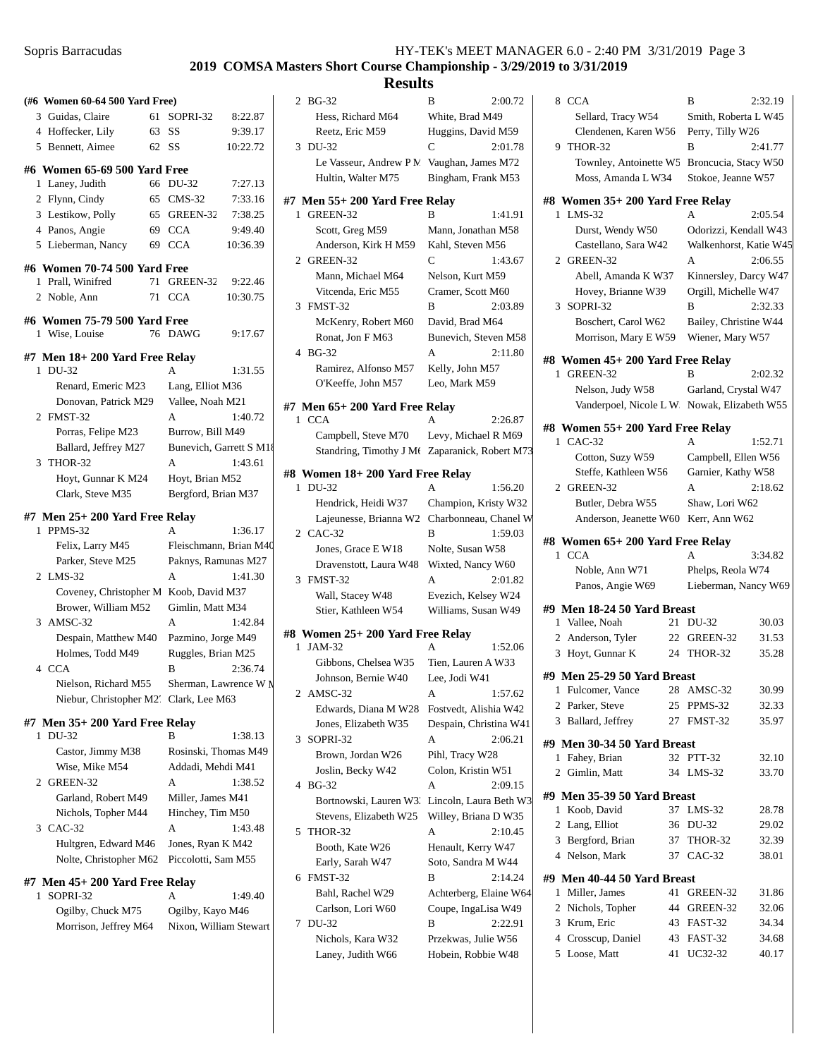## 2019 COMSA Masters Short Course Championship - 3/29/2019 to 3/31/2019

## Results

### (#6 Women 60-64 500 Yard Free)

| | Name | Age | Team | Time |
|---|---|---|---|---|
| 3 | Guidas, Claire | 61 | SOPRI-32 | 8:22.87 |
| 4 | Hoffecker, Lily | 63 | SS | 9:39.17 |
| 5 | Bennett, Aimee | 62 | SS | 10:22.72 |

### #6 Women 65-69 500 Yard Free

| | Name | Age | Team | Time |
|---|---|---|---|---|
| 1 | Laney, Judith | 66 | DU-32 | 7:27.13 |
| 2 | Flynn, Cindy | 65 | CMS-32 | 7:33.16 |
| 3 | Lestikow, Polly | 65 | GREEN-32 | 7:38.25 |
| 4 | Panos, Angie | 69 | CCA | 9:49.40 |
| 5 | Lieberman, Nancy | 69 | CCA | 10:36.39 |

### #6 Women 70-74 500 Yard Free

| | Name | Age | Team | Time |
|---|---|---|---|---|
| 1 | Prall, Winifred | 71 | GREEN-32 | 9:22.46 |
| 2 | Noble, Ann | 71 | CCA | 10:30.75 |

### #6 Women 75-79 500 Yard Free

| | Name | Age | Team | Time |
|---|---|---|---|---|
| 1 | Wise, Louise | 76 | DAWG | 9:17.67 |

### #7 Men 18+ 200 Yard Free Relay

1 DU-32 A 1:31.55
- Renard, Emeric M23; Lang, Elliot M36
- Donovan, Patrick M29; Vallee, Noah M21

2 FMST-32 A 1:40.72
- Porras, Felipe M23; Burrow, Bill M49
- Ballard, Jeffrey M27; Bunevich, Garrett S M18

3 THOR-32 A 1:43.61
- Hoyt, Gunnar K M24; Hoyt, Brian M52
- Clark, Steve M35; Bergford, Brian M37

### #7 Men 25+ 200 Yard Free Relay

1 PPMS-32 A 1:36.17
- Felix, Larry M45; Fleischmann, Brian M40
- Parker, Steve M25; Paknys, Ramunas M27

2 LMS-32 A 1:41.30
- Coveney, Christopher M; Koob, David M37
- Brower, William M52; Gimlin, Matt M34

3 AMSC-32 A 1:42.84
- Despain, Matthew M40; Pazmino, Jorge M49
- Holmes, Todd M49; Ruggles, Brian M25

4 CCA B 2:36.74
- Nielson, Richard M55; Sherman, Lawrence W M
- Niebur, Christopher M2; Clark, Lee M63

### #7 Men 35+ 200 Yard Free Relay

1 DU-32 B 1:38.13
- Castor, Jimmy M38; Rosinski, Thomas M49
- Wise, Mike M54; Addadi, Mehdi M41

2 GREEN-32 A 1:38.52
- Garland, Robert M49; Miller, James M41
- Nichols, Topher M44; Hinchey, Tim M50

3 CAC-32 A 1:43.48
- Hultgren, Edward M46; Jones, Ryan K M42
- Nolte, Christopher M62; Piccolotti, Sam M55

### #7 Men 45+ 200 Yard Free Relay

1 SOPRI-32 A 1:49.40
- Ogilby, Chuck M75; Ogilby, Kayo M46
- Morrison, Jeffrey M64; Nixon, William Stewart

2 BG-32 B 2:00.72
- Hess, Richard M64; White, Brad M49
- Reetz, Eric M59; Huggins, David M59

3 DU-32 C 2:01.78
- Le Vasseur, Andrew P M; Vaughan, James M72
- Hultin, Walter M75; Bingham, Frank M53

### #7 Men 55+ 200 Yard Free Relay

1 GREEN-32 B 1:41.91
- Scott, Greg M59; Mann, Jonathan M58
- Anderson, Kirk H M59; Kahl, Steven M56

2 GREEN-32 C 1:43.67
- Mann, Michael M64; Nelson, Kurt M59
- Vitcenda, Eric M55; Cramer, Scott M60

3 FMST-32 B 2:03.89
- McKenry, Robert M60; David, Brad M64
- Ronat, Jon F M63; Bunevich, Steven M58

4 BG-32 A 2:11.80
- Ramirez, Alfonso M57; Kelly, John M57
- O'Keeffe, John M57; Leo, Mark M59

### #7 Men 65+ 200 Yard Free Relay

1 CCA A 2:26.87
- Campbell, Steve M70; Levy, Michael R M69
- Standring, Timothy J M6; Zaparanick, Robert M73

### #8 Women 18+ 200 Yard Free Relay

1 DU-32 A 1:56.20
- Hendrick, Heidi W37; Champion, Kristy W32
- Lajeunesse, Brianna W2; Charbonneau, Chanel W

2 CAC-32 B 1:59.03
- Jones, Grace E W18; Nolte, Susan W58
- Dravenstott, Laura W48; Wixted, Nancy W60

3 FMST-32 A 2:01.82
- Wall, Stacey W48; Evezich, Kelsey W24
- Stier, Kathleen W54; Williams, Susan W49

### #8 Women 25+ 200 Yard Free Relay

1 JAM-32 A 1:52.06
- Gibbons, Chelsea W35; Tien, Lauren A W33
- Johnson, Bernie W40; Lee, Jodi W41

2 AMSC-32 A 1:57.62
- Edwards, Diana M W28; Fostvedt, Alishia W42
- Jones, Elizabeth W35; Despain, Christina W41

3 SOPRI-32 A 2:06.21
- Brown, Jordan W26; Pihl, Tracy W28
- Joslin, Becky W42; Colon, Kristin W51

4 BG-32 A 2:09.15
- Bortnowski, Lauren W3; Lincoln, Laura Beth W3
- Stevens, Elizabeth W25; Willey, Briana D W35

5 THOR-32 A 2:10.45
- Booth, Kate W26; Henault, Kerry W47
- Early, Sarah W47; Soto, Sandra M W44

6 FMST-32 B 2:14.24
- Bahl, Rachel W29; Achterberg, Elaine W64
- Carlson, Lori W60; Coupe, IngaLisa W49

7 DU-32 B 2:22.91
- Nichols, Kara W32; Przekwas, Julie W56
- Laney, Judith W66; Hobein, Robbie W48

8 CCA B 2:32.19
- Sellard, Tracy W54; Smith, Roberta L W45
- Clendenen, Karen W56; Perry, Tilly W26

9 THOR-32 B 2:41.77
- Townley, Antoinette W5; Broncucia, Stacy W50
- Moss, Amanda L W34; Stokoe, Jeanne W57

### #8 Women 35+ 200 Yard Free Relay

1 LMS-32 A 2:05.54
- Durst, Wendy W50; Odorizzi, Kendall W43
- Castellano, Sara W42; Walkenhorst, Katie W45

2 GREEN-32 A 2:06.55
- Abell, Amanda K W37; Kinnersley, Darcy W47
- Hovey, Brianne W39; Orgill, Michelle W47

3 SOPRI-32 B 2:32.33
- Boschert, Carol W62; Bailey, Christine W44
- Morrison, Mary E W59; Wiener, Mary W57

### #8 Women 45+ 200 Yard Free Relay

1 GREEN-32 B 2:02.32
- Nelson, Judy W58; Garland, Crystal W47
- Vanderpoel, Nicole L W; Nowak, Elizabeth W55

### #8 Women 55+ 200 Yard Free Relay

1 CAC-32 A 1:52.71
- Cotton, Suzy W59; Campbell, Ellen W56
- Steffe, Kathleen W56; Garnier, Kathy W58

2 GREEN-32 A 2:18.62
- Butler, Debra W55; Shaw, Lori W62
- Anderson, Jeanette W60; Kerr, Ann W62

### #8 Women 65+ 200 Yard Free Relay

1 CCA A 3:34.82
- Noble, Ann W71; Phelps, Reola W74
- Panos, Angie W69; Lieberman, Nancy W69

### #9 Men 18-24 50 Yard Breast

| | Name | Age | Team | Time |
|---|---|---|---|---|
| 1 | Vallee, Noah | 21 | DU-32 | 30.03 |
| 2 | Anderson, Tyler | 22 | GREEN-32 | 31.53 |
| 3 | Hoyt, Gunnar K | 24 | THOR-32 | 35.28 |

### #9 Men 25-29 50 Yard Breast

| | Name | Age | Team | Time |
|---|---|---|---|---|
| 1 | Fulcomer, Vance | 28 | AMSC-32 | 30.99 |
| 2 | Parker, Steve | 25 | PPMS-32 | 32.33 |
| 3 | Ballard, Jeffrey | 27 | FMST-32 | 35.97 |

### #9 Men 30-34 50 Yard Breast

| | Name | Age | Team | Time |
|---|---|---|---|---|
| 1 | Fahey, Brian | 32 | PTT-32 | 32.10 |
| 2 | Gimlin, Matt | 34 | LMS-32 | 33.70 |

### #9 Men 35-39 50 Yard Breast

| | Name | Age | Team | Time |
|---|---|---|---|---|
| 1 | Koob, David | 37 | LMS-32 | 28.78 |
| 2 | Lang, Elliot | 36 | DU-32 | 29.02 |
| 3 | Bergford, Brian | 37 | THOR-32 | 32.39 |
| 4 | Nelson, Mark | 37 | CAC-32 | 38.01 |

### #9 Men 40-44 50 Yard Breast

| | Name | Age | Team | Time |
|---|---|---|---|---|
| 1 | Miller, James | 41 | GREEN-32 | 31.86 |
| 2 | Nichols, Topher | 44 | GREEN-32 | 32.06 |
| 3 | Krum, Eric | 43 | FAST-32 | 34.34 |
| 4 | Crosscup, Daniel | 43 | FAST-32 | 34.68 |
| 5 | Loose, Matt | 41 | UC32-32 | 40.17 |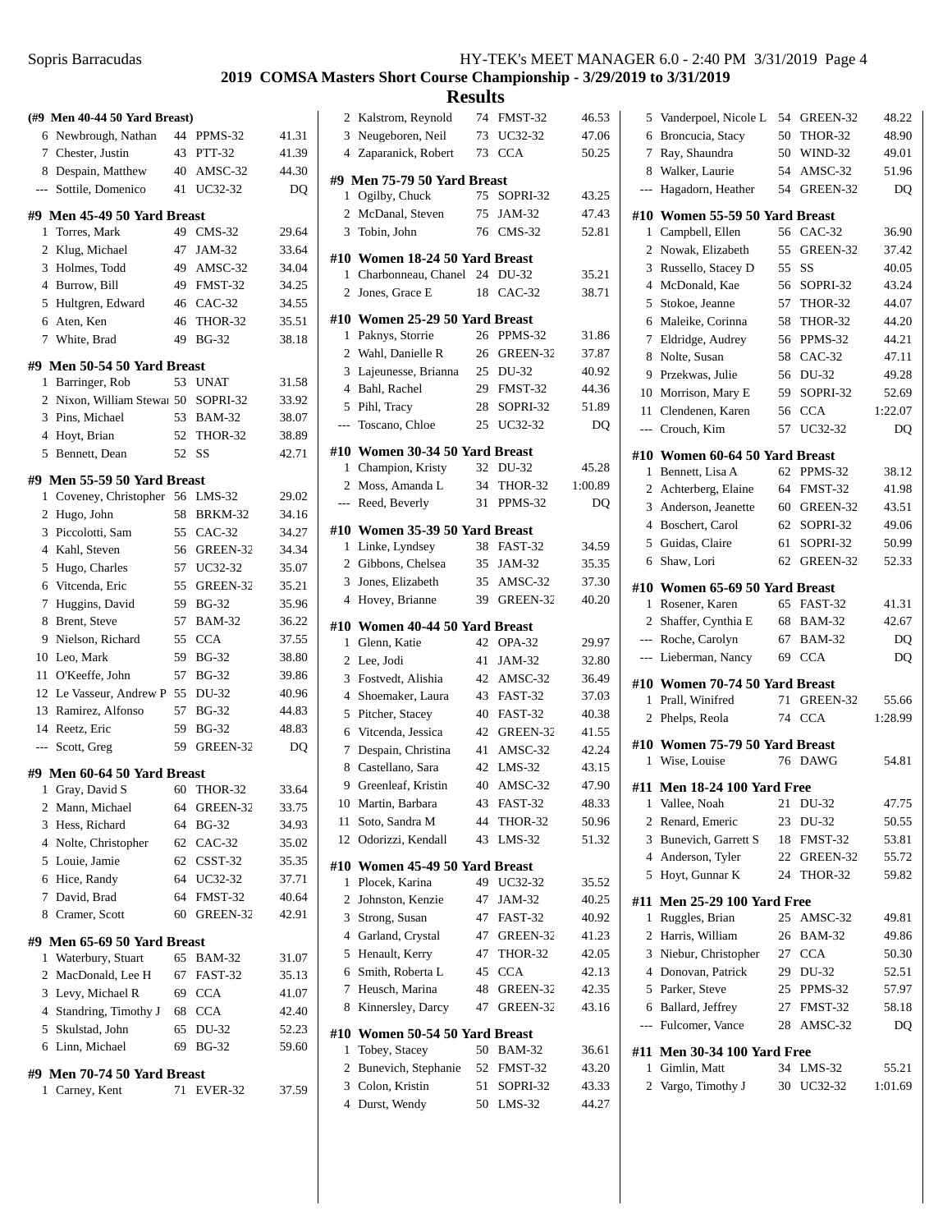## 2019 COMSA Masters Short Course Championship - 3/29/2019 to 3/31/2019

## Results

### (#9 Men 40-44 50 Yard Breast)

| Place | Name | Age | Team | Time |
|---|---|---|---|---|
| 6 | Newbrough, Nathan | 44 | PPMS-32 | 41.31 |
| 7 | Chester, Justin | 43 | PTT-32 | 41.39 |
| 8 | Despain, Matthew | 40 | AMSC-32 | 44.30 |
| --- | Sottile, Domenico | 41 | UC32-32 | DQ |

### #9 Men 45-49 50 Yard Breast

| Place | Name | Age | Team | Time |
|---|---|---|---|---|
| 1 | Torres, Mark | 49 | CMS-32 | 29.64 |
| 2 | Klug, Michael | 47 | JAM-32 | 33.64 |
| 3 | Holmes, Todd | 49 | AMSC-32 | 34.04 |
| 4 | Burrow, Bill | 49 | FMST-32 | 34.25 |
| 5 | Hultgren, Edward | 46 | CAC-32 | 34.55 |
| 6 | Aten, Ken | 46 | THOR-32 | 35.51 |
| 7 | White, Brad | 49 | BG-32 | 38.18 |

### #9 Men 50-54 50 Yard Breast

| Place | Name | Age | Team | Time |
|---|---|---|---|---|
| 1 | Barringer, Rob | 53 | UNAT | 31.58 |
| 2 | Nixon, William Stewa | 50 | SOPRI-32 | 33.92 |
| 3 | Pins, Michael | 53 | BAM-32 | 38.07 |
| 4 | Hoyt, Brian | 52 | THOR-32 | 38.89 |
| 5 | Bennett, Dean | 52 | SS | 42.71 |

### #9 Men 55-59 50 Yard Breast

| Place | Name | Age | Team | Time |
|---|---|---|---|---|
| 1 | Coveney, Christopher | 56 | LMS-32 | 29.02 |
| 2 | Hugo, John | 58 | BRKM-32 | 34.16 |
| 3 | Piccolotti, Sam | 55 | CAC-32 | 34.27 |
| 4 | Kahl, Steven | 56 | GREEN-32 | 34.34 |
| 5 | Hugo, Charles | 57 | UC32-32 | 35.07 |
| 6 | Vitcenda, Eric | 55 | GREEN-32 | 35.21 |
| 7 | Huggins, David | 59 | BG-32 | 35.96 |
| 8 | Brent, Steve | 57 | BAM-32 | 36.22 |
| 9 | Nielson, Richard | 55 | CCA | 37.55 |
| 10 | Leo, Mark | 59 | BG-32 | 38.80 |
| 11 | O'Keeffe, John | 57 | BG-32 | 39.86 |
| 12 | Le Vasseur, Andrew P | 55 | DU-32 | 40.96 |
| 13 | Ramirez, Alfonso | 57 | BG-32 | 44.83 |
| 14 | Reetz, Eric | 59 | BG-32 | 48.83 |
| --- | Scott, Greg | 59 | GREEN-32 | DQ |

### #9 Men 60-64 50 Yard Breast

| Place | Name | Age | Team | Time |
|---|---|---|---|---|
| 1 | Gray, David S | 60 | THOR-32 | 33.64 |
| 2 | Mann, Michael | 64 | GREEN-32 | 33.75 |
| 3 | Hess, Richard | 64 | BG-32 | 34.93 |
| 4 | Nolte, Christopher | 62 | CAC-32 | 35.02 |
| 5 | Louie, Jamie | 62 | CSST-32 | 35.35 |
| 6 | Hice, Randy | 64 | UC32-32 | 37.71 |
| 7 | David, Brad | 64 | FMST-32 | 40.64 |
| 8 | Cramer, Scott | 60 | GREEN-32 | 42.91 |

### #9 Men 65-69 50 Yard Breast

| Place | Name | Age | Team | Time |
|---|---|---|---|---|
| 1 | Waterbury, Stuart | 65 | BAM-32 | 31.07 |
| 2 | MacDonald, Lee H | 67 | FAST-32 | 35.13 |
| 3 | Levy, Michael R | 69 | CCA | 41.07 |
| 4 | Standring, Timothy J | 68 | CCA | 42.40 |
| 5 | Skulstad, John | 65 | DU-32 | 52.23 |
| 6 | Linn, Michael | 69 | BG-32 | 59.60 |

### #9 Men 70-74 50 Yard Breast

| Place | Name | Age | Team | Time |
|---|---|---|---|---|
| 1 | Carney, Kent | 71 | EVER-32 | 37.59 |
| 2 | Kalstrom, Reynold | 74 | FMST-32 | 46.53 |
| 3 | Neugeboren, Neil | 73 | UC32-32 | 47.06 |
| 4 | Zaparanick, Robert | 73 | CCA | 50.25 |

### #9 Men 75-79 50 Yard Breast

| Place | Name | Age | Team | Time |
|---|---|---|---|---|
| 1 | Ogilby, Chuck | 75 | SOPRI-32 | 43.25 |
| 2 | McDanal, Steven | 75 | JAM-32 | 47.43 |
| 3 | Tobin, John | 76 | CMS-32 | 52.81 |

### #10 Women 18-24 50 Yard Breast

| Place | Name | Age | Team | Time |
|---|---|---|---|---|
| 1 | Charbonneau, Chanel | 24 | DU-32 | 35.21 |
| 2 | Jones, Grace E | 18 | CAC-32 | 38.71 |

### #10 Women 25-29 50 Yard Breast

| Place | Name | Age | Team | Time |
|---|---|---|---|---|
| 1 | Paknys, Storrie | 26 | PPMS-32 | 31.86 |
| 2 | Wahl, Danielle R | 26 | GREEN-32 | 37.87 |
| 3 | Lajeunesse, Brianna | 25 | DU-32 | 40.92 |
| 4 | Bahl, Rachel | 29 | FMST-32 | 44.36 |
| 5 | Pihl, Tracy | 28 | SOPRI-32 | 51.89 |
| --- | Toscano, Chloe | 25 | UC32-32 | DQ |

### #10 Women 30-34 50 Yard Breast

| Place | Name | Age | Team | Time |
|---|---|---|---|---|
| 1 | Champion, Kristy | 32 | DU-32 | 45.28 |
| 2 | Moss, Amanda L | 34 | THOR-32 | 1:00.89 |
| --- | Reed, Beverly | 31 | PPMS-32 | DQ |

### #10 Women 35-39 50 Yard Breast

| Place | Name | Age | Team | Time |
|---|---|---|---|---|
| 1 | Linke, Lyndsey | 38 | FAST-32 | 34.59 |
| 2 | Gibbons, Chelsea | 35 | JAM-32 | 35.35 |
| 3 | Jones, Elizabeth | 35 | AMSC-32 | 37.30 |
| 4 | Hovey, Brianne | 39 | GREEN-32 | 40.20 |

### #10 Women 40-44 50 Yard Breast

| Place | Name | Age | Team | Time |
|---|---|---|---|---|
| 1 | Glenn, Katie | 42 | OPA-32 | 29.97 |
| 2 | Lee, Jodi | 41 | JAM-32 | 32.80 |
| 3 | Fostvedt, Alishia | 42 | AMSC-32 | 36.49 |
| 4 | Shoemaker, Laura | 43 | FAST-32 | 37.03 |
| 5 | Pitcher, Stacey | 40 | FAST-32 | 40.38 |
| 6 | Vitcenda, Jessica | 42 | GREEN-32 | 41.55 |
| 7 | Despain, Christina | 41 | AMSC-32 | 42.24 |
| 8 | Castellano, Sara | 42 | LMS-32 | 43.15 |
| 9 | Greenleaf, Kristin | 40 | AMSC-32 | 47.90 |
| 10 | Martin, Barbara | 43 | FAST-32 | 48.33 |
| 11 | Soto, Sandra M | 44 | THOR-32 | 50.96 |
| 12 | Odorizzi, Kendall | 43 | LMS-32 | 51.32 |

### #10 Women 45-49 50 Yard Breast

| Place | Name | Age | Team | Time |
|---|---|---|---|---|
| 1 | Plocek, Karina | 49 | UC32-32 | 35.52 |
| 2 | Johnston, Kenzie | 47 | JAM-32 | 40.25 |
| 3 | Strong, Susan | 47 | FAST-32 | 40.92 |
| 4 | Garland, Crystal | 47 | GREEN-32 | 41.23 |
| 5 | Henault, Kerry | 47 | THOR-32 | 42.05 |
| 6 | Smith, Roberta L | 45 | CCA | 42.13 |
| 7 | Heusch, Marina | 48 | GREEN-32 | 42.35 |
| 8 | Kinnersley, Darcy | 47 | GREEN-32 | 43.16 |

### #10 Women 50-54 50 Yard Breast

| Place | Name | Age | Team | Time |
|---|---|---|---|---|
| 1 | Tobey, Stacey | 50 | BAM-32 | 36.61 |
| 2 | Bunevich, Stephanie | 52 | FMST-32 | 43.20 |
| 3 | Colon, Kristin | 51 | SOPRI-32 | 43.33 |
| 4 | Durst, Wendy | 50 | LMS-32 | 44.27 |
| 5 | Vanderpoel, Nicole L | 54 | GREEN-32 | 48.22 |
| 6 | Broncucia, Stacy | 50 | THOR-32 | 48.90 |
| 7 | Ray, Shaundra | 50 | WIND-32 | 49.01 |
| 8 | Walker, Laurie | 54 | AMSC-32 | 51.96 |
| --- | Hagadorn, Heather | 54 | GREEN-32 | DQ |

### #10 Women 55-59 50 Yard Breast

| Place | Name | Age | Team | Time |
|---|---|---|---|---|
| 1 | Campbell, Ellen | 56 | CAC-32 | 36.90 |
| 2 | Nowak, Elizabeth | 55 | GREEN-32 | 37.42 |
| 3 | Russello, Stacey D | 55 | SS | 40.05 |
| 4 | McDonald, Kae | 56 | SOPRI-32 | 43.24 |
| 5 | Stokoe, Jeanne | 57 | THOR-32 | 44.07 |
| 6 | Maleike, Corinna | 58 | THOR-32 | 44.20 |
| 7 | Eldridge, Audrey | 56 | PPMS-32 | 44.21 |
| 8 | Nolte, Susan | 58 | CAC-32 | 47.11 |
| 9 | Przekwas, Julie | 56 | DU-32 | 49.28 |
| 10 | Morrison, Mary E | 59 | SOPRI-32 | 52.69 |
| 11 | Clendenen, Karen | 56 | CCA | 1:22.07 |
| --- | Crouch, Kim | 57 | UC32-32 | DQ |

### #10 Women 60-64 50 Yard Breast

| Place | Name | Age | Team | Time |
|---|---|---|---|---|
| 1 | Bennett, Lisa A | 62 | PPMS-32 | 38.12 |
| 2 | Achterberg, Elaine | 64 | FMST-32 | 41.98 |
| 3 | Anderson, Jeanette | 60 | GREEN-32 | 43.51 |
| 4 | Boschert, Carol | 62 | SOPRI-32 | 49.06 |
| 5 | Guidas, Claire | 61 | SOPRI-32 | 50.99 |
| 6 | Shaw, Lori | 62 | GREEN-32 | 52.33 |

### #10 Women 65-69 50 Yard Breast

| Place | Name | Age | Team | Time |
|---|---|---|---|---|
| 1 | Rosener, Karen | 65 | FAST-32 | 41.31 |
| 2 | Shaffer, Cynthia E | 68 | BAM-32 | 42.67 |
| --- | Roche, Carolyn | 67 | BAM-32 | DQ |
| --- | Lieberman, Nancy | 69 | CCA | DQ |

### #10 Women 70-74 50 Yard Breast

| Place | Name | Age | Team | Time |
|---|---|---|---|---|
| 1 | Prall, Winifred | 71 | GREEN-32 | 55.66 |
| 2 | Phelps, Reola | 74 | CCA | 1:28.99 |

### #10 Women 75-79 50 Yard Breast

| Place | Name | Age | Team | Time |
|---|---|---|---|---|
| 1 | Wise, Louise | 76 | DAWG | 54.81 |

### #11 Men 18-24 100 Yard Free

| Place | Name | Age | Team | Time |
|---|---|---|---|---|
| 1 | Vallee, Noah | 21 | DU-32 | 47.75 |
| 2 | Renard, Emeric | 23 | DU-32 | 50.55 |
| 3 | Bunevich, Garrett S | 18 | FMST-32 | 53.81 |
| 4 | Anderson, Tyler | 22 | GREEN-32 | 55.72 |
| 5 | Hoyt, Gunnar K | 24 | THOR-32 | 59.82 |

### #11 Men 25-29 100 Yard Free

| Place | Name | Age | Team | Time |
|---|---|---|---|---|
| 1 | Ruggles, Brian | 25 | AMSC-32 | 49.81 |
| 2 | Harris, William | 26 | BAM-32 | 49.86 |
| 3 | Niebur, Christopher | 27 | CCA | 50.30 |
| 4 | Donovan, Patrick | 29 | DU-32 | 52.51 |
| 5 | Parker, Steve | 25 | PPMS-32 | 57.97 |
| 6 | Ballard, Jeffrey | 27 | FMST-32 | 58.18 |
| --- | Fulcomer, Vance | 28 | AMSC-32 | DQ |

### #11 Men 30-34 100 Yard Free

| Place | Name | Age | Team | Time |
|---|---|---|---|---|
| 1 | Gimlin, Matt | 34 | LMS-32 | 55.21 |
| 2 | Vargo, Timothy J | 30 | UC32-32 | 1:01.69 |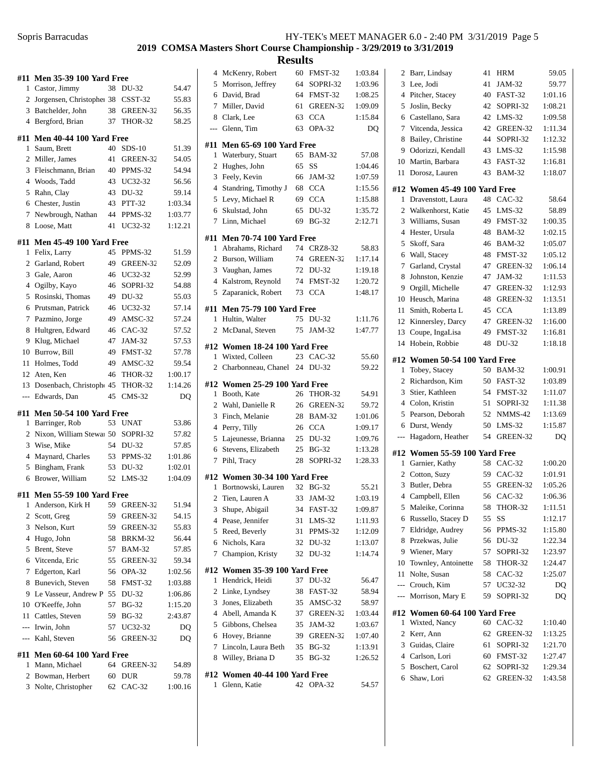## 2019 COMSA Masters Short Course Championship - 3/29/2019 to 3/31/2019

## Results

### #11 Men 35-39 100 Yard Free

| Place | Name | Age | Team | Time |
|---|---|---|---|---|
| 1 | Castor, Jimmy | 38 | DU-32 | 54.47 |
| 2 | Jorgensen, Christopher | 38 | CSST-32 | 55.83 |
| 3 | Batchelder, John | 38 | GREEN-32 | 56.35 |
| 4 | Bergford, Brian | 37 | THOR-32 | 58.25 |

### #11 Men 40-44 100 Yard Free

| Place | Name | Age | Team | Time |
|---|---|---|---|---|
| 1 | Saum, Brett | 40 | SDS-10 | 51.39 |
| 2 | Miller, James | 41 | GREEN-32 | 54.05 |
| 3 | Fleischmann, Brian | 40 | PPMS-32 | 54.94 |
| 4 | Woods, Tadd | 43 | UC32-32 | 56.56 |
| 5 | Rahn, Clay | 43 | DU-32 | 59.14 |
| 6 | Chester, Justin | 43 | PTT-32 | 1:03.34 |
| 7 | Newbrough, Nathan | 44 | PPMS-32 | 1:03.77 |
| 8 | Loose, Matt | 41 | UC32-32 | 1:12.21 |

### #11 Men 45-49 100 Yard Free

| Place | Name | Age | Team | Time |
|---|---|---|---|---|
| 1 | Felix, Larry | 45 | PPMS-32 | 51.59 |
| 2 | Garland, Robert | 49 | GREEN-32 | 52.09 |
| 3 | Gale, Aaron | 46 | UC32-32 | 52.99 |
| 4 | Ogilby, Kayo | 46 | SOPRI-32 | 54.88 |
| 5 | Rosinski, Thomas | 49 | DU-32 | 55.03 |
| 6 | Prutsman, Patrick | 46 | UC32-32 | 57.14 |
| 7 | Pazmino, Jorge | 49 | AMSC-32 | 57.24 |
| 8 | Hultgren, Edward | 46 | CAC-32 | 57.52 |
| 9 | Klug, Michael | 47 | JAM-32 | 57.53 |
| 10 | Burrow, Bill | 49 | FMST-32 | 57.78 |
| 11 | Holmes, Todd | 49 | AMSC-32 | 59.54 |
| 12 | Aten, Ken | 46 | THOR-32 | 1:00.17 |
| 13 | Dosenbach, Christoph | 45 | THOR-32 | 1:14.26 |
| --- | Edwards, Dan | 45 | CMS-32 | DQ |

### #11 Men 50-54 100 Yard Free

| Place | Name | Age | Team | Time |
|---|---|---|---|---|
| 1 | Barringer, Rob | 53 | UNAT | 53.86 |
| 2 | Nixon, William Stewa | 50 | SOPRI-32 | 57.82 |
| 3 | Wise, Mike | 54 | DU-32 | 57.85 |
| 4 | Maynard, Charles | 53 | PPMS-32 | 1:01.86 |
| 5 | Bingham, Frank | 53 | DU-32 | 1:02.01 |
| 6 | Brower, William | 52 | LMS-32 | 1:04.09 |

### #11 Men 55-59 100 Yard Free

| Place | Name | Age | Team | Time |
|---|---|---|---|---|
| 1 | Anderson, Kirk H | 59 | GREEN-32 | 51.94 |
| 2 | Scott, Greg | 59 | GREEN-32 | 54.15 |
| 3 | Nelson, Kurt | 59 | GREEN-32 | 55.83 |
| 4 | Hugo, John | 58 | BRKM-32 | 56.44 |
| 5 | Brent, Steve | 57 | BAM-32 | 57.85 |
| 6 | Vitcenda, Eric | 55 | GREEN-32 | 59.34 |
| 7 | Edgerton, Karl | 56 | OPA-32 | 1:02.56 |
| 8 | Bunevich, Steven | 58 | FMST-32 | 1:03.88 |
| 9 | Le Vasseur, Andrew P | 55 | DU-32 | 1:06.86 |
| 10 | O'Keeffe, John | 57 | BG-32 | 1:15.20 |
| 11 | Cattles, Steven | 59 | BG-32 | 2:43.87 |
| --- | Irwin, John | 57 | UC32-32 | DQ |
| --- | Kahl, Steven | 56 | GREEN-32 | DQ |

### #11 Men 60-64 100 Yard Free

| Place | Name | Age | Team | Time |
|---|---|---|---|---|
| 1 | Mann, Michael | 64 | GREEN-32 | 54.89 |
| 2 | Bowman, Herbert | 60 | DUR | 59.78 |
| 3 | Nolte, Christopher | 62 | CAC-32 | 1:00.16 |
| 4 | McKenry, Robert | 60 | FMST-32 | 1:03.84 |
| 5 | Morrison, Jeffrey | 64 | SOPRI-32 | 1:03.96 |
| 6 | David, Brad | 64 | FMST-32 | 1:08.25 |
| 7 | Miller, David | 61 | GREEN-32 | 1:09.09 |
| 8 | Clark, Lee | 63 | CCA | 1:15.84 |
| --- | Glenn, Tim | 63 | OPA-32 | DQ |

### #11 Men 65-69 100 Yard Free

| Place | Name | Age | Team | Time |
|---|---|---|---|---|
| 1 | Waterbury, Stuart | 65 | BAM-32 | 57.08 |
| 2 | Hughes, John | 65 | SS | 1:04.46 |
| 3 | Feely, Kevin | 66 | JAM-32 | 1:07.59 |
| 4 | Standring, Timothy J | 68 | CCA | 1:15.56 |
| 5 | Levy, Michael R | 69 | CCA | 1:15.88 |
| 6 | Skulstad, John | 65 | DU-32 | 1:35.72 |
| 7 | Linn, Michael | 69 | BG-32 | 2:12.71 |

### #11 Men 70-74 100 Yard Free

| Place | Name | Age | Team | Time |
|---|---|---|---|---|
| 1 | Abrahams, Richard | 74 | CRZ8-32 | 58.83 |
| 2 | Burson, William | 74 | GREEN-32 | 1:17.14 |
| 3 | Vaughan, James | 72 | DU-32 | 1:19.18 |
| 4 | Kalstrom, Reynold | 74 | FMST-32 | 1:20.72 |
| 5 | Zaparanick, Robert | 73 | CCA | 1:48.17 |

### #11 Men 75-79 100 Yard Free

| Place | Name | Age | Team | Time |
|---|---|---|---|---|
| 1 | Hultin, Walter | 75 | DU-32 | 1:11.76 |
| 2 | McDanal, Steven | 75 | JAM-32 | 1:47.77 |

### #12 Women 18-24 100 Yard Free

| Place | Name | Age | Team | Time |
|---|---|---|---|---|
| 1 | Wixted, Colleen | 23 | CAC-32 | 55.60 |
| 2 | Charbonneau, Chanel | 24 | DU-32 | 59.22 |

### #12 Women 25-29 100 Yard Free

| Place | Name | Age | Team | Time |
|---|---|---|---|---|
| 1 | Booth, Kate | 26 | THOR-32 | 54.91 |
| 2 | Wahl, Danielle R | 26 | GREEN-32 | 59.72 |
| 3 | Finch, Melanie | 28 | BAM-32 | 1:01.06 |
| 4 | Perry, Tilly | 26 | CCA | 1:09.17 |
| 5 | Lajeunesse, Brianna | 25 | DU-32 | 1:09.76 |
| 6 | Stevens, Elizabeth | 25 | BG-32 | 1:13.28 |
| 7 | Pihl, Tracy | 28 | SOPRI-32 | 1:28.33 |

### #12 Women 30-34 100 Yard Free

| Place | Name | Age | Team | Time |
|---|---|---|---|---|
| 1 | Bortnowski, Lauren | 32 | BG-32 | 55.21 |
| 2 | Tien, Lauren A | 33 | JAM-32 | 1:03.19 |
| 3 | Shupe, Abigail | 34 | FAST-32 | 1:09.87 |
| 4 | Pease, Jennifer | 31 | LMS-32 | 1:11.93 |
| 5 | Reed, Beverly | 31 | PPMS-32 | 1:12.09 |
| 6 | Nichols, Kara | 32 | DU-32 | 1:13.07 |
| 7 | Champion, Kristy | 32 | DU-32 | 1:14.74 |

### #12 Women 35-39 100 Yard Free

| Place | Name | Age | Team | Time |
|---|---|---|---|---|
| 1 | Hendrick, Heidi | 37 | DU-32 | 56.47 |
| 2 | Linke, Lyndsey | 38 | FAST-32 | 58.94 |
| 3 | Jones, Elizabeth | 35 | AMSC-32 | 58.97 |
| 4 | Abell, Amanda K | 37 | GREEN-32 | 1:03.44 |
| 5 | Gibbons, Chelsea | 35 | JAM-32 | 1:03.67 |
| 6 | Hovey, Brianne | 39 | GREEN-32 | 1:07.40 |
| 7 | Lincoln, Laura Beth | 35 | BG-32 | 1:13.91 |
| 8 | Willey, Briana D | 35 | BG-32 | 1:26.52 |

### #12 Women 40-44 100 Yard Free

| Place | Name | Age | Team | Time |
|---|---|---|---|---|
| 1 | Glenn, Katie | 42 | OPA-32 | 54.57 |
| 2 | Barr, Lindsay | 41 | HRM | 59.05 |
| 3 | Lee, Jodi | 41 | JAM-32 | 59.77 |
| 4 | Pitcher, Stacey | 40 | FAST-32 | 1:01.16 |
| 5 | Joslin, Becky | 42 | SOPRI-32 | 1:08.21 |
| 6 | Castellano, Sara | 42 | LMS-32 | 1:09.58 |
| 7 | Vitcenda, Jessica | 42 | GREEN-32 | 1:11.34 |
| 8 | Bailey, Christine | 44 | SOPRI-32 | 1:12.32 |
| 9 | Odorizzi, Kendall | 43 | LMS-32 | 1:15.98 |
| 10 | Martin, Barbara | 43 | FAST-32 | 1:16.81 |
| 11 | Dorosz, Lauren | 43 | BAM-32 | 1:18.07 |

### #12 Women 45-49 100 Yard Free

| Place | Name | Age | Team | Time |
|---|---|---|---|---|
| 1 | Dravenstott, Laura | 48 | CAC-32 | 58.64 |
| 2 | Walkenhorst, Katie | 45 | LMS-32 | 58.89 |
| 3 | Williams, Susan | 49 | FMST-32 | 1:00.35 |
| 4 | Hester, Ursula | 48 | BAM-32 | 1:02.15 |
| 5 | Skoff, Sara | 46 | BAM-32 | 1:05.07 |
| 6 | Wall, Stacey | 48 | FMST-32 | 1:05.12 |
| 7 | Garland, Crystal | 47 | GREEN-32 | 1:06.14 |
| 8 | Johnston, Kenzie | 47 | JAM-32 | 1:11.53 |
| 9 | Orgill, Michelle | 47 | GREEN-32 | 1:12.93 |
| 10 | Heusch, Marina | 48 | GREEN-32 | 1:13.51 |
| 11 | Smith, Roberta L | 45 | CCA | 1:13.89 |
| 12 | Kinnersley, Darcy | 47 | GREEN-32 | 1:16.00 |
| 13 | Coupe, IngaLisa | 49 | FMST-32 | 1:16.81 |
| 14 | Hobein, Robbie | 48 | DU-32 | 1:18.18 |

### #12 Women 50-54 100 Yard Free

| Place | Name | Age | Team | Time |
|---|---|---|---|---|
| 1 | Tobey, Stacey | 50 | BAM-32 | 1:00.91 |
| 2 | Richardson, Kim | 50 | FAST-32 | 1:03.89 |
| 3 | Stier, Kathleen | 54 | FMST-32 | 1:11.07 |
| 4 | Colon, Kristin | 51 | SOPRI-32 | 1:11.38 |
| 5 | Pearson, Deborah | 52 | NMMS-42 | 1:13.69 |
| 6 | Durst, Wendy | 50 | LMS-32 | 1:15.87 |
| --- | Hagadorn, Heather | 54 | GREEN-32 | DQ |

### #12 Women 55-59 100 Yard Free

| Place | Name | Age | Team | Time |
|---|---|---|---|---|
| 1 | Garnier, Kathy | 58 | CAC-32 | 1:00.20 |
| 2 | Cotton, Suzy | 59 | CAC-32 | 1:01.91 |
| 3 | Butler, Debra | 55 | GREEN-32 | 1:05.26 |
| 4 | Campbell, Ellen | 56 | CAC-32 | 1:06.36 |
| 5 | Maleike, Corinna | 58 | THOR-32 | 1:11.51 |
| 6 | Russello, Stacey D | 55 | SS | 1:12.17 |
| 7 | Eldridge, Audrey | 56 | PPMS-32 | 1:15.80 |
| 8 | Przekwas, Julie | 56 | DU-32 | 1:22.34 |
| 9 | Wiener, Mary | 57 | SOPRI-32 | 1:23.97 |
| 10 | Townley, Antoinette | 58 | THOR-32 | 1:24.47 |
| 11 | Nolte, Susan | 58 | CAC-32 | 1:25.07 |
| --- | Crouch, Kim | 57 | UC32-32 | DQ |
| --- | Morrison, Mary E | 59 | SOPRI-32 | DQ |

### #12 Women 60-64 100 Yard Free

| Place | Name | Age | Team | Time |
|---|---|---|---|---|
| 1 | Wixted, Nancy | 60 | CAC-32 | 1:10.40 |
| 2 | Kerr, Ann | 62 | GREEN-32 | 1:13.25 |
| 3 | Guidas, Claire | 61 | SOPRI-32 | 1:21.70 |
| 4 | Carlson, Lori | 60 | FMST-32 | 1:27.47 |
| 5 | Boschert, Carol | 62 | SOPRI-32 | 1:29.34 |
| 6 | Shaw, Lori | 62 | GREEN-32 | 1:43.58 |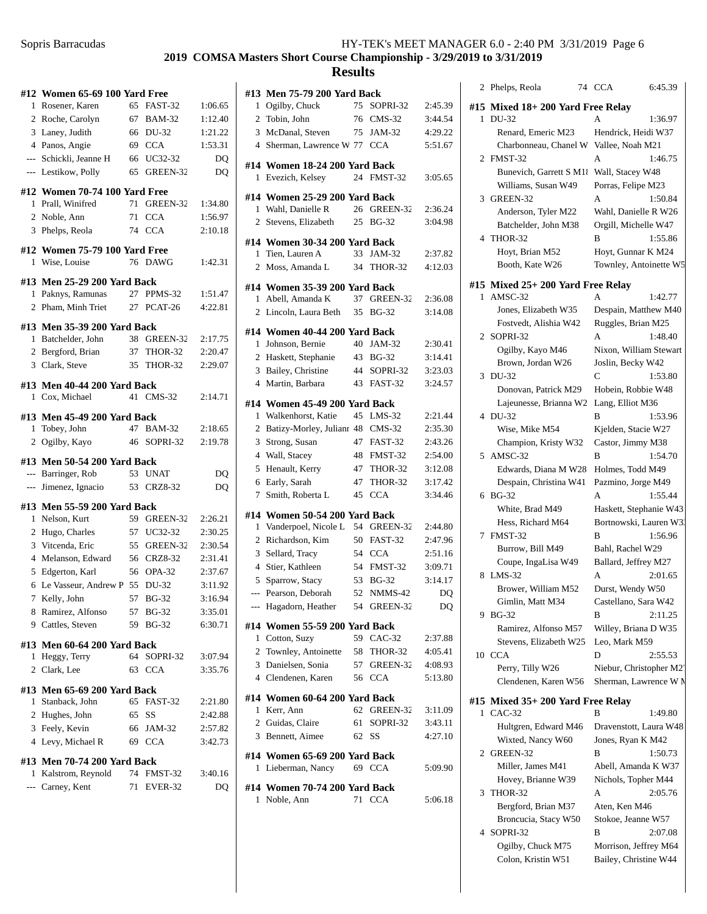## 2019 COMSA Masters Short Course Championship - 3/29/2019 to 3/31/2019

## Results

### #12 Women 65-69 100 Yard Free

| Place | Name | Age | Team | Time |
|---|---|---|---|---|
| 1 | Rosener, Karen | 65 | FAST-32 | 1:06.65 |
| 2 | Roche, Carolyn | 67 | BAM-32 | 1:12.40 |
| 3 | Laney, Judith | 66 | DU-32 | 1:21.22 |
| 4 | Panos, Angie | 69 | CCA | 1:53.31 |
| --- | Schickli, Jeanne H | 66 | UC32-32 | DQ |
| --- | Lestikow, Polly | 65 | GREEN-32 | DQ |

### #12 Women 70-74 100 Yard Free

| Place | Name | Age | Team | Time |
|---|---|---|---|---|
| 1 | Prall, Winifred | 71 | GREEN-32 | 1:34.80 |
| 2 | Noble, Ann | 71 | CCA | 1:56.97 |
| 3 | Phelps, Reola | 74 | CCA | 2:10.18 |

### #12 Women 75-79 100 Yard Free

| Place | Name | Age | Team | Time |
|---|---|---|---|---|
| 1 | Wise, Louise | 76 | DAWG | 1:42.31 |

### #13 Men 25-29 200 Yard Back

| Place | Name | Age | Team | Time |
|---|---|---|---|---|
| 1 | Paknys, Ramunas | 27 | PPMS-32 | 1:51.47 |
| 2 | Pham, Minh Triet | 27 | PCAT-26 | 4:22.81 |

### #13 Men 35-39 200 Yard Back

| Place | Name | Age | Team | Time |
|---|---|---|---|---|
| 1 | Batchelder, John | 38 | GREEN-32 | 2:17.75 |
| 2 | Bergford, Brian | 37 | THOR-32 | 2:20.47 |
| 3 | Clark, Steve | 35 | THOR-32 | 2:29.07 |

### #13 Men 40-44 200 Yard Back

| Place | Name | Age | Team | Time |
|---|---|---|---|---|
| 1 | Cox, Michael | 41 | CMS-32 | 2:14.71 |

### #13 Men 45-49 200 Yard Back

| Place | Name | Age | Team | Time |
|---|---|---|---|---|
| 1 | Tobey, John | 47 | BAM-32 | 2:18.65 |
| 2 | Ogilby, Kayo | 46 | SOPRI-32 | 2:19.78 |

### #13 Men 50-54 200 Yard Back

| Place | Name | Age | Team | Time |
|---|---|---|---|---|
| --- | Barringer, Rob | 53 | UNAT | DQ |
| --- | Jimenez, Ignacio | 53 | CRZ8-32 | DQ |

### #13 Men 55-59 200 Yard Back

| Place | Name | Age | Team | Time |
|---|---|---|---|---|
| 1 | Nelson, Kurt | 59 | GREEN-32 | 2:26.21 |
| 2 | Hugo, Charles | 57 | UC32-32 | 2:30.25 |
| 3 | Vitcenda, Eric | 55 | GREEN-32 | 2:30.54 |
| 4 | Melanson, Edward | 56 | CRZ8-32 | 2:31.41 |
| 5 | Edgerton, Karl | 56 | OPA-32 | 2:37.67 |
| 6 | Le Vasseur, Andrew P | 55 | DU-32 | 3:11.92 |
| 7 | Kelly, John | 57 | BG-32 | 3:16.94 |
| 8 | Ramirez, Alfonso | 57 | BG-32 | 3:35.01 |
| 9 | Cattles, Steven | 59 | BG-32 | 6:30.71 |

### #13 Men 60-64 200 Yard Back

| Place | Name | Age | Team | Time |
|---|---|---|---|---|
| 1 | Heggy, Terry | 64 | SOPRI-32 | 3:07.94 |
| 2 | Clark, Lee | 63 | CCA | 3:35.76 |

### #13 Men 65-69 200 Yard Back

| Place | Name | Age | Team | Time |
|---|---|---|---|---|
| 1 | Stanback, John | 65 | FAST-32 | 2:21.80 |
| 2 | Hughes, John | 65 | SS | 2:42.88 |
| 3 | Feely, Kevin | 66 | JAM-32 | 2:57.82 |
| 4 | Levy, Michael R | 69 | CCA | 3:42.73 |

### #13 Men 70-74 200 Yard Back

| Place | Name | Age | Team | Time |
|---|---|---|---|---|
| 1 | Kalstrom, Reynold | 74 | FMST-32 | 3:40.16 |
| --- | Carney, Kent | 71 | EVER-32 | DQ |

### #13 Men 75-79 200 Yard Back

| Place | Name | Age | Team | Time |
|---|---|---|---|---|
| 1 | Ogilby, Chuck | 75 | SOPRI-32 | 2:45.39 |
| 2 | Tobin, John | 76 | CMS-32 | 3:44.54 |
| 3 | McDanal, Steven | 75 | JAM-32 | 4:29.22 |
| 4 | Sherman, Lawrence W | 77 | CCA | 5:51.67 |

### #14 Women 18-24 200 Yard Back

| Place | Name | Age | Team | Time |
|---|---|---|---|---|
| 1 | Evezich, Kelsey | 24 | FMST-32 | 3:05.65 |

### #14 Women 25-29 200 Yard Back

| Place | Name | Age | Team | Time |
|---|---|---|---|---|
| 1 | Wahl, Danielle R | 26 | GREEN-32 | 2:36.24 |
| 2 | Stevens, Elizabeth | 25 | BG-32 | 3:04.98 |

### #14 Women 30-34 200 Yard Back

| Place | Name | Age | Team | Time |
|---|---|---|---|---|
| 1 | Tien, Lauren A | 33 | JAM-32 | 2:37.82 |
| 2 | Moss, Amanda L | 34 | THOR-32 | 4:12.03 |

### #14 Women 35-39 200 Yard Back

| Place | Name | Age | Team | Time |
|---|---|---|---|---|
| 1 | Abell, Amanda K | 37 | GREEN-32 | 2:36.08 |
| 2 | Lincoln, Laura Beth | 35 | BG-32 | 3:14.08 |

### #14 Women 40-44 200 Yard Back

| Place | Name | Age | Team | Time |
|---|---|---|---|---|
| 1 | Johnson, Bernie | 40 | JAM-32 | 2:30.41 |
| 2 | Haskett, Stephanie | 43 | BG-32 | 3:14.41 |
| 3 | Bailey, Christine | 44 | SOPRI-32 | 3:23.03 |
| 4 | Martin, Barbara | 43 | FAST-32 | 3:24.57 |

### #14 Women 45-49 200 Yard Back

| Place | Name | Age | Team | Time |
|---|---|---|---|---|
| 1 | Walkenhorst, Katie | 45 | LMS-32 | 2:21.44 |
| 2 | Batizy-Morley, Julianr | 48 | CMS-32 | 2:35.30 |
| 3 | Strong, Susan | 47 | FAST-32 | 2:43.26 |
| 4 | Wall, Stacey | 48 | FMST-32 | 2:54.00 |
| 5 | Henault, Kerry | 47 | THOR-32 | 3:12.08 |
| 6 | Early, Sarah | 47 | THOR-32 | 3:17.42 |
| 7 | Smith, Roberta L | 45 | CCA | 3:34.46 |

### #14 Women 50-54 200 Yard Back

| Place | Name | Age | Team | Time |
|---|---|---|---|---|
| 1 | Vanderpoel, Nicole L | 54 | GREEN-32 | 2:44.80 |
| 2 | Richardson, Kim | 50 | FAST-32 | 2:47.96 |
| 3 | Sellard, Tracy | 54 | CCA | 2:51.16 |
| 4 | Stier, Kathleen | 54 | FMST-32 | 3:09.71 |
| 5 | Sparrow, Stacy | 53 | BG-32 | 3:14.17 |
| --- | Pearson, Deborah | 52 | NMMS-42 | DQ |
| --- | Hagadorn, Heather | 54 | GREEN-32 | DQ |

### #14 Women 55-59 200 Yard Back

| Place | Name | Age | Team | Time |
|---|---|---|---|---|
| 1 | Cotton, Suzy | 59 | CAC-32 | 2:37.88 |
| 2 | Townley, Antoinette | 58 | THOR-32 | 4:05.41 |
| 3 | Danielsen, Sonia | 57 | GREEN-32 | 4:08.93 |
| 4 | Clendenen, Karen | 56 | CCA | 5:13.80 |

### #14 Women 60-64 200 Yard Back

| Place | Name | Age | Team | Time |
|---|---|---|---|---|
| 1 | Kerr, Ann | 62 | GREEN-32 | 3:11.09 |
| 2 | Guidas, Claire | 61 | SOPRI-32 | 3:43.11 |
| 3 | Bennett, Aimee | 62 | SS | 4:27.10 |

### #14 Women 65-69 200 Yard Back

| Place | Name | Age | Team | Time |
|---|---|---|---|---|
| 1 | Lieberman, Nancy | 69 | CCA | 5:09.90 |

### #14 Women 70-74 200 Yard Back

| Place | Name | Age | Team | Time |
|---|---|---|---|---|
| 1 | Noble, Ann | 71 | CCA | 5:06.18 |
| 2 | Phelps, Reola | 74 | CCA | 6:45.39 |

### #15 Mixed 18+ 200 Yard Free Relay

| Place | Team | Relay | Time |
|---|---|---|---|
| 1 | DU-32 | A | 1:36.97 |
| | Renard, Emeric M23 | Hendrick, Heidi W37 | |
| | Charbonneau, Chanel W | Vallee, Noah M21 | |
| 2 | FMST-32 | A | 1:46.75 |
| | Bunevich, Garrett S M1ℓ | Wall, Stacey W48 | |
| | Williams, Susan W49 | Porras, Felipe M23 | |
| 3 | GREEN-32 | A | 1:50.84 |
| | Anderson, Tyler M22 | Wahl, Danielle R W26 | |
| | Batchelder, John M38 | Orgill, Michelle W47 | |
| 4 | THOR-32 | B | 1:55.86 |
| | Hoyt, Brian M52 | Hoyt, Gunnar K M24 | |
| | Booth, Kate W26 | Townley, Antoinette W5 | |

### #15 Mixed 25+ 200 Yard Free Relay

| Place | Team | Relay | Time |
|---|---|---|---|
| 1 | AMSC-32 | A | 1:42.77 |
| | Jones, Elizabeth W35 | Despain, Matthew M40 | |
| | Fostvedt, Alishia W42 | Ruggles, Brian M25 | |
| 2 | SOPRI-32 | A | 1:48.40 |
| | Ogilby, Kayo M46 | Nixon, William Stewart | |
| | Brown, Jordan W26 | Joslin, Becky W42 | |
| 3 | DU-32 | C | 1:53.80 |
| | Donovan, Patrick M29 | Hobein, Robbie W48 | |
| | Lajeunesse, Brianna W2 | Lang, Elliot M36 | |
| 4 | DU-32 | B | 1:53.96 |
| | Wise, Mike M54 | Kjelden, Stacie W27 | |
| | Champion, Kristy W32 | Castor, Jimmy M38 | |
| 5 | AMSC-32 | B | 1:54.70 |
| | Edwards, Diana M W28 | Holmes, Todd M49 | |
| | Despain, Christina W41 | Pazmino, Jorge M49 | |
| 6 | BG-32 | A | 1:55.44 |
| | White, Brad M49 | Haskett, Stephanie W43 | |
| | Hess, Richard M64 | Bortnowski, Lauren W3 | |
| 7 | FMST-32 | B | 1:56.96 |
| | Burrow, Bill M49 | Bahl, Rachel W29 | |
| | Coupe, IngaLisa W49 | Ballard, Jeffrey M27 | |
| 8 | LMS-32 | A | 2:01.65 |
| | Brower, William M52 | Durst, Wendy W50 | |
| | Gimlin, Matt M34 | Castellano, Sara W42 | |
| 9 | BG-32 | B | 2:11.25 |
| | Ramirez, Alfonso M57 | Willey, Briana D W35 | |
| | Stevens, Elizabeth W25 | Leo, Mark M59 | |
| 10 | CCA | D | 2:55.53 |
| | Perry, Tilly W26 | Niebur, Christopher M2 | |
| | Clendenen, Karen W56 | Sherman, Lawrence W M | |

### #15 Mixed 35+ 200 Yard Free Relay

| Place | Team | Relay | Time |
|---|---|---|---|
| 1 | CAC-32 | B | 1:49.80 |
| | Hultgren, Edward M46 | Dravenstott, Laura W48 | |
| | Wixted, Nancy W60 | Jones, Ryan K M42 | |
| 2 | GREEN-32 | B | 1:50.73 |
| | Miller, James M41 | Abell, Amanda K W37 | |
| | Hovey, Brianne W39 | Nichols, Topher M44 | |
| 3 | THOR-32 | A | 2:05.76 |
| | Bergford, Brian M37 | Aten, Ken M46 | |
| | Broncucia, Stacy W50 | Stokoe, Jeanne W57 | |
| 4 | SOPRI-32 | B | 2:07.08 |
| | Ogilby, Chuck M75 | Morrison, Jeffrey M64 | |
| | Colon, Kristin W51 | Bailey, Christine W44 | |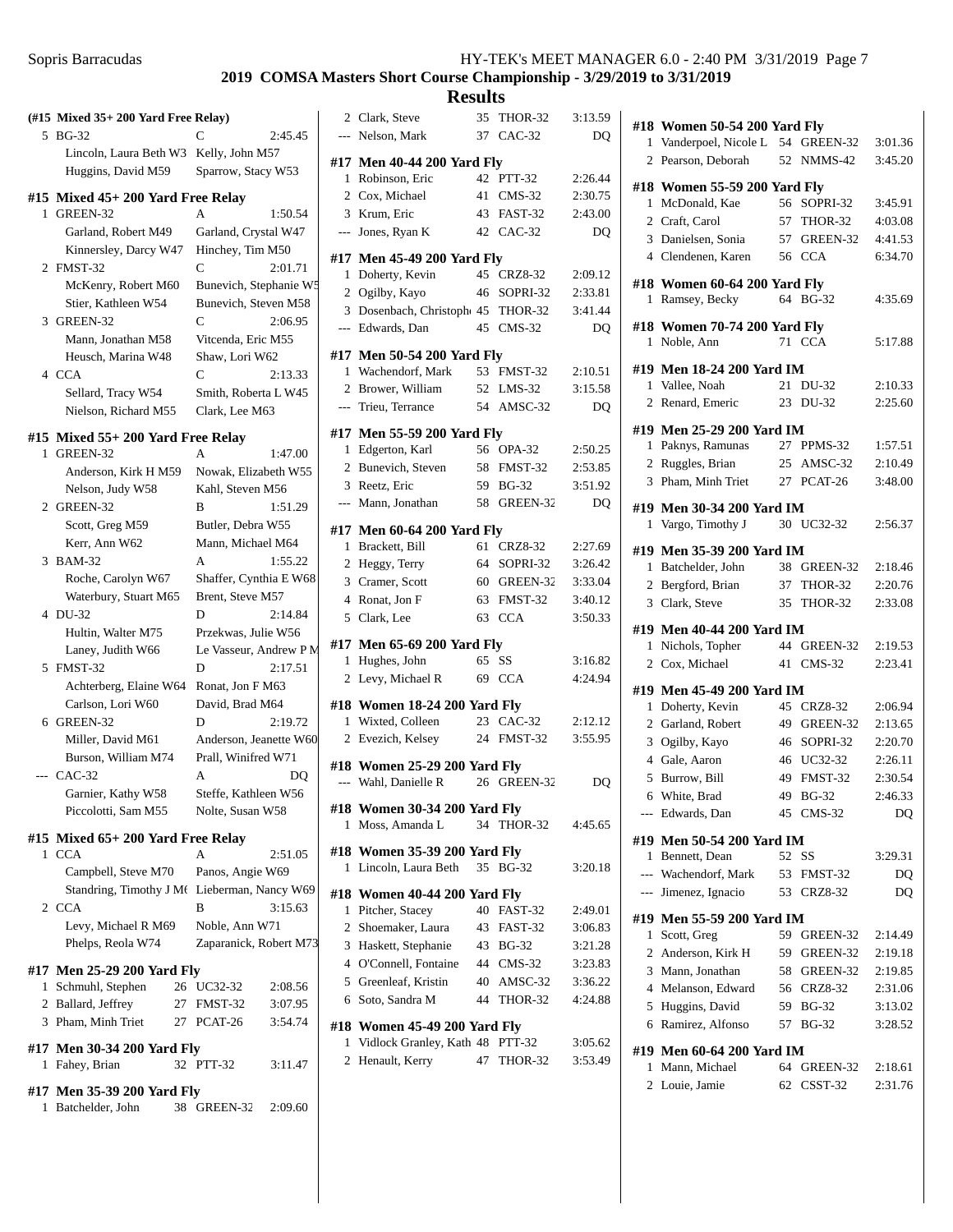## 2019 COMSA Masters Short Course Championship - 3/29/2019 to 3/31/2019

## Results

**(#15 Mixed 35+ 200 Yard Free Relay)**

5 BG-32 C 2:45.45
Lincoln, Laura Beth W3 Kelly, John M57
Huggins, David M59 Sparrow, Stacy W53

**#15 Mixed 45+ 200 Yard Free Relay**

1 GREEN-32 A 1:50.54
Garland, Robert M49 Garland, Crystal W47
Kinnersley, Darcy W47 Hinchey, Tim M50

2 FMST-32 C 2:01.71
McKenry, Robert M60 Bunevich, Stephanie W5
Stier, Kathleen W54 Bunevich, Steven M58

3 GREEN-32 C 2:06.95
Mann, Jonathan M58 Vitcenda, Eric M55
Heusch, Marina W48 Shaw, Lori W62

4 CCA C 2:13.33
Sellard, Tracy W54 Smith, Roberta L W45
Nielson, Richard M55 Clark, Lee M63

**#15 Mixed 55+ 200 Yard Free Relay**

1 GREEN-32 A 1:47.00
Anderson, Kirk H M59 Nowak, Elizabeth W55
Nelson, Judy W58 Kahl, Steven M56

2 GREEN-32 B 1:51.29
Scott, Greg M59 Butler, Debra W55
Kerr, Ann W62 Mann, Michael M64

3 BAM-32 A 1:55.22
Roche, Carolyn W67 Shaffer, Cynthia E W68
Waterbury, Stuart M65 Brent, Steve M57

4 DU-32 D 2:14.84
Hultin, Walter M75 Przekwas, Julie W56
Laney, Judith W66 Le Vasseur, Andrew P M

5 FMST-32 D 2:17.51
Achterberg, Elaine W64 Ronat, Jon F M63
Carlson, Lori W60 David, Brad M64

6 GREEN-32 D 2:19.72
Miller, David M61 Anderson, Jeanette W60
Burson, William M74 Prall, Winifred W71

--- CAC-32 A DQ
Garnier, Kathy W58 Steffe, Kathleen W56
Piccolotti, Sam M55 Nolte, Susan W58

**#15 Mixed 65+ 200 Yard Free Relay**

1 CCA A 2:51.05
Campbell, Steve M70 Panos, Angie W69
Standring, Timothy J M6 Lieberman, Nancy W69

2 CCA B 3:15.63
Levy, Michael R M69 Noble, Ann W71
Phelps, Reola W74 Zaparanick, Robert M73

**#17 Men 25-29 200 Yard Fly**

| | Name | Age | Team | Time |
|---|---|---|---|---|
| 1 | Schmuhl, Stephen | 26 | UC32-32 | 2:08.56 |
| 2 | Ballard, Jeffrey | 27 | FMST-32 | 3:07.95 |
| 3 | Pham, Minh Triet | 27 | PCAT-26 | 3:54.74 |

**#17 Men 30-34 200 Yard Fly**

| | Name | Age | Team | Time |
|---|---|---|---|---|
| 1 | Fahey, Brian | 32 | PTT-32 | 3:11.47 |

**#17 Men 35-39 200 Yard Fly**

| | Name | Age | Team | Time |
|---|---|---|---|---|
| 1 | Batchelder, John | 38 | GREEN-32 | 2:09.60 |
| 2 | Clark, Steve | 35 | THOR-32 | 3:13.59 |
| --- | Nelson, Mark | 37 | CAC-32 | DQ |

**#17 Men 40-44 200 Yard Fly**

| | Name | Age | Team | Time |
|---|---|---|---|---|
| 1 | Robinson, Eric | 42 | PTT-32 | 2:26.44 |
| 2 | Cox, Michael | 41 | CMS-32 | 2:30.75 |
| 3 | Krum, Eric | 43 | FAST-32 | 2:43.00 |
| --- | Jones, Ryan K | 42 | CAC-32 | DQ |

**#17 Men 45-49 200 Yard Fly**

| | Name | Age | Team | Time |
|---|---|---|---|---|
| 1 | Doherty, Kevin | 45 | CRZ8-32 | 2:09.12 |
| 2 | Ogilby, Kayo | 46 | SOPRI-32 | 2:33.81 |
| 3 | Dosenbach, Christoph | 45 | THOR-32 | 3:41.44 |
| --- | Edwards, Dan | 45 | CMS-32 | DQ |

**#17 Men 50-54 200 Yard Fly**

| | Name | Age | Team | Time |
|---|---|---|---|---|
| 1 | Wachendorf, Mark | 53 | FMST-32 | 2:10.51 |
| 2 | Brower, William | 52 | LMS-32 | 3:15.58 |
| --- | Trieu, Terrance | 54 | AMSC-32 | DQ |

**#17 Men 55-59 200 Yard Fly**

| | Name | Age | Team | Time |
|---|---|---|---|---|
| 1 | Edgerton, Karl | 56 | OPA-32 | 2:50.25 |
| 2 | Bunevich, Steven | 58 | FMST-32 | 2:53.85 |
| 3 | Reetz, Eric | 59 | BG-32 | 3:51.92 |
| --- | Mann, Jonathan | 58 | GREEN-32 | DQ |

**#17 Men 60-64 200 Yard Fly**

| | Name | Age | Team | Time |
|---|---|---|---|---|
| 1 | Brackett, Bill | 61 | CRZ8-32 | 2:27.69 |
| 2 | Heggy, Terry | 64 | SOPRI-32 | 3:26.42 |
| 3 | Cramer, Scott | 60 | GREEN-32 | 3:33.04 |
| 4 | Ronat, Jon F | 63 | FMST-32 | 3:40.12 |
| 5 | Clark, Lee | 63 | CCA | 3:50.33 |

**#17 Men 65-69 200 Yard Fly**

| | Name | Age | Team | Time |
|---|---|---|---|---|
| 1 | Hughes, John | 65 | SS | 3:16.82 |
| 2 | Levy, Michael R | 69 | CCA | 4:24.94 |

**#18 Women 18-24 200 Yard Fly**

| | Name | Age | Team | Time |
|---|---|---|---|---|
| 1 | Wixted, Colleen | 23 | CAC-32 | 2:12.12 |
| 2 | Evezich, Kelsey | 24 | FMST-32 | 3:55.95 |

**#18 Women 25-29 200 Yard Fly**

| | Name | Age | Team | Time |
|---|---|---|---|---|
| --- | Wahl, Danielle R | 26 | GREEN-32 | DQ |

**#18 Women 30-34 200 Yard Fly**

| | Name | Age | Team | Time |
|---|---|---|---|---|
| 1 | Moss, Amanda L | 34 | THOR-32 | 4:45.65 |

**#18 Women 35-39 200 Yard Fly**

| | Name | Age | Team | Time |
|---|---|---|---|---|
| 1 | Lincoln, Laura Beth | 35 | BG-32 | 3:20.18 |

**#18 Women 40-44 200 Yard Fly**

| | Name | Age | Team | Time |
|---|---|---|---|---|
| 1 | Pitcher, Stacey | 40 | FAST-32 | 2:49.01 |
| 2 | Shoemaker, Laura | 43 | FAST-32 | 3:06.83 |
| 3 | Haskett, Stephanie | 43 | BG-32 | 3:21.28 |
| 4 | O'Connell, Fontaine | 44 | CMS-32 | 3:23.83 |
| 5 | Greenleaf, Kristin | 40 | AMSC-32 | 3:36.22 |
| 6 | Soto, Sandra M | 44 | THOR-32 | 4:24.88 |

**#18 Women 45-49 200 Yard Fly**

| | Name | Age | Team | Time |
|---|---|---|---|---|
| 1 | Vidlock Granley, Kath | 48 | PTT-32 | 3:05.62 |
| 2 | Henault, Kerry | 47 | THOR-32 | 3:53.49 |

**#18 Women 50-54 200 Yard Fly**

| | Name | Age | Team | Time |
|---|---|---|---|---|
| 1 | Vanderpoel, Nicole L | 54 | GREEN-32 | 3:01.36 |
| 2 | Pearson, Deborah | 52 | NMMS-42 | 3:45.20 |

**#18 Women 55-59 200 Yard Fly**

| | Name | Age | Team | Time |
|---|---|---|---|---|
| 1 | McDonald, Kae | 56 | SOPRI-32 | 3:45.91 |
| 2 | Craft, Carol | 57 | THOR-32 | 4:03.08 |
| 3 | Danielsen, Sonia | 57 | GREEN-32 | 4:41.53 |
| 4 | Clendenen, Karen | 56 | CCA | 6:34.70 |

**#18 Women 60-64 200 Yard Fly**

| | Name | Age | Team | Time |
|---|---|---|---|---|
| 1 | Ramsey, Becky | 64 | BG-32 | 4:35.69 |

**#18 Women 70-74 200 Yard Fly**

| | Name | Age | Team | Time |
|---|---|---|---|---|
| 1 | Noble, Ann | 71 | CCA | 5:17.88 |

**#19 Men 18-24 200 Yard IM**

| | Name | Age | Team | Time |
|---|---|---|---|---|
| 1 | Vallee, Noah | 21 | DU-32 | 2:10.33 |
| 2 | Renard, Emeric | 23 | DU-32 | 2:25.60 |

**#19 Men 25-29 200 Yard IM**

| | Name | Age | Team | Time |
|---|---|---|---|---|
| 1 | Paknys, Ramunas | 27 | PPMS-32 | 1:57.51 |
| 2 | Ruggles, Brian | 25 | AMSC-32 | 2:10.49 |
| 3 | Pham, Minh Triet | 27 | PCAT-26 | 3:48.00 |

**#19 Men 30-34 200 Yard IM**

| | Name | Age | Team | Time |
|---|---|---|---|---|
| 1 | Vargo, Timothy J | 30 | UC32-32 | 2:56.37 |

**#19 Men 35-39 200 Yard IM**

| | Name | Age | Team | Time |
|---|---|---|---|---|
| 1 | Batchelder, John | 38 | GREEN-32 | 2:18.46 |
| 2 | Bergford, Brian | 37 | THOR-32 | 2:20.76 |
| 3 | Clark, Steve | 35 | THOR-32 | 2:33.08 |

**#19 Men 40-44 200 Yard IM**

| | Name | Age | Team | Time |
|---|---|---|---|---|
| 1 | Nichols, Topher | 44 | GREEN-32 | 2:19.53 |
| 2 | Cox, Michael | 41 | CMS-32 | 2:23.41 |

**#19 Men 45-49 200 Yard IM**

| | Name | Age | Team | Time |
|---|---|---|---|---|
| 1 | Doherty, Kevin | 45 | CRZ8-32 | 2:06.94 |
| 2 | Garland, Robert | 49 | GREEN-32 | 2:13.65 |
| 3 | Ogilby, Kayo | 46 | SOPRI-32 | 2:20.70 |
| 4 | Gale, Aaron | 46 | UC32-32 | 2:26.11 |
| 5 | Burrow, Bill | 49 | FMST-32 | 2:30.54 |
| 6 | White, Brad | 49 | BG-32 | 2:46.33 |
| --- | Edwards, Dan | 45 | CMS-32 | DQ |

**#19 Men 50-54 200 Yard IM**

| | Name | Age | Team | Time |
|---|---|---|---|---|
| 1 | Bennett, Dean | 52 | SS | 3:29.31 |
| --- | Wachendorf, Mark | 53 | FMST-32 | DQ |
| --- | Jimenez, Ignacio | 53 | CRZ8-32 | DQ |

**#19 Men 55-59 200 Yard IM**

| | Name | Age | Team | Time |
|---|---|---|---|---|
| 1 | Scott, Greg | 59 | GREEN-32 | 2:14.49 |
| 2 | Anderson, Kirk H | 59 | GREEN-32 | 2:19.18 |
| 3 | Mann, Jonathan | 58 | GREEN-32 | 2:19.85 |
| 4 | Melanson, Edward | 56 | CRZ8-32 | 2:31.06 |
| 5 | Huggins, David | 59 | BG-32 | 3:13.02 |
| 6 | Ramirez, Alfonso | 57 | BG-32 | 3:28.52 |

**#19 Men 60-64 200 Yard IM**

| | Name | Age | Team | Time |
|---|---|---|---|---|
| 1 | Mann, Michael | 64 | GREEN-32 | 2:18.61 |
| 2 | Louie, Jamie | 62 | CSST-32 | 2:31.76 |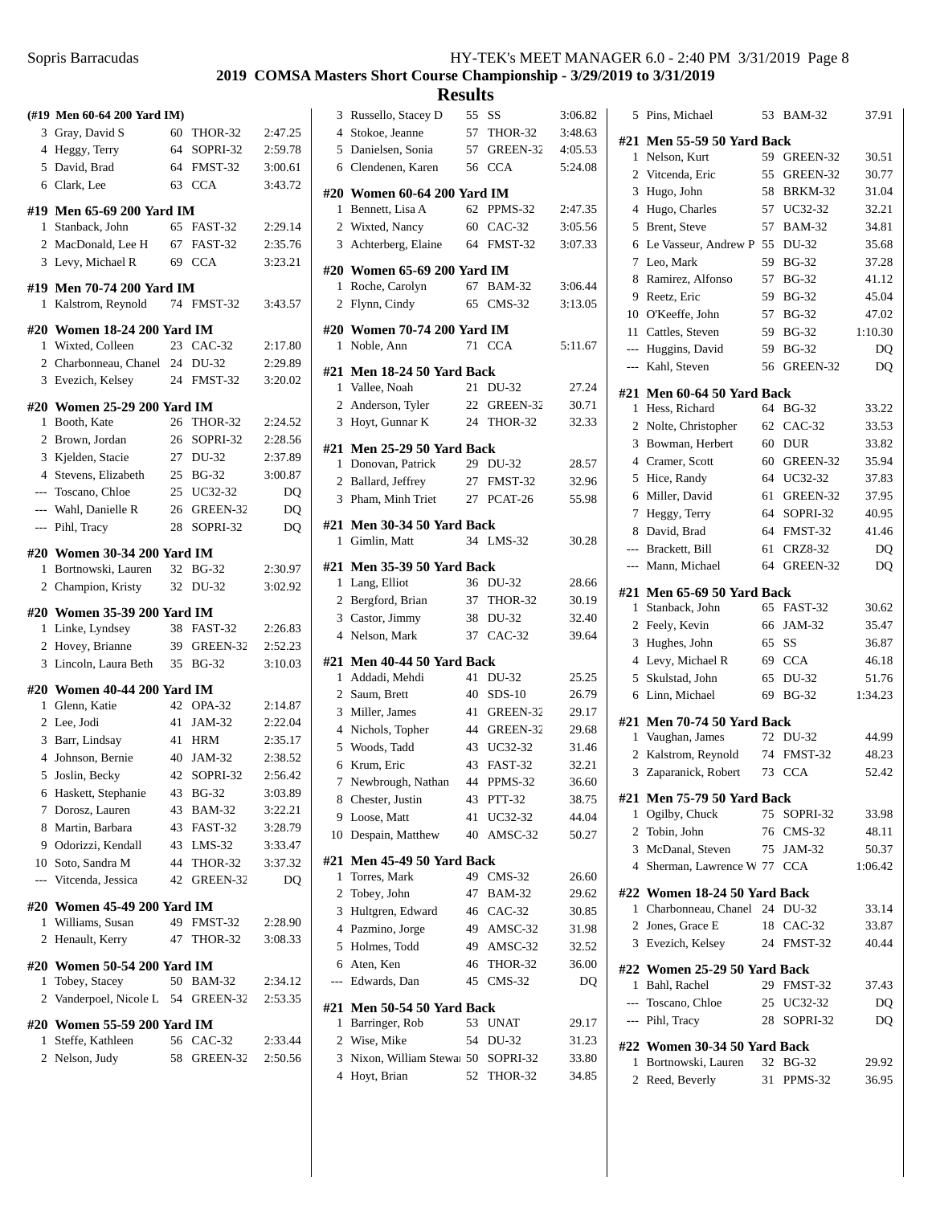## Results

**(#19 Men 60-64 200 Yard IM)**

| Place | Name | Age | Team | Time |
|---|---|---|---|---|
| 3 | Gray, David S | 60 | THOR-32 | 2:47.25 |
| 4 | Heggy, Terry | 64 | SOPRI-32 | 2:59.78 |
| 5 | David, Brad | 64 | FMST-32 | 3:00.61 |
| 6 | Clark, Lee | 63 | CCA | 3:43.72 |

**#19 Men 65-69 200 Yard IM**

| Place | Name | Age | Team | Time |
|---|---|---|---|---|
| 1 | Stanback, John | 65 | FAST-32 | 2:29.14 |
| 2 | MacDonald, Lee H | 67 | FAST-32 | 2:35.76 |
| 3 | Levy, Michael R | 69 | CCA | 3:23.21 |

**#19 Men 70-74 200 Yard IM**

| Place | Name | Age | Team | Time |
|---|---|---|---|---|
| 1 | Kalstrom, Reynold | 74 | FMST-32 | 3:43.57 |

**#20 Women 18-24 200 Yard IM**

| Place | Name | Age | Team | Time |
|---|---|---|---|---|
| 1 | Wixted, Colleen | 23 | CAC-32 | 2:17.80 |
| 2 | Charbonneau, Chanel | 24 | DU-32 | 2:29.89 |
| 3 | Evezich, Kelsey | 24 | FMST-32 | 3:20.02 |

**#20 Women 25-29 200 Yard IM**

| Place | Name | Age | Team | Time |
|---|---|---|---|---|
| 1 | Booth, Kate | 26 | THOR-32 | 2:24.52 |
| 2 | Brown, Jordan | 26 | SOPRI-32 | 2:28.56 |
| 3 | Kjelden, Stacie | 27 | DU-32 | 2:37.89 |
| 4 | Stevens, Elizabeth | 25 | BG-32 | 3:00.87 |
| --- | Toscano, Chloe | 25 | UC32-32 | DQ |
| --- | Wahl, Danielle R | 26 | GREEN-32 | DQ |
| --- | Pihl, Tracy | 28 | SOPRI-32 | DQ |

**#20 Women 30-34 200 Yard IM**

| Place | Name | Age | Team | Time |
|---|---|---|---|---|
| 1 | Bortnowski, Lauren | 32 | BG-32 | 2:30.97 |
| 2 | Champion, Kristy | 32 | DU-32 | 3:02.92 |

**#20 Women 35-39 200 Yard IM**

| Place | Name | Age | Team | Time |
|---|---|---|---|---|
| 1 | Linke, Lyndsey | 38 | FAST-32 | 2:26.83 |
| 2 | Hovey, Brianne | 39 | GREEN-32 | 2:52.23 |
| 3 | Lincoln, Laura Beth | 35 | BG-32 | 3:10.03 |

**#20 Women 40-44 200 Yard IM**

| Place | Name | Age | Team | Time |
|---|---|---|---|---|
| 1 | Glenn, Katie | 42 | OPA-32 | 2:14.87 |
| 2 | Lee, Jodi | 41 | JAM-32 | 2:22.04 |
| 3 | Barr, Lindsay | 41 | HRM | 2:35.17 |
| 4 | Johnson, Bernie | 40 | JAM-32 | 2:38.52 |
| 5 | Joslin, Becky | 42 | SOPRI-32 | 2:56.42 |
| 6 | Haskett, Stephanie | 43 | BG-32 | 3:03.89 |
| 7 | Dorosz, Lauren | 43 | BAM-32 | 3:22.21 |
| 8 | Martin, Barbara | 43 | FAST-32 | 3:28.79 |
| 9 | Odorizzi, Kendall | 43 | LMS-32 | 3:33.47 |
| 10 | Soto, Sandra M | 44 | THOR-32 | 3:37.32 |
| --- | Vitcenda, Jessica | 42 | GREEN-32 | DQ |

**#20 Women 45-49 200 Yard IM**

| Place | Name | Age | Team | Time |
|---|---|---|---|---|
| 1 | Williams, Susan | 49 | FMST-32 | 2:28.90 |
| 2 | Henault, Kerry | 47 | THOR-32 | 3:08.33 |

**#20 Women 50-54 200 Yard IM**

| Place | Name | Age | Team | Time |
|---|---|---|---|---|
| 1 | Tobey, Stacey | 50 | BAM-32 | 2:34.12 |
| 2 | Vanderpoel, Nicole L | 54 | GREEN-32 | 2:53.35 |

**#20 Women 55-59 200 Yard IM**

| Place | Name | Age | Team | Time |
|---|---|---|---|---|
| 1 | Steffe, Kathleen | 56 | CAC-32 | 2:33.44 |
| 2 | Nelson, Judy | 58 | GREEN-32 | 2:50.56 |
| 3 | Russello, Stacey D | 55 | SS | 3:06.82 |
| 4 | Stokoe, Jeanne | 57 | THOR-32 | 3:48.63 |
| 5 | Danielsen, Sonia | 57 | GREEN-32 | 4:05.53 |
| 6 | Clendenen, Karen | 56 | CCA | 5:24.08 |

**#20 Women 60-64 200 Yard IM**

| Place | Name | Age | Team | Time |
|---|---|---|---|---|
| 1 | Bennett, Lisa A | 62 | PPMS-32 | 2:47.35 |
| 2 | Wixted, Nancy | 60 | CAC-32 | 3:05.56 |
| 3 | Achterberg, Elaine | 64 | FMST-32 | 3:07.33 |

**#20 Women 65-69 200 Yard IM**

| Place | Name | Age | Team | Time |
|---|---|---|---|---|
| 1 | Roche, Carolyn | 67 | BAM-32 | 3:06.44 |
| 2 | Flynn, Cindy | 65 | CMS-32 | 3:13.05 |

**#20 Women 70-74 200 Yard IM**

| Place | Name | Age | Team | Time |
|---|---|---|---|---|
| 1 | Noble, Ann | 71 | CCA | 5:11.67 |

**#21 Men 18-24 50 Yard Back**

| Place | Name | Age | Team | Time |
|---|---|---|---|---|
| 1 | Vallee, Noah | 21 | DU-32 | 27.24 |
| 2 | Anderson, Tyler | 22 | GREEN-32 | 30.71 |
| 3 | Hoyt, Gunnar K | 24 | THOR-32 | 32.33 |

**#21 Men 25-29 50 Yard Back**

| Place | Name | Age | Team | Time |
|---|---|---|---|---|
| 1 | Donovan, Patrick | 29 | DU-32 | 28.57 |
| 2 | Ballard, Jeffrey | 27 | FMST-32 | 32.96 |
| 3 | Pham, Minh Triet | 27 | PCAT-26 | 55.98 |

**#21 Men 30-34 50 Yard Back**

| Place | Name | Age | Team | Time |
|---|---|---|---|---|
| 1 | Gimlin, Matt | 34 | LMS-32 | 30.28 |

**#21 Men 35-39 50 Yard Back**

| Place | Name | Age | Team | Time |
|---|---|---|---|---|
| 1 | Lang, Elliot | 36 | DU-32 | 28.66 |
| 2 | Bergford, Brian | 37 | THOR-32 | 30.19 |
| 3 | Castor, Jimmy | 38 | DU-32 | 32.40 |
| 4 | Nelson, Mark | 37 | CAC-32 | 39.64 |

**#21 Men 40-44 50 Yard Back**

| Place | Name | Age | Team | Time |
|---|---|---|---|---|
| 1 | Addadi, Mehdi | 41 | DU-32 | 25.25 |
| 2 | Saum, Brett | 40 | SDS-10 | 26.79 |
| 3 | Miller, James | 41 | GREEN-32 | 29.17 |
| 4 | Nichols, Topher | 44 | GREEN-32 | 29.68 |
| 5 | Woods, Tadd | 43 | UC32-32 | 31.46 |
| 6 | Krum, Eric | 43 | FAST-32 | 32.21 |
| 7 | Newbrough, Nathan | 44 | PPMS-32 | 36.60 |
| 8 | Chester, Justin | 43 | PTT-32 | 38.75 |
| 9 | Loose, Matt | 41 | UC32-32 | 44.04 |
| 10 | Despain, Matthew | 40 | AMSC-32 | 50.27 |

**#21 Men 45-49 50 Yard Back**

| Place | Name | Age | Team | Time |
|---|---|---|---|---|
| 1 | Torres, Mark | 49 | CMS-32 | 26.60 |
| 2 | Tobey, John | 47 | BAM-32 | 29.62 |
| 3 | Hultgren, Edward | 46 | CAC-32 | 30.85 |
| 4 | Pazmino, Jorge | 49 | AMSC-32 | 31.98 |
| 5 | Holmes, Todd | 49 | AMSC-32 | 32.52 |
| 6 | Aten, Ken | 46 | THOR-32 | 36.00 |
| --- | Edwards, Dan | 45 | CMS-32 | DQ |

**#21 Men 50-54 50 Yard Back**

| Place | Name | Age | Team | Time |
|---|---|---|---|---|
| 1 | Barringer, Rob | 53 | UNAT | 29.17 |
| 2 | Wise, Mike | 54 | DU-32 | 31.23 |
| 3 | Nixon, William Stewai | 50 | SOPRI-32 | 33.80 |
| 4 | Hoyt, Brian | 52 | THOR-32 | 34.85 |
| 5 | Pins, Michael | 53 | BAM-32 | 37.91 |

**#21 Men 55-59 50 Yard Back**

| Place | Name | Age | Team | Time |
|---|---|---|---|---|
| 1 | Nelson, Kurt | 59 | GREEN-32 | 30.51 |
| 2 | Vitcenda, Eric | 55 | GREEN-32 | 30.77 |
| 3 | Hugo, John | 58 | BRKM-32 | 31.04 |
| 4 | Hugo, Charles | 57 | UC32-32 | 32.21 |
| 5 | Brent, Steve | 57 | BAM-32 | 34.81 |
| 6 | Le Vasseur, Andrew P | 55 | DU-32 | 35.68 |
| 7 | Leo, Mark | 59 | BG-32 | 37.28 |
| 8 | Ramirez, Alfonso | 57 | BG-32 | 41.12 |
| 9 | Reetz, Eric | 59 | BG-32 | 45.04 |
| 10 | O'Keeffe, John | 57 | BG-32 | 47.02 |
| 11 | Cattles, Steven | 59 | BG-32 | 1:10.30 |
| --- | Huggins, David | 59 | BG-32 | DQ |
| --- | Kahl, Steven | 56 | GREEN-32 | DQ |

**#21 Men 60-64 50 Yard Back**

| Place | Name | Age | Team | Time |
|---|---|---|---|---|
| 1 | Hess, Richard | 64 | BG-32 | 33.22 |
| 2 | Nolte, Christopher | 62 | CAC-32 | 33.53 |
| 3 | Bowman, Herbert | 60 | DUR | 33.82 |
| 4 | Cramer, Scott | 60 | GREEN-32 | 35.94 |
| 5 | Hice, Randy | 64 | UC32-32 | 37.83 |
| 6 | Miller, David | 61 | GREEN-32 | 37.95 |
| 7 | Heggy, Terry | 64 | SOPRI-32 | 40.95 |
| 8 | David, Brad | 64 | FMST-32 | 41.46 |
| --- | Brackett, Bill | 61 | CRZ8-32 | DQ |
| --- | Mann, Michael | 64 | GREEN-32 | DQ |

**#21 Men 65-69 50 Yard Back**

| Place | Name | Age | Team | Time |
|---|---|---|---|---|
| 1 | Stanback, John | 65 | FAST-32 | 30.62 |
| 2 | Feely, Kevin | 66 | JAM-32 | 35.47 |
| 3 | Hughes, John | 65 | SS | 36.87 |
| 4 | Levy, Michael R | 69 | CCA | 46.18 |
| 5 | Skulstad, John | 65 | DU-32 | 51.76 |
| 6 | Linn, Michael | 69 | BG-32 | 1:34.23 |

**#21 Men 70-74 50 Yard Back**

| Place | Name | Age | Team | Time |
|---|---|---|---|---|
| 1 | Vaughan, James | 72 | DU-32 | 44.99 |
| 2 | Kalstrom, Reynold | 74 | FMST-32 | 48.23 |
| 3 | Zaparanick, Robert | 73 | CCA | 52.42 |

**#21 Men 75-79 50 Yard Back**

| Place | Name | Age | Team | Time |
|---|---|---|---|---|
| 1 | Ogilby, Chuck | 75 | SOPRI-32 | 33.98 |
| 2 | Tobin, John | 76 | CMS-32 | 48.11 |
| 3 | McDanal, Steven | 75 | JAM-32 | 50.37 |
| 4 | Sherman, Lawrence W | 77 | CCA | 1:06.42 |

**#22 Women 18-24 50 Yard Back**

| Place | Name | Age | Team | Time |
|---|---|---|---|---|
| 1 | Charbonneau, Chanel | 24 | DU-32 | 33.14 |
| 2 | Jones, Grace E | 18 | CAC-32 | 33.87 |
| 3 | Evezich, Kelsey | 24 | FMST-32 | 40.44 |

**#22 Women 25-29 50 Yard Back**

| Place | Name | Age | Team | Time |
|---|---|---|---|---|
| 1 | Bahl, Rachel | 29 | FMST-32 | 37.43 |
| --- | Toscano, Chloe | 25 | UC32-32 | DQ |
| --- | Pihl, Tracy | 28 | SOPRI-32 | DQ |

**#22 Women 30-34 50 Yard Back**

| Place | Name | Age | Team | Time |
|---|---|---|---|---|
| 1 | Bortnowski, Lauren | 32 | BG-32 | 29.92 |
| 2 | Reed, Beverly | 31 | PPMS-32 | 36.95 |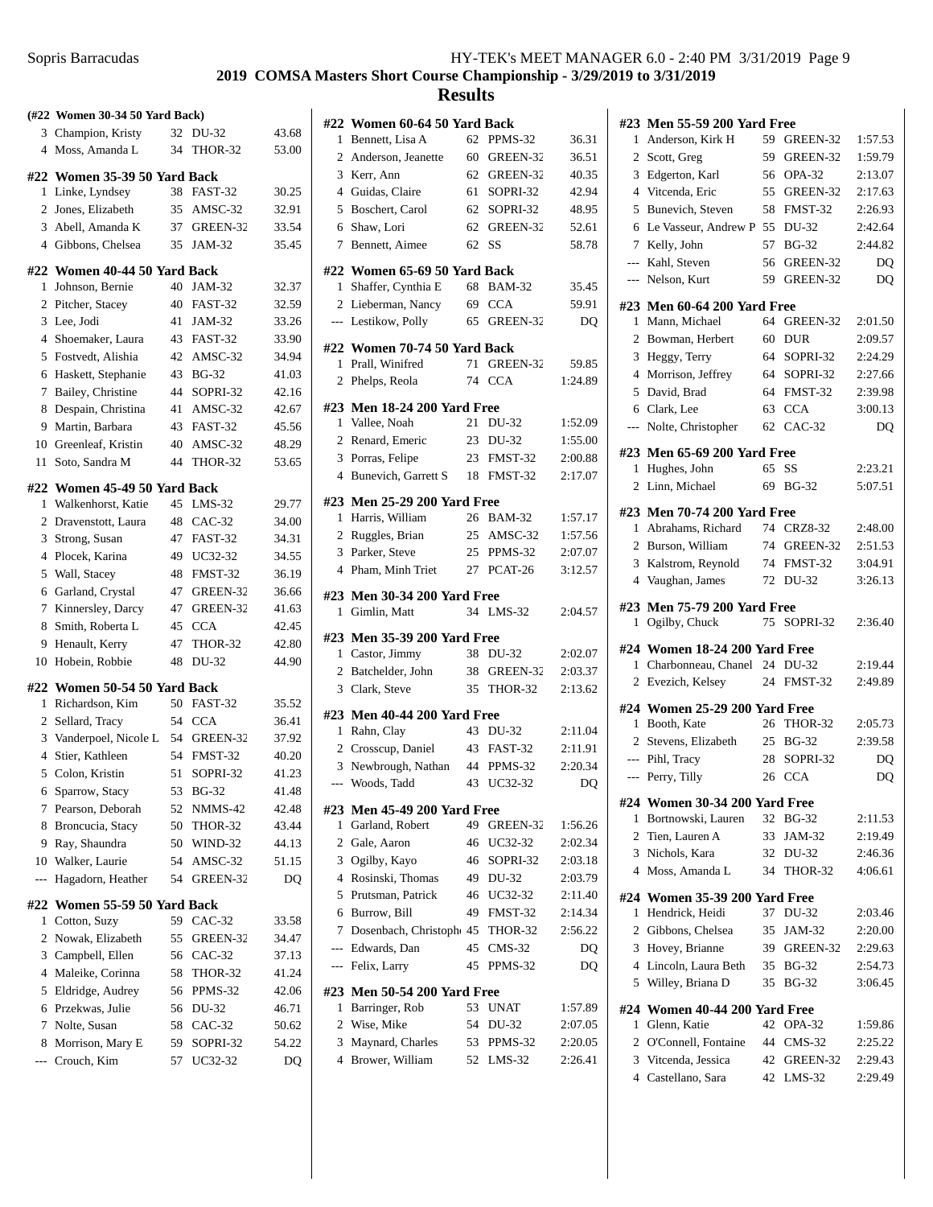## 2019 COMSA Masters Short Course Championship - 3/29/2019 to 3/31/2019

## Results

### (#22 Women 30-34 50 Yard Back)

| Place | Name | Age | Team | Time |
|---|---|---|---|---|
| 3 | Champion, Kristy | 32 | DU-32 | 43.68 |
| 4 | Moss, Amanda L | 34 | THOR-32 | 53.00 |

### #22 Women 35-39 50 Yard Back

| Place | Name | Age | Team | Time |
|---|---|---|---|---|
| 1 | Linke, Lyndsey | 38 | FAST-32 | 30.25 |
| 2 | Jones, Elizabeth | 35 | AMSC-32 | 32.91 |
| 3 | Abell, Amanda K | 37 | GREEN-32 | 33.54 |
| 4 | Gibbons, Chelsea | 35 | JAM-32 | 35.45 |

### #22 Women 40-44 50 Yard Back

| Place | Name | Age | Team | Time |
|---|---|---|---|---|
| 1 | Johnson, Bernie | 40 | JAM-32 | 32.37 |
| 2 | Pitcher, Stacey | 40 | FAST-32 | 32.59 |
| 3 | Lee, Jodi | 41 | JAM-32 | 33.26 |
| 4 | Shoemaker, Laura | 43 | FAST-32 | 33.90 |
| 5 | Fostvedt, Alishia | 42 | AMSC-32 | 34.94 |
| 6 | Haskett, Stephanie | 43 | BG-32 | 41.03 |
| 7 | Bailey, Christine | 44 | SOPRI-32 | 42.16 |
| 8 | Despain, Christina | 41 | AMSC-32 | 42.67 |
| 9 | Martin, Barbara | 43 | FAST-32 | 45.56 |
| 10 | Greenleaf, Kristin | 40 | AMSC-32 | 48.29 |
| 11 | Soto, Sandra M | 44 | THOR-32 | 53.65 |

### #22 Women 45-49 50 Yard Back

| Place | Name | Age | Team | Time |
|---|---|---|---|---|
| 1 | Walkenhorst, Katie | 45 | LMS-32 | 29.77 |
| 2 | Dravenstott, Laura | 48 | CAC-32 | 34.00 |
| 3 | Strong, Susan | 47 | FAST-32 | 34.31 |
| 4 | Plocek, Karina | 49 | UC32-32 | 34.55 |
| 5 | Wall, Stacey | 48 | FMST-32 | 36.19 |
| 6 | Garland, Crystal | 47 | GREEN-32 | 36.66 |
| 7 | Kinnersley, Darcy | 47 | GREEN-32 | 41.63 |
| 8 | Smith, Roberta L | 45 | CCA | 42.45 |
| 9 | Henault, Kerry | 47 | THOR-32 | 42.80 |
| 10 | Hobein, Robbie | 48 | DU-32 | 44.90 |

### #22 Women 50-54 50 Yard Back

| Place | Name | Age | Team | Time |
|---|---|---|---|---|
| 1 | Richardson, Kim | 50 | FAST-32 | 35.52 |
| 2 | Sellard, Tracy | 54 | CCA | 36.41 |
| 3 | Vanderpoel, Nicole L | 54 | GREEN-32 | 37.92 |
| 4 | Stier, Kathleen | 54 | FMST-32 | 40.20 |
| 5 | Colon, Kristin | 51 | SOPRI-32 | 41.23 |
| 6 | Sparrow, Stacy | 53 | BG-32 | 41.48 |
| 7 | Pearson, Deborah | 52 | NMMS-42 | 42.48 |
| 8 | Broncucia, Stacy | 50 | THOR-32 | 43.44 |
| 9 | Ray, Shaundra | 50 | WIND-32 | 44.13 |
| 10 | Walker, Laurie | 54 | AMSC-32 | 51.15 |
| --- | Hagadorn, Heather | 54 | GREEN-32 | DQ |

### #22 Women 55-59 50 Yard Back

| Place | Name | Age | Team | Time |
|---|---|---|---|---|
| 1 | Cotton, Suzy | 59 | CAC-32 | 33.58 |
| 2 | Nowak, Elizabeth | 55 | GREEN-32 | 34.47 |
| 3 | Campbell, Ellen | 56 | CAC-32 | 37.13 |
| 4 | Maleike, Corinna | 58 | THOR-32 | 41.24 |
| 5 | Eldridge, Audrey | 56 | PPMS-32 | 42.06 |
| 6 | Przekwas, Julie | 56 | DU-32 | 46.71 |
| 7 | Nolte, Susan | 58 | CAC-32 | 50.62 |
| 8 | Morrison, Mary E | 59 | SOPRI-32 | 54.22 |
| --- | Crouch, Kim | 57 | UC32-32 | DQ |

### #22 Women 60-64 50 Yard Back

| Place | Name | Age | Team | Time |
|---|---|---|---|---|
| 1 | Bennett, Lisa A | 62 | PPMS-32 | 36.31 |
| 2 | Anderson, Jeanette | 60 | GREEN-32 | 36.51 |
| 3 | Kerr, Ann | 62 | GREEN-32 | 40.35 |
| 4 | Guidas, Claire | 61 | SOPRI-32 | 42.94 |
| 5 | Boschert, Carol | 62 | SOPRI-32 | 48.95 |
| 6 | Shaw, Lori | 62 | GREEN-32 | 52.61 |
| 7 | Bennett, Aimee | 62 | SS | 58.78 |

### #22 Women 65-69 50 Yard Back

| Place | Name | Age | Team | Time |
|---|---|---|---|---|
| 1 | Shaffer, Cynthia E | 68 | BAM-32 | 35.45 |
| 2 | Lieberman, Nancy | 69 | CCA | 59.91 |
| --- | Lestikow, Polly | 65 | GREEN-32 | DQ |

### #22 Women 70-74 50 Yard Back

| Place | Name | Age | Team | Time |
|---|---|---|---|---|
| 1 | Prall, Winifred | 71 | GREEN-32 | 59.85 |
| 2 | Phelps, Reola | 74 | CCA | 1:24.89 |

### #23 Men 18-24 200 Yard Free

| Place | Name | Age | Team | Time |
|---|---|---|---|---|
| 1 | Vallee, Noah | 21 | DU-32 | 1:52.09 |
| 2 | Renard, Emeric | 23 | DU-32 | 1:55.00 |
| 3 | Porras, Felipe | 23 | FMST-32 | 2:00.88 |
| 4 | Bunevich, Garrett S | 18 | FMST-32 | 2:17.07 |

### #23 Men 25-29 200 Yard Free

| Place | Name | Age | Team | Time |
|---|---|---|---|---|
| 1 | Harris, William | 26 | BAM-32 | 1:57.17 |
| 2 | Ruggles, Brian | 25 | AMSC-32 | 1:57.56 |
| 3 | Parker, Steve | 25 | PPMS-32 | 2:07.07 |
| 4 | Pham, Minh Triet | 27 | PCAT-26 | 3:12.57 |

### #23 Men 30-34 200 Yard Free

| Place | Name | Age | Team | Time |
|---|---|---|---|---|
| 1 | Gimlin, Matt | 34 | LMS-32 | 2:04.57 |

### #23 Men 35-39 200 Yard Free

| Place | Name | Age | Team | Time |
|---|---|---|---|---|
| 1 | Castor, Jimmy | 38 | DU-32 | 2:02.07 |
| 2 | Batchelder, John | 38 | GREEN-32 | 2:03.37 |
| 3 | Clark, Steve | 35 | THOR-32 | 2:13.62 |

### #23 Men 40-44 200 Yard Free

| Place | Name | Age | Team | Time |
|---|---|---|---|---|
| 1 | Rahn, Clay | 43 | DU-32 | 2:11.04 |
| 2 | Crosscup, Daniel | 43 | FAST-32 | 2:11.91 |
| 3 | Newbrough, Nathan | 44 | PPMS-32 | 2:20.34 |
| --- | Woods, Tadd | 43 | UC32-32 | DQ |

### #23 Men 45-49 200 Yard Free

| Place | Name | Age | Team | Time |
|---|---|---|---|---|
| 1 | Garland, Robert | 49 | GREEN-32 | 1:56.26 |
| 2 | Gale, Aaron | 46 | UC32-32 | 2:02.34 |
| 3 | Ogilby, Kayo | 46 | SOPRI-32 | 2:03.18 |
| 4 | Rosinski, Thomas | 49 | DU-32 | 2:03.79 |
| 5 | Prutsman, Patrick | 46 | UC32-32 | 2:11.40 |
| 6 | Burrow, Bill | 49 | FMST-32 | 2:14.34 |
| 7 | Dosenbach, Christophe | 45 | THOR-32 | 2:56.22 |
| --- | Edwards, Dan | 45 | CMS-32 | DQ |
| --- | Felix, Larry | 45 | PPMS-32 | DQ |

### #23 Men 50-54 200 Yard Free

| Place | Name | Age | Team | Time |
|---|---|---|---|---|
| 1 | Barringer, Rob | 53 | UNAT | 1:57.89 |
| 2 | Wise, Mike | 54 | DU-32 | 2:07.05 |
| 3 | Maynard, Charles | 53 | PPMS-32 | 2:20.05 |
| 4 | Brower, William | 52 | LMS-32 | 2:26.41 |

### #23 Men 55-59 200 Yard Free

| Place | Name | Age | Team | Time |
|---|---|---|---|---|
| 1 | Anderson, Kirk H | 59 | GREEN-32 | 1:57.53 |
| 2 | Scott, Greg | 59 | GREEN-32 | 1:59.79 |
| 3 | Edgerton, Karl | 56 | OPA-32 | 2:13.07 |
| 4 | Vitcenda, Eric | 55 | GREEN-32 | 2:17.63 |
| 5 | Bunevich, Steven | 58 | FMST-32 | 2:26.93 |
| 6 | Le Vasseur, Andrew P | 55 | DU-32 | 2:42.64 |
| 7 | Kelly, John | 57 | BG-32 | 2:44.82 |
| --- | Kahl, Steven | 56 | GREEN-32 | DQ |
| --- | Nelson, Kurt | 59 | GREEN-32 | DQ |

### #23 Men 60-64 200 Yard Free

| Place | Name | Age | Team | Time |
|---|---|---|---|---|
| 1 | Mann, Michael | 64 | GREEN-32 | 2:01.50 |
| 2 | Bowman, Herbert | 60 | DUR | 2:09.57 |
| 3 | Heggy, Terry | 64 | SOPRI-32 | 2:24.29 |
| 4 | Morrison, Jeffrey | 64 | SOPRI-32 | 2:27.66 |
| 5 | David, Brad | 64 | FMST-32 | 2:39.98 |
| 6 | Clark, Lee | 63 | CCA | 3:00.13 |
| --- | Nolte, Christopher | 62 | CAC-32 | DQ |

### #23 Men 65-69 200 Yard Free

| Place | Name | Age | Team | Time |
|---|---|---|---|---|
| 1 | Hughes, John | 65 | SS | 2:23.21 |
| 2 | Linn, Michael | 69 | BG-32 | 5:07.51 |

### #23 Men 70-74 200 Yard Free

| Place | Name | Age | Team | Time |
|---|---|---|---|---|
| 1 | Abrahams, Richard | 74 | CRZ8-32 | 2:48.00 |
| 2 | Burson, William | 74 | GREEN-32 | 2:51.53 |
| 3 | Kalstrom, Reynold | 74 | FMST-32 | 3:04.91 |
| 4 | Vaughan, James | 72 | DU-32 | 3:26.13 |

### #23 Men 75-79 200 Yard Free

| Place | Name | Age | Team | Time |
|---|---|---|---|---|
| 1 | Ogilby, Chuck | 75 | SOPRI-32 | 2:36.40 |

### #24 Women 18-24 200 Yard Free

| Place | Name | Age | Team | Time |
|---|---|---|---|---|
| 1 | Charbonneau, Chanel | 24 | DU-32 | 2:19.44 |
| 2 | Evezich, Kelsey | 24 | FMST-32 | 2:49.89 |

### #24 Women 25-29 200 Yard Free

| Place | Name | Age | Team | Time |
|---|---|---|---|---|
| 1 | Booth, Kate | 26 | THOR-32 | 2:05.73 |
| 2 | Stevens, Elizabeth | 25 | BG-32 | 2:39.58 |
| --- | Pihl, Tracy | 28 | SOPRI-32 | DQ |
| --- | Perry, Tilly | 26 | CCA | DQ |

### #24 Women 30-34 200 Yard Free

| Place | Name | Age | Team | Time |
|---|---|---|---|---|
| 1 | Bortnowski, Lauren | 32 | BG-32 | 2:11.53 |
| 2 | Tien, Lauren A | 33 | JAM-32 | 2:19.49 |
| 3 | Nichols, Kara | 32 | DU-32 | 2:46.36 |
| 4 | Moss, Amanda L | 34 | THOR-32 | 4:06.61 |

### #24 Women 35-39 200 Yard Free

| Place | Name | Age | Team | Time |
|---|---|---|---|---|
| 1 | Hendrick, Heidi | 37 | DU-32 | 2:03.46 |
| 2 | Gibbons, Chelsea | 35 | JAM-32 | 2:20.00 |
| 3 | Hovey, Brianne | 39 | GREEN-32 | 2:29.63 |
| 4 | Lincoln, Laura Beth | 35 | BG-32 | 2:54.73 |
| 5 | Willey, Briana D | 35 | BG-32 | 3:06.45 |

### #24 Women 40-44 200 Yard Free

| Place | Name | Age | Team | Time |
|---|---|---|---|---|
| 1 | Glenn, Katie | 42 | OPA-32 | 1:59.86 |
| 2 | O'Connell, Fontaine | 44 | CMS-32 | 2:25.22 |
| 3 | Vitcenda, Jessica | 42 | GREEN-32 | 2:29.43 |
| 4 | Castellano, Sara | 42 | LMS-32 | 2:29.49 |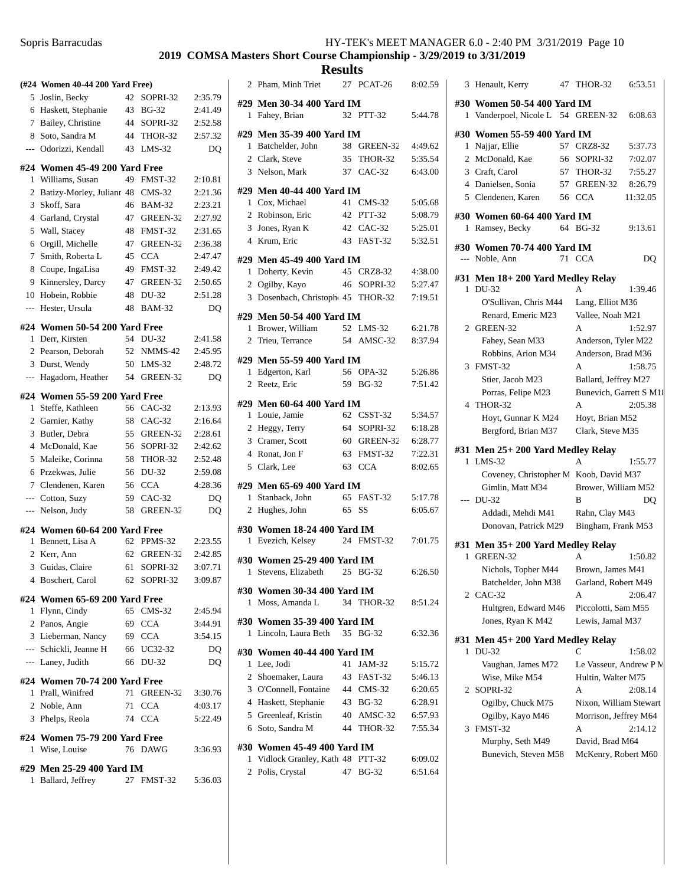## Results

### (#24 Women 40-44 200 Yard Free)

| Place | Name | Age | Team | Time |
|---|---|---|---|---|
| 5 | Joslin, Becky | 42 | SOPRI-32 | 2:35.79 |
| 6 | Haskett, Stephanie | 43 | BG-32 | 2:41.49 |
| 7 | Bailey, Christine | 44 | SOPRI-32 | 2:52.58 |
| 8 | Soto, Sandra M | 44 | THOR-32 | 2:57.32 |
| --- | Odorizzi, Kendall | 43 | LMS-32 | DQ |

### #24 Women 45-49 200 Yard Free

| Place | Name | Age | Team | Time |
|---|---|---|---|---|
| 1 | Williams, Susan | 49 | FMST-32 | 2:10.81 |
| 2 | Batizy-Morley, Julianr | 48 | CMS-32 | 2:21.36 |
| 3 | Skoff, Sara | 46 | BAM-32 | 2:23.21 |
| 4 | Garland, Crystal | 47 | GREEN-32 | 2:27.92 |
| 5 | Wall, Stacey | 48 | FMST-32 | 2:31.65 |
| 6 | Orgill, Michelle | 47 | GREEN-32 | 2:36.38 |
| 7 | Smith, Roberta L | 45 | CCA | 2:47.47 |
| 8 | Coupe, IngaLisa | 49 | FMST-32 | 2:49.42 |
| 9 | Kinnersley, Darcy | 47 | GREEN-32 | 2:50.65 |
| 10 | Hobein, Robbie | 48 | DU-32 | 2:51.28 |
| --- | Hester, Ursula | 48 | BAM-32 | DQ |

### #24 Women 50-54 200 Yard Free

| Place | Name | Age | Team | Time |
|---|---|---|---|---|
| 1 | Derr, Kirsten | 54 | DU-32 | 2:41.58 |
| 2 | Pearson, Deborah | 52 | NMMS-42 | 2:45.95 |
| 3 | Durst, Wendy | 50 | LMS-32 | 2:48.72 |
| --- | Hagadorn, Heather | 54 | GREEN-32 | DQ |

### #24 Women 55-59 200 Yard Free

| Place | Name | Age | Team | Time |
|---|---|---|---|---|
| 1 | Steffe, Kathleen | 56 | CAC-32 | 2:13.93 |
| 2 | Garnier, Kathy | 58 | CAC-32 | 2:16.64 |
| 3 | Butler, Debra | 55 | GREEN-32 | 2:28.61 |
| 4 | McDonald, Kae | 56 | SOPRI-32 | 2:42.62 |
| 5 | Maleike, Corinna | 58 | THOR-32 | 2:52.48 |
| 6 | Przekwas, Julie | 56 | DU-32 | 2:59.08 |
| 7 | Clendenen, Karen | 56 | CCA | 4:28.36 |
| --- | Cotton, Suzy | 59 | CAC-32 | DQ |
| --- | Nelson, Judy | 58 | GREEN-32 | DQ |

### #24 Women 60-64 200 Yard Free

| Place | Name | Age | Team | Time |
|---|---|---|---|---|
| 1 | Bennett, Lisa A | 62 | PPMS-32 | 2:23.55 |
| 2 | Kerr, Ann | 62 | GREEN-32 | 2:42.85 |
| 3 | Guidas, Claire | 61 | SOPRI-32 | 3:07.71 |
| 4 | Boschert, Carol | 62 | SOPRI-32 | 3:09.87 |

### #24 Women 65-69 200 Yard Free

| Place | Name | Age | Team | Time |
|---|---|---|---|---|
| 1 | Flynn, Cindy | 65 | CMS-32 | 2:45.94 |
| 2 | Panos, Angie | 69 | CCA | 3:44.91 |
| 3 | Lieberman, Nancy | 69 | CCA | 3:54.15 |
| --- | Schickli, Jeanne H | 66 | UC32-32 | DQ |
| --- | Laney, Judith | 66 | DU-32 | DQ |

### #24 Women 70-74 200 Yard Free

| Place | Name | Age | Team | Time |
|---|---|---|---|---|
| 1 | Prall, Winifred | 71 | GREEN-32 | 3:30.76 |
| 2 | Noble, Ann | 71 | CCA | 4:03.17 |
| 3 | Phelps, Reola | 74 | CCA | 5:22.49 |

### #24 Women 75-79 200 Yard Free

| Place | Name | Age | Team | Time |
|---|---|---|---|---|
| 1 | Wise, Louise | 76 | DAWG | 3:36.93 |

### #29 Men 25-29 400 Yard IM

| Place | Name | Age | Team | Time |
|---|---|---|---|---|
| 1 | Ballard, Jeffrey | 27 | FMST-32 | 5:36.03 |
| 2 | Pham, Minh Triet | 27 | PCAT-26 | 8:02.59 |

### #29 Men 30-34 400 Yard IM

| Place | Name | Age | Team | Time |
|---|---|---|---|---|
| 1 | Fahey, Brian | 32 | PTT-32 | 5:44.78 |

### #29 Men 35-39 400 Yard IM

| Place | Name | Age | Team | Time |
|---|---|---|---|---|
| 1 | Batchelder, John | 38 | GREEN-32 | 4:49.62 |
| 2 | Clark, Steve | 35 | THOR-32 | 5:35.54 |
| 3 | Nelson, Mark | 37 | CAC-32 | 6:43.00 |

### #29 Men 40-44 400 Yard IM

| Place | Name | Age | Team | Time |
|---|---|---|---|---|
| 1 | Cox, Michael | 41 | CMS-32 | 5:05.68 |
| 2 | Robinson, Eric | 42 | PTT-32 | 5:08.79 |
| 3 | Jones, Ryan K | 42 | CAC-32 | 5:25.01 |
| 4 | Krum, Eric | 43 | FAST-32 | 5:32.51 |

### #29 Men 45-49 400 Yard IM

| Place | Name | Age | Team | Time |
|---|---|---|---|---|
| 1 | Doherty, Kevin | 45 | CRZ8-32 | 4:38.00 |
| 2 | Ogilby, Kayo | 46 | SOPRI-32 | 5:27.47 |
| 3 | Dosenbach, Christoph | 45 | THOR-32 | 7:19.51 |

### #29 Men 50-54 400 Yard IM

| Place | Name | Age | Team | Time |
|---|---|---|---|---|
| 1 | Brower, William | 52 | LMS-32 | 6:21.78 |
| 2 | Trieu, Terrance | 54 | AMSC-32 | 8:37.94 |

### #29 Men 55-59 400 Yard IM

| Place | Name | Age | Team | Time |
|---|---|---|---|---|
| 1 | Edgerton, Karl | 56 | OPA-32 | 5:26.86 |
| 2 | Reetz, Eric | 59 | BG-32 | 7:51.42 |

### #29 Men 60-64 400 Yard IM

| Place | Name | Age | Team | Time |
|---|---|---|---|---|
| 1 | Louie, Jamie | 62 | CSST-32 | 5:34.57 |
| 2 | Heggy, Terry | 64 | SOPRI-32 | 6:18.28 |
| 3 | Cramer, Scott | 60 | GREEN-32 | 6:28.77 |
| 4 | Ronat, Jon F | 63 | FMST-32 | 7:22.31 |
| 5 | Clark, Lee | 63 | CCA | 8:02.65 |

### #29 Men 65-69 400 Yard IM

| Place | Name | Age | Team | Time |
|---|---|---|---|---|
| 1 | Stanback, John | 65 | FAST-32 | 5:17.78 |
| 2 | Hughes, John | 65 | SS | 6:05.67 |

### #30 Women 18-24 400 Yard IM

| Place | Name | Age | Team | Time |
|---|---|---|---|---|
| 1 | Evezich, Kelsey | 24 | FMST-32 | 7:01.75 |

### #30 Women 25-29 400 Yard IM

| Place | Name | Age | Team | Time |
|---|---|---|---|---|
| 1 | Stevens, Elizabeth | 25 | BG-32 | 6:26.50 |

### #30 Women 30-34 400 Yard IM

| Place | Name | Age | Team | Time |
|---|---|---|---|---|
| 1 | Moss, Amanda L | 34 | THOR-32 | 8:51.24 |

### #30 Women 35-39 400 Yard IM

| Place | Name | Age | Team | Time |
|---|---|---|---|---|
| 1 | Lincoln, Laura Beth | 35 | BG-32 | 6:32.36 |

### #30 Women 40-44 400 Yard IM

| Place | Name | Age | Team | Time |
|---|---|---|---|---|
| 1 | Lee, Jodi | 41 | JAM-32 | 5:15.72 |
| 2 | Shoemaker, Laura | 43 | FAST-32 | 5:46.13 |
| 3 | O'Connell, Fontaine | 44 | CMS-32 | 6:20.65 |
| 4 | Haskett, Stephanie | 43 | BG-32 | 6:28.91 |
| 5 | Greenleaf, Kristin | 40 | AMSC-32 | 6:57.93 |
| 6 | Soto, Sandra M | 44 | THOR-32 | 7:55.34 |

### #30 Women 45-49 400 Yard IM

| Place | Name | Age | Team | Time |
|---|---|---|---|---|
| 1 | Vidlock Granley, Kath | 48 | PTT-32 | 6:09.02 |
| 2 | Polis, Crystal | 47 | BG-32 | 6:51.64 |
| 3 | Henault, Kerry | 47 | THOR-32 | 6:53.51 |

### #30 Women 50-54 400 Yard IM

| Place | Name | Age | Team | Time |
|---|---|---|---|---|
| 1 | Vanderpoel, Nicole L | 54 | GREEN-32 | 6:08.63 |

### #30 Women 55-59 400 Yard IM

| Place | Name | Age | Team | Time |
|---|---|---|---|---|
| 1 | Najjar, Ellie | 57 | CRZ8-32 | 5:37.73 |
| 2 | McDonald, Kae | 56 | SOPRI-32 | 7:02.07 |
| 3 | Craft, Carol | 57 | THOR-32 | 7:55.27 |
| 4 | Danielsen, Sonia | 57 | GREEN-32 | 8:26.79 |
| 5 | Clendenen, Karen | 56 | CCA | 11:32.05 |

### #30 Women 60-64 400 Yard IM

| Place | Name | Age | Team | Time |
|---|---|---|---|---|
| 1 | Ramsey, Becky | 64 | BG-32 | 9:13.61 |

### #30 Women 70-74 400 Yard IM

| Place | Name | Age | Team | Time |
|---|---|---|---|---|
| --- | Noble, Ann | 71 | CCA | DQ |

### #31 Men 18+ 200 Yard Medley Relay

| Place | Team | Relay | Time |
|---|---|---|---|
| 1 | DU-32 | A | 1:39.46 |
| | O'Sullivan, Chris M44; Lang, Elliot M36; Renard, Emeric M23; Vallee, Noah M21 | | |
| 2 | GREEN-32 | A | 1:52.97 |
| | Fahey, Sean M33; Anderson, Tyler M22; Robbins, Arion M34; Anderson, Brad M36 | | |
| 3 | FMST-32 | A | 1:58.75 |
| | Stier, Jacob M23; Ballard, Jeffrey M27; Porras, Felipe M23; Bunevich, Garrett S M18 | | |
| 4 | THOR-32 | A | 2:05.38 |
| | Hoyt, Gunnar K M24; Hoyt, Brian M52; Bergford, Brian M37; Clark, Steve M35 | | |

### #31 Men 25+ 200 Yard Medley Relay

| Place | Team | Relay | Time |
|---|---|---|---|
| 1 | LMS-32 | A | 1:55.77 |
| | Coveney, Christopher M; Koob, David M37; Gimlin, Matt M34; Brower, William M52 | | |
| --- | DU-32 | B | DQ |
| | Addadi, Mehdi M41; Rahn, Clay M43; Donovan, Patrick M29; Bingham, Frank M53 | | |

### #31 Men 35+ 200 Yard Medley Relay

| Place | Team | Relay | Time |
|---|---|---|---|
| 1 | GREEN-32 | A | 1:50.82 |
| | Nichols, Topher M44; Brown, James M41; Batchelder, John M38; Garland, Robert M49 | | |
| 2 | CAC-32 | A | 2:06.47 |
| | Hultgren, Edward M46; Piccolotti, Sam M55; Jones, Ryan K M42; Lewis, Jamal M37 | | |

### #31 Men 45+ 200 Yard Medley Relay

| Place | Team | Relay | Time |
|---|---|---|---|
| 1 | DU-32 | C | 1:58.02 |
| | Vaughan, James M72; Le Vasseur, Andrew P M; Wise, Mike M54; Hultin, Walter M75 | | |
| 2 | SOPRI-32 | A | 2:08.14 |
| | Ogilby, Chuck M75; Nixon, William Stewart; Ogilby, Kayo M46; Morrison, Jeffrey M64 | | |
| 3 | FMST-32 | A | 2:14.12 |
| | Murphy, Seth M49; David, Brad M64; Bunevich, Steven M58; McKenry, Robert M60 | | |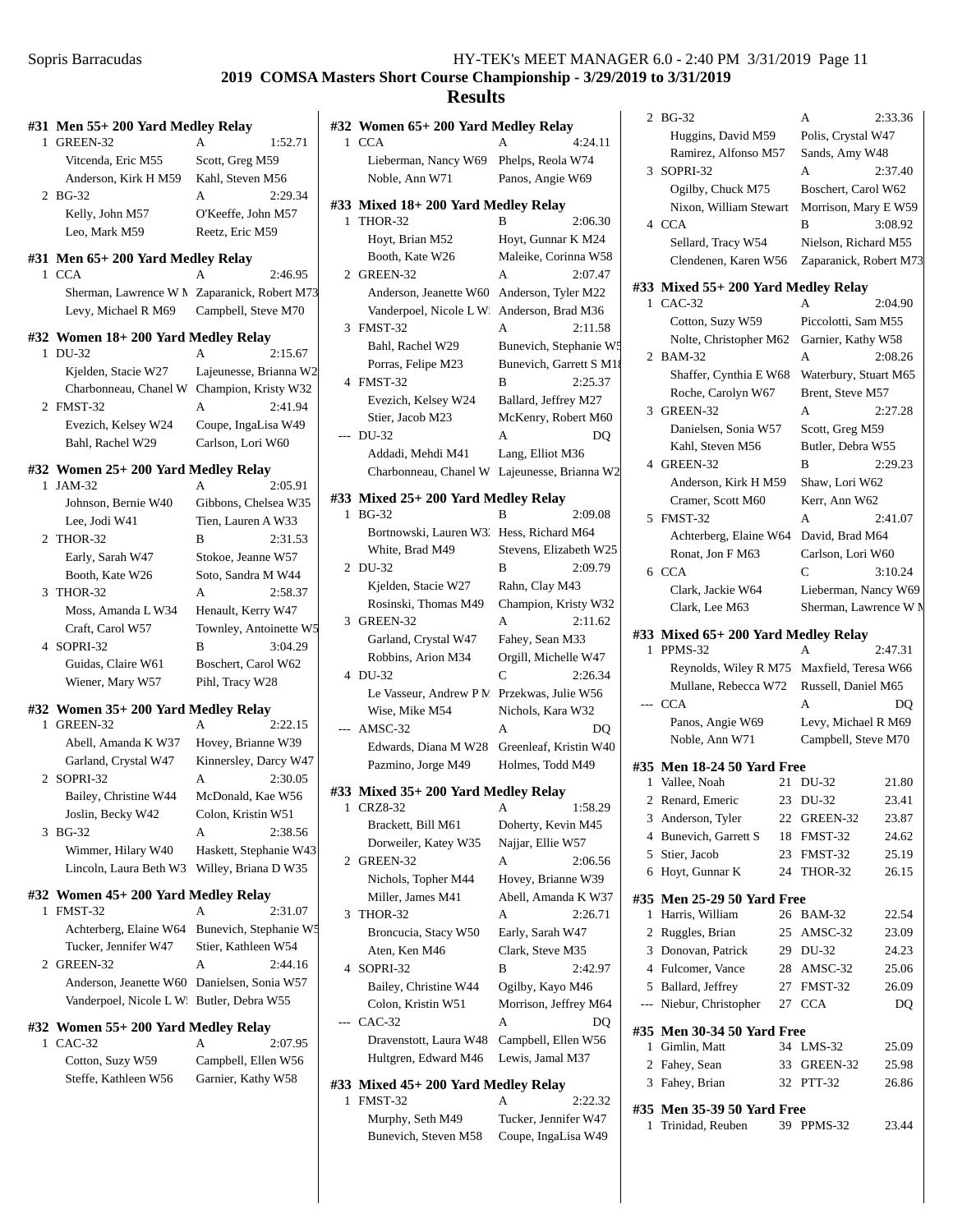## 2019 COMSA Masters Short Course Championship - 3/29/2019 to 3/31/2019

## Results

### #31 Men 55+ 200 Yard Medley Relay

| | Team | Relay | Time |
|---|---|---|---|
| 1 | GREEN-32 | A | 1:52.71 |
| | Vitcenda, Eric M55 | Scott, Greg M59 | |
| | Anderson, Kirk H M59 | Kahl, Steven M56 | |
| 2 | BG-32 | A | 2:29.34 |
| | Kelly, John M57 | O'Keeffe, John M57 | |
| | Leo, Mark M59 | Reetz, Eric M59 | |

### #31 Men 65+ 200 Yard Medley Relay

| | Team | Relay | Time |
|---|---|---|---|
| 1 | CCA | A | 2:46.95 |
| | Sherman, Lawrence W M | Zaparanick, Robert M73 | |
| | Levy, Michael R M69 | Campbell, Steve M70 | |

### #32 Women 18+ 200 Yard Medley Relay

| | Team | Relay | Time |
|---|---|---|---|
| 1 | DU-32 | A | 2:15.67 |
| | Kjelden, Stacie W27 | Lajeunesse, Brianna W2 | |
| | Charbonneau, Chanel W | Champion, Kristy W32 | |
| 2 | FMST-32 | A | 2:41.94 |
| | Evezich, Kelsey W24 | Coupe, IngaLisa W49 | |
| | Bahl, Rachel W29 | Carlson, Lori W60 | |

### #32 Women 25+ 200 Yard Medley Relay

| | Team | Relay | Time |
|---|---|---|---|
| 1 | JAM-32 | A | 2:05.91 |
| | Johnson, Bernie W40 | Gibbons, Chelsea W35 | |
| | Lee, Jodi W41 | Tien, Lauren A W33 | |
| 2 | THOR-32 | B | 2:31.53 |
| | Early, Sarah W47 | Stokoe, Jeanne W57 | |
| | Booth, Kate W26 | Soto, Sandra M W44 | |
| 3 | THOR-32 | A | 2:58.37 |
| | Moss, Amanda L W34 | Henault, Kerry W47 | |
| | Craft, Carol W57 | Townley, Antoinette W5 | |
| 4 | SOPRI-32 | B | 3:04.29 |
| | Guidas, Claire W61 | Boschert, Carol W62 | |
| | Wiener, Mary W57 | Pihl, Tracy W28 | |

### #32 Women 35+ 200 Yard Medley Relay

| | Team | Relay | Time |
|---|---|---|---|
| 1 | GREEN-32 | A | 2:22.15 |
| | Abell, Amanda K W37 | Hovey, Brianne W39 | |
| | Garland, Crystal W47 | Kinnersley, Darcy W47 | |
| 2 | SOPRI-32 | A | 2:30.05 |
| | Bailey, Christine W44 | McDonald, Kae W56 | |
| | Joslin, Becky W42 | Colon, Kristin W51 | |
| 3 | BG-32 | A | 2:38.56 |
| | Wimmer, Hilary W40 | Haskett, Stephanie W43 | |
| | Lincoln, Laura Beth W3 | Willey, Briana D W35 | |

### #32 Women 45+ 200 Yard Medley Relay

| | Team | Relay | Time |
|---|---|---|---|
| 1 | FMST-32 | A | 2:31.07 |
| | Achterberg, Elaine W64 | Bunevich, Stephanie W5 | |
| | Tucker, Jennifer W47 | Stier, Kathleen W54 | |
| 2 | GREEN-32 | A | 2:44.16 |
| | Anderson, Jeanette W60 | Danielsen, Sonia W57 | |
| | Vanderpoel, Nicole L W | Butler, Debra W55 | |

### #32 Women 55+ 200 Yard Medley Relay

| | Team | Relay | Time |
|---|---|---|---|
| 1 | CAC-32 | A | 2:07.95 |
| | Cotton, Suzy W59 | Campbell, Ellen W56 | |
| | Steffe, Kathleen W56 | Garnier, Kathy W58 | |

### #32 Women 65+ 200 Yard Medley Relay

| | Team | Relay | Time |
|---|---|---|---|
| 1 | CCA | A | 4:24.11 |
| | Lieberman, Nancy W69 | Phelps, Reola W74 | |
| | Noble, Ann W71 | Panos, Angie W69 | |

### #33 Mixed 18+ 200 Yard Medley Relay

| | Team | Relay | Time |
|---|---|---|---|
| 1 | THOR-32 | B | 2:06.30 |
| | Hoyt, Brian M52 | Hoyt, Gunnar K M24 | |
| | Booth, Kate W26 | Maleike, Corinna W58 | |
| 2 | GREEN-32 | A | 2:07.47 |
| | Anderson, Jeanette W60 | Anderson, Tyler M22 | |
| | Vanderpoel, Nicole L W | Anderson, Brad M36 | |
| 3 | FMST-32 | A | 2:11.58 |
| | Bahl, Rachel W29 | Bunevich, Stephanie W5 | |
| | Porras, Felipe M23 | Bunevich, Garrett S M18 | |
| 4 | FMST-32 | B | 2:25.37 |
| | Evezich, Kelsey W24 | Ballard, Jeffrey M27 | |
| | Stier, Jacob M23 | McKenry, Robert M60 | |
| --- | DU-32 | A | DQ |
| | Addadi, Mehdi M41 | Lang, Elliot M36 | |
| | Charbonneau, Chanel W | Lajeunesse, Brianna W2 | |

### #33 Mixed 25+ 200 Yard Medley Relay

| | Team | Relay | Time |
|---|---|---|---|
| 1 | BG-32 | B | 2:09.08 |
| | Bortnowski, Lauren W3 | Hess, Richard M64 | |
| | White, Brad M49 | Stevens, Elizabeth W25 | |
| 2 | DU-32 | B | 2:09.79 |
| | Kjelden, Stacie W27 | Rahn, Clay M43 | |
| | Rosinski, Thomas M49 | Champion, Kristy W32 | |
| 3 | GREEN-32 | A | 2:11.62 |
| | Garland, Crystal W47 | Fahey, Sean M33 | |
| | Robbins, Arion M34 | Orgill, Michelle W47 | |
| 4 | DU-32 | C | 2:26.34 |
| | Le Vasseur, Andrew P M | Przekwas, Julie W56 | |
| | Wise, Mike M54 | Nichols, Kara W32 | |
| --- | AMSC-32 | A | DQ |
| | Edwards, Diana M W28 | Greenleaf, Kristin W40 | |
| | Pazmino, Jorge M49 | Holmes, Todd M49 | |

### #33 Mixed 35+ 200 Yard Medley Relay

| | Team | Relay | Time |
|---|---|---|---|
| 1 | CRZ8-32 | A | 1:58.29 |
| | Brackett, Bill M61 | Doherty, Kevin M45 | |
| | Dorweiler, Katey W35 | Najjar, Ellie W57 | |
| 2 | GREEN-32 | A | 2:06.56 |
| | Nichols, Topher M44 | Hovey, Brianne W39 | |
| | Miller, James M41 | Abell, Amanda K W37 | |
| 3 | THOR-32 | A | 2:26.71 |
| | Broncucia, Stacy W50 | Early, Sarah W47 | |
| | Aten, Ken M46 | Clark, Steve M35 | |
| 4 | SOPRI-32 | B | 2:42.97 |
| | Bailey, Christine W44 | Ogilby, Kayo M46 | |
| | Colon, Kristin W51 | Morrison, Jeffrey M64 | |
| --- | CAC-32 | A | DQ |
| | Dravenstott, Laura W48 | Campbell, Ellen W56 | |
| | Hultgren, Edward M46 | Lewis, Jamal M37 | |

### #33 Mixed 45+ 200 Yard Medley Relay

| | Team | Relay | Time |
|---|---|---|---|
| 1 | FMST-32 | A | 2:22.32 |
| | Murphy, Seth M49 | Tucker, Jennifer W47 | |
| | Bunevich, Steven M58 | Coupe, IngaLisa W49 | |
| 2 | BG-32 | A | 2:33.36 |
| | Huggins, David M59 | Polis, Crystal W47 | |
| | Ramirez, Alfonso M57 | Sands, Amy W48 | |
| 3 | SOPRI-32 | A | 2:37.40 |
| | Ogilby, Chuck M75 | Boschert, Carol W62 | |
| | Nixon, William Stewart | Morrison, Mary E W59 | |
| 4 | CCA | B | 3:08.92 |
| | Sellard, Tracy W54 | Nielson, Richard M55 | |
| | Clendenen, Karen W56 | Zaparanick, Robert M73 | |

### #33 Mixed 55+ 200 Yard Medley Relay

| | Team | Relay | Time |
|---|---|---|---|
| 1 | CAC-32 | A | 2:04.90 |
| | Cotton, Suzy W59 | Piccolotti, Sam M55 | |
| | Nolte, Christopher M62 | Garnier, Kathy W58 | |
| 2 | BAM-32 | A | 2:08.26 |
| | Shaffer, Cynthia E W68 | Waterbury, Stuart M65 | |
| | Roche, Carolyn W67 | Brent, Steve M57 | |
| 3 | GREEN-32 | A | 2:27.28 |
| | Danielsen, Sonia W57 | Scott, Greg M59 | |
| | Kahl, Steven M56 | Butler, Debra W55 | |
| 4 | GREEN-32 | B | 2:29.23 |
| | Anderson, Kirk H M59 | Shaw, Lori W62 | |
| | Cramer, Scott M60 | Kerr, Ann W62 | |
| 5 | FMST-32 | A | 2:41.07 |
| | Achterberg, Elaine W64 | David, Brad M64 | |
| | Ronat, Jon F M63 | Carlson, Lori W60 | |
| 6 | CCA | C | 3:10.24 |
| | Clark, Jackie W64 | Lieberman, Nancy W69 | |
| | Clark, Lee M63 | Sherman, Lawrence W M | |

### #33 Mixed 65+ 200 Yard Medley Relay

| | Team | Relay | Time |
|---|---|---|---|
| 1 | PPMS-32 | A | 2:47.31 |
| | Reynolds, Wiley R M75 | Maxfield, Teresa W66 | |
| | Mullane, Rebecca W72 | Russell, Daniel M65 | |
| --- | CCA | A | DQ |
| | Panos, Angie W69 | Levy, Michael R M69 | |
| | Noble, Ann W71 | Campbell, Steve M70 | |

### #35 Men 18-24 50 Yard Free

| | Name | Age | Team | Time |
|---|---|---|---|---|
| 1 | Vallee, Noah | 21 | DU-32 | 21.80 |
| 2 | Renard, Emeric | 23 | DU-32 | 23.41 |
| 3 | Anderson, Tyler | 22 | GREEN-32 | 23.87 |
| 4 | Bunevich, Garrett S | 18 | FMST-32 | 24.62 |
| 5 | Stier, Jacob | 23 | FMST-32 | 25.19 |
| 6 | Hoyt, Gunnar K | 24 | THOR-32 | 26.15 |

### #35 Men 25-29 50 Yard Free

| | Name | Age | Team | Time |
|---|---|---|---|---|
| 1 | Harris, William | 26 | BAM-32 | 22.54 |
| 2 | Ruggles, Brian | 25 | AMSC-32 | 23.09 |
| 3 | Donovan, Patrick | 29 | DU-32 | 24.23 |
| 4 | Fulcomer, Vance | 28 | AMSC-32 | 25.06 |
| 5 | Ballard, Jeffrey | 27 | FMST-32 | 26.09 |
| --- | Niebur, Christopher | 27 | CCA | DQ |

### #35 Men 30-34 50 Yard Free

| | Name | Age | Team | Time |
|---|---|---|---|---|
| 1 | Gimlin, Matt | 34 | LMS-32 | 25.09 |
| 2 | Fahey, Sean | 33 | GREEN-32 | 25.98 |
| 3 | Fahey, Brian | 32 | PTT-32 | 26.86 |

### #35 Men 35-39 50 Yard Free

| | Name | Age | Team | Time |
|---|---|---|---|---|
| 1 | Trinidad, Reuben | 39 | PPMS-32 | 23.44 |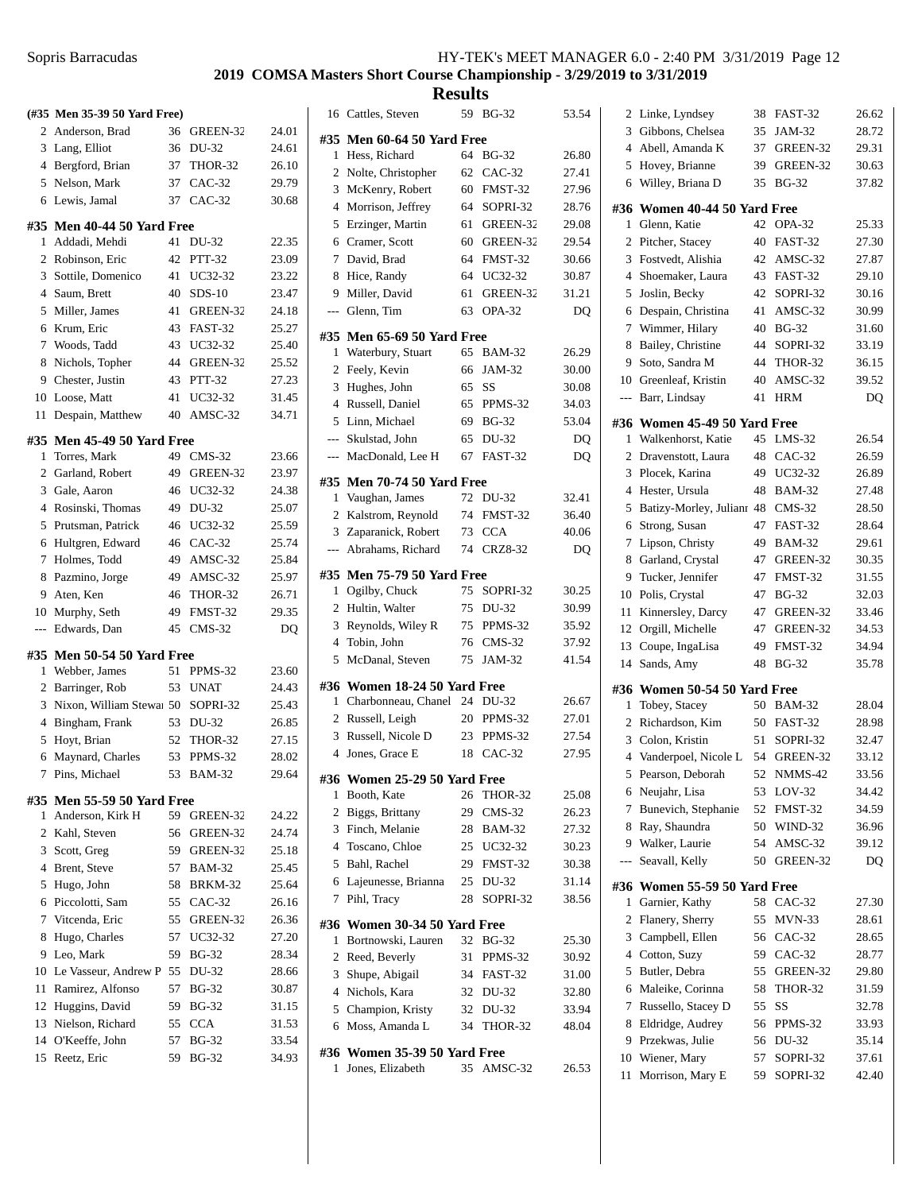Sopris Barracudas — HY-TEK's MEET MANAGER 6.0 - 2:40 PM 3/31/2019 Page 12

## 2019 COMSA Masters Short Course Championship - 3/29/2019 to 3/31/2019

### Results

**(#35 Men 35-39 50 Yard Free)**

| Place | Name | Age | Team | Time |
|---|---|---|---|---|
| 2 | Anderson, Brad | 36 | GREEN-32 | 24.01 |
| 3 | Lang, Elliot | 36 | DU-32 | 24.61 |
| 4 | Bergford, Brian | 37 | THOR-32 | 26.10 |
| 5 | Nelson, Mark | 37 | CAC-32 | 29.79 |
| 6 | Lewis, Jamal | 37 | CAC-32 | 30.68 |

**#35 Men 40-44 50 Yard Free**

| Place | Name | Age | Team | Time |
|---|---|---|---|---|
| 1 | Addadi, Mehdi | 41 | DU-32 | 22.35 |
| 2 | Robinson, Eric | 42 | PTT-32 | 23.09 |
| 3 | Sottile, Domenico | 41 | UC32-32 | 23.22 |
| 4 | Saum, Brett | 40 | SDS-10 | 23.47 |
| 5 | Miller, James | 41 | GREEN-32 | 24.18 |
| 6 | Krum, Eric | 43 | FAST-32 | 25.27 |
| 7 | Woods, Tadd | 43 | UC32-32 | 25.40 |
| 8 | Nichols, Topher | 44 | GREEN-32 | 25.52 |
| 9 | Chester, Justin | 43 | PTT-32 | 27.23 |
| 10 | Loose, Matt | 41 | UC32-32 | 31.45 |
| 11 | Despain, Matthew | 40 | AMSC-32 | 34.71 |

**#35 Men 45-49 50 Yard Free**

| Place | Name | Age | Team | Time |
|---|---|---|---|---|
| 1 | Torres, Mark | 49 | CMS-32 | 23.66 |
| 2 | Garland, Robert | 49 | GREEN-32 | 23.97 |
| 3 | Gale, Aaron | 46 | UC32-32 | 24.38 |
| 4 | Rosinski, Thomas | 49 | DU-32 | 25.07 |
| 5 | Prutsman, Patrick | 46 | UC32-32 | 25.59 |
| 6 | Hultgren, Edward | 46 | CAC-32 | 25.74 |
| 7 | Holmes, Todd | 49 | AMSC-32 | 25.84 |
| 8 | Pazmino, Jorge | 49 | AMSC-32 | 25.97 |
| 9 | Aten, Ken | 46 | THOR-32 | 26.71 |
| 10 | Murphy, Seth | 49 | FMST-32 | 29.35 |
| --- | Edwards, Dan | 45 | CMS-32 | DQ |

**#35 Men 50-54 50 Yard Free**

| Place | Name | Age | Team | Time |
|---|---|---|---|---|
| 1 | Webber, James | 51 | PPMS-32 | 23.60 |
| 2 | Barringer, Rob | 53 | UNAT | 24.43 |
| 3 | Nixon, William Stewa | 50 | SOPRI-32 | 25.43 |
| 4 | Bingham, Frank | 53 | DU-32 | 26.85 |
| 5 | Hoyt, Brian | 52 | THOR-32 | 27.15 |
| 6 | Maynard, Charles | 53 | PPMS-32 | 28.02 |
| 7 | Pins, Michael | 53 | BAM-32 | 29.64 |

**#35 Men 55-59 50 Yard Free**

| Place | Name | Age | Team | Time |
|---|---|---|---|---|
| 1 | Anderson, Kirk H | 59 | GREEN-32 | 24.22 |
| 2 | Kahl, Steven | 56 | GREEN-32 | 24.74 |
| 3 | Scott, Greg | 59 | GREEN-32 | 25.18 |
| 4 | Brent, Steve | 57 | BAM-32 | 25.45 |
| 5 | Hugo, John | 58 | BRKM-32 | 25.64 |
| 6 | Piccolotti, Sam | 55 | CAC-32 | 26.16 |
| 7 | Vitcenda, Eric | 55 | GREEN-32 | 26.36 |
| 8 | Hugo, Charles | 57 | UC32-32 | 27.20 |
| 9 | Leo, Mark | 59 | BG-32 | 28.34 |
| 10 | Le Vasseur, Andrew P | 55 | DU-32 | 28.66 |
| 11 | Ramirez, Alfonso | 57 | BG-32 | 30.87 |
| 12 | Huggins, David | 59 | BG-32 | 31.15 |
| 13 | Nielson, Richard | 55 | CCA | 31.53 |
| 14 | O'Keeffe, John | 57 | BG-32 | 33.54 |
| 15 | Reetz, Eric | 59 | BG-32 | 34.93 |
| 16 | Cattles, Steven | 59 | BG-32 | 53.54 |

**#35 Men 60-64 50 Yard Free**

| Place | Name | Age | Team | Time |
|---|---|---|---|---|
| 1 | Hess, Richard | 64 | BG-32 | 26.80 |
| 2 | Nolte, Christopher | 62 | CAC-32 | 27.41 |
| 3 | McKenry, Robert | 60 | FMST-32 | 27.96 |
| 4 | Morrison, Jeffrey | 64 | SOPRI-32 | 28.76 |
| 5 | Erzinger, Martin | 61 | GREEN-32 | 29.08 |
| 6 | Cramer, Scott | 60 | GREEN-32 | 29.54 |
| 7 | David, Brad | 64 | FMST-32 | 30.66 |
| 8 | Hice, Randy | 64 | UC32-32 | 30.87 |
| 9 | Miller, David | 61 | GREEN-32 | 31.21 |
| --- | Glenn, Tim | 63 | OPA-32 | DQ |

**#35 Men 65-69 50 Yard Free**

| Place | Name | Age | Team | Time |
|---|---|---|---|---|
| 1 | Waterbury, Stuart | 65 | BAM-32 | 26.29 |
| 2 | Feely, Kevin | 66 | JAM-32 | 30.00 |
| 3 | Hughes, John | 65 | SS | 30.08 |
| 4 | Russell, Daniel | 65 | PPMS-32 | 34.03 |
| 5 | Linn, Michael | 69 | BG-32 | 53.04 |
| --- | Skulstad, John | 65 | DU-32 | DQ |
| --- | MacDonald, Lee H | 67 | FAST-32 | DQ |

**#35 Men 70-74 50 Yard Free**

| Place | Name | Age | Team | Time |
|---|---|---|---|---|
| 1 | Vaughan, James | 72 | DU-32 | 32.41 |
| 2 | Kalstrom, Reynold | 74 | FMST-32 | 36.40 |
| 3 | Zaparanick, Robert | 73 | CCA | 40.06 |
| --- | Abrahams, Richard | 74 | CRZ8-32 | DQ |

**#35 Men 75-79 50 Yard Free**

| Place | Name | Age | Team | Time |
|---|---|---|---|---|
| 1 | Ogilby, Chuck | 75 | SOPRI-32 | 30.25 |
| 2 | Hultin, Walter | 75 | DU-32 | 30.99 |
| 3 | Reynolds, Wiley R | 75 | PPMS-32 | 35.92 |
| 4 | Tobin, John | 76 | CMS-32 | 37.92 |
| 5 | McDanal, Steven | 75 | JAM-32 | 41.54 |

**#36 Women 18-24 50 Yard Free**

| Place | Name | Age | Team | Time |
|---|---|---|---|---|
| 1 | Charbonneau, Chanel | 24 | DU-32 | 26.67 |
| 2 | Russell, Leigh | 20 | PPMS-32 | 27.01 |
| 3 | Russell, Nicole D | 23 | PPMS-32 | 27.54 |
| 4 | Jones, Grace E | 18 | CAC-32 | 27.95 |

**#36 Women 25-29 50 Yard Free**

| Place | Name | Age | Team | Time |
|---|---|---|---|---|
| 1 | Booth, Kate | 26 | THOR-32 | 25.08 |
| 2 | Biggs, Brittany | 29 | CMS-32 | 26.23 |
| 3 | Finch, Melanie | 28 | BAM-32 | 27.32 |
| 4 | Toscano, Chloe | 25 | UC32-32 | 30.23 |
| 5 | Bahl, Rachel | 29 | FMST-32 | 30.38 |
| 6 | Lajeunesse, Brianna | 25 | DU-32 | 31.14 |
| 7 | Pihl, Tracy | 28 | SOPRI-32 | 38.56 |

**#36 Women 30-34 50 Yard Free**

| Place | Name | Age | Team | Time |
|---|---|---|---|---|
| 1 | Bortnowski, Lauren | 32 | BG-32 | 25.30 |
| 2 | Reed, Beverly | 31 | PPMS-32 | 30.92 |
| 3 | Shupe, Abigail | 34 | FAST-32 | 31.00 |
| 4 | Nichols, Kara | 32 | DU-32 | 32.80 |
| 5 | Champion, Kristy | 32 | DU-32 | 33.94 |
| 6 | Moss, Amanda L | 34 | THOR-32 | 48.04 |

**#36 Women 35-39 50 Yard Free**

| Place | Name | Age | Team | Time |
|---|---|---|---|---|
| 1 | Jones, Elizabeth | 35 | AMSC-32 | 26.53 |
| 2 | Linke, Lyndsey | 38 | FAST-32 | 26.62 |
| 3 | Gibbons, Chelsea | 35 | JAM-32 | 28.72 |
| 4 | Abell, Amanda K | 37 | GREEN-32 | 29.31 |
| 5 | Hovey, Brianne | 39 | GREEN-32 | 30.63 |
| 6 | Willey, Briana D | 35 | BG-32 | 37.82 |

**#36 Women 40-44 50 Yard Free**

| Place | Name | Age | Team | Time |
|---|---|---|---|---|
| 1 | Glenn, Katie | 42 | OPA-32 | 25.33 |
| 2 | Pitcher, Stacey | 40 | FAST-32 | 27.30 |
| 3 | Fostvedt, Alishia | 42 | AMSC-32 | 27.87 |
| 4 | Shoemaker, Laura | 43 | FAST-32 | 29.10 |
| 5 | Joslin, Becky | 42 | SOPRI-32 | 30.16 |
| 6 | Despain, Christina | 41 | AMSC-32 | 30.99 |
| 7 | Wimmer, Hilary | 40 | BG-32 | 31.60 |
| 8 | Bailey, Christine | 44 | SOPRI-32 | 33.19 |
| 9 | Soto, Sandra M | 44 | THOR-32 | 36.15 |
| 10 | Greenleaf, Kristin | 40 | AMSC-32 | 39.52 |
| --- | Barr, Lindsay | 41 | HRM | DQ |

**#36 Women 45-49 50 Yard Free**

| Place | Name | Age | Team | Time |
|---|---|---|---|---|
| 1 | Walkenhorst, Katie | 45 | LMS-32 | 26.54 |
| 2 | Dravenstott, Laura | 48 | CAC-32 | 26.59 |
| 3 | Plocek, Karina | 49 | UC32-32 | 26.89 |
| 4 | Hester, Ursula | 48 | BAM-32 | 27.48 |
| 5 | Batizy-Morley, Julian | 48 | CMS-32 | 28.50 |
| 6 | Strong, Susan | 47 | FAST-32 | 28.64 |
| 7 | Lipson, Christy | 49 | BAM-32 | 29.61 |
| 8 | Garland, Crystal | 47 | GREEN-32 | 30.35 |
| 9 | Tucker, Jennifer | 47 | FMST-32 | 31.55 |
| 10 | Polis, Crystal | 47 | BG-32 | 32.03 |
| 11 | Kinnersley, Darcy | 47 | GREEN-32 | 33.46 |
| 12 | Orgill, Michelle | 47 | GREEN-32 | 34.53 |
| 13 | Coupe, IngaLisa | 49 | FMST-32 | 34.94 |
| 14 | Sands, Amy | 48 | BG-32 | 35.78 |

**#36 Women 50-54 50 Yard Free**

| Place | Name | Age | Team | Time |
|---|---|---|---|---|
| 1 | Tobey, Stacey | 50 | BAM-32 | 28.04 |
| 2 | Richardson, Kim | 50 | FAST-32 | 28.98 |
| 3 | Colon, Kristin | 51 | SOPRI-32 | 32.47 |
| 4 | Vanderpoel, Nicole L | 54 | GREEN-32 | 33.12 |
| 5 | Pearson, Deborah | 52 | NMMS-42 | 33.56 |
| 6 | Neujahr, Lisa | 53 | LOV-32 | 34.42 |
| 7 | Bunevich, Stephanie | 52 | FMST-32 | 34.59 |
| 8 | Ray, Shaundra | 50 | WIND-32 | 36.96 |
| 9 | Walker, Laurie | 54 | AMSC-32 | 39.12 |
| --- | Seavall, Kelly | 50 | GREEN-32 | DQ |

**#36 Women 55-59 50 Yard Free**

| Place | Name | Age | Team | Time |
|---|---|---|---|---|
| 1 | Garnier, Kathy | 58 | CAC-32 | 27.30 |
| 2 | Flanery, Sherry | 55 | MVN-33 | 28.61 |
| 3 | Campbell, Ellen | 56 | CAC-32 | 28.65 |
| 4 | Cotton, Suzy | 59 | CAC-32 | 28.77 |
| 5 | Butler, Debra | 55 | GREEN-32 | 29.80 |
| 6 | Maleike, Corinna | 58 | THOR-32 | 31.59 |
| 7 | Russello, Stacey D | 55 | SS | 32.78 |
| 8 | Eldridge, Audrey | 56 | PPMS-32 | 33.93 |
| 9 | Przekwas, Julie | 56 | DU-32 | 35.14 |
| 10 | Wiener, Mary | 57 | SOPRI-32 | 37.61 |
| 11 | Morrison, Mary E | 59 | SOPRI-32 | 42.40 |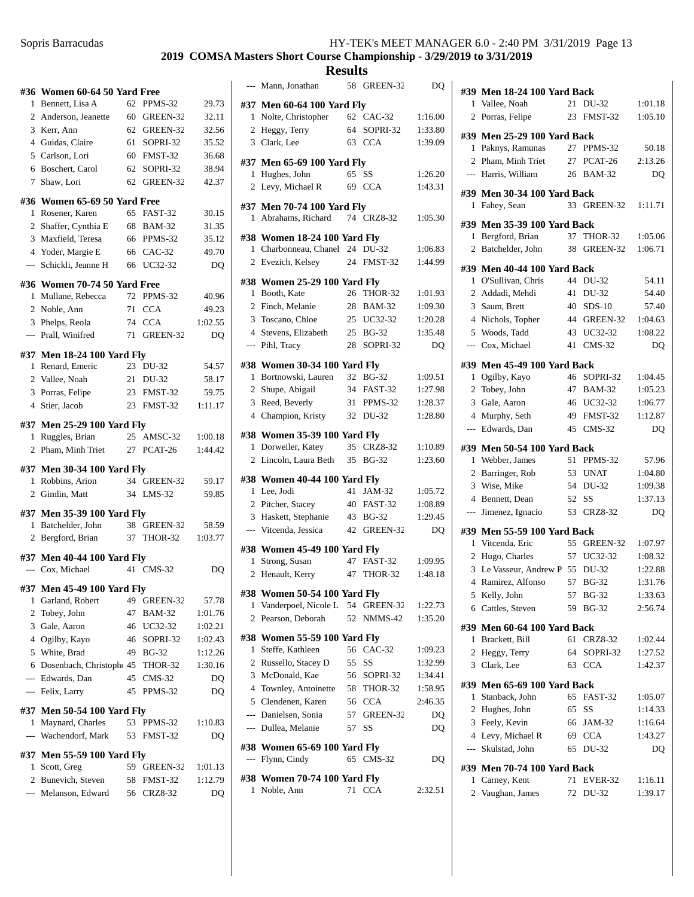## 2019 COMSA Masters Short Course Championship - 3/29/2019 to 3/31/2019

## Results

### #36 Women 60-64 50 Yard Free

| | Name | Age | Team | Time |
|---|---|---|---|---|
| 1 | Bennett, Lisa A | 62 | PPMS-32 | 29.73 |
| 2 | Anderson, Jeanette | 60 | GREEN-32 | 32.11 |
| 3 | Kerr, Ann | 62 | GREEN-32 | 32.56 |
| 4 | Guidas, Claire | 61 | SOPRI-32 | 35.52 |
| 5 | Carlson, Lori | 60 | FMST-32 | 36.68 |
| 6 | Boschert, Carol | 62 | SOPRI-32 | 38.94 |
| 7 | Shaw, Lori | 62 | GREEN-32 | 42.37 |

### #36 Women 65-69 50 Yard Free

| | Name | Age | Team | Time |
|---|---|---|---|---|
| 1 | Rosener, Karen | 65 | FAST-32 | 30.15 |
| 2 | Shaffer, Cynthia E | 68 | BAM-32 | 31.35 |
| 3 | Maxfield, Teresa | 66 | PPMS-32 | 35.12 |
| 4 | Yoder, Margie E | 66 | CAC-32 | 49.70 |
| --- | Schickli, Jeanne H | 66 | UC32-32 | DQ |

### #36 Women 70-74 50 Yard Free

| | Name | Age | Team | Time |
|---|---|---|---|---|
| 1 | Mullane, Rebecca | 72 | PPMS-32 | 40.96 |
| 2 | Noble, Ann | 71 | CCA | 49.23 |
| 3 | Phelps, Reola | 74 | CCA | 1:02.55 |
| --- | Prall, Winifred | 71 | GREEN-32 | DQ |

### #37 Men 18-24 100 Yard Fly

| | Name | Age | Team | Time |
|---|---|---|---|---|
| 1 | Renard, Emeric | 23 | DU-32 | 54.57 |
| 2 | Vallee, Noah | 21 | DU-32 | 58.17 |
| 3 | Porras, Felipe | 23 | FMST-32 | 59.75 |
| 4 | Stier, Jacob | 23 | FMST-32 | 1:11.17 |

### #37 Men 25-29 100 Yard Fly

| | Name | Age | Team | Time |
|---|---|---|---|---|
| 1 | Ruggles, Brian | 25 | AMSC-32 | 1:00.18 |
| 2 | Pham, Minh Triet | 27 | PCAT-26 | 1:44.42 |

### #37 Men 30-34 100 Yard Fly

| | Name | Age | Team | Time |
|---|---|---|---|---|
| 1 | Robbins, Arion | 34 | GREEN-32 | 59.17 |
| 2 | Gimlin, Matt | 34 | LMS-32 | 59.85 |

### #37 Men 35-39 100 Yard Fly

| | Name | Age | Team | Time |
|---|---|---|---|---|
| 1 | Batchelder, John | 38 | GREEN-32 | 58.59 |
| 2 | Bergford, Brian | 37 | THOR-32 | 1:03.77 |

### #37 Men 40-44 100 Yard Fly

| | Name | Age | Team | Time |
|---|---|---|---|---|
| --- | Cox, Michael | 41 | CMS-32 | DQ |

### #37 Men 45-49 100 Yard Fly

| | Name | Age | Team | Time |
|---|---|---|---|---|
| 1 | Garland, Robert | 49 | GREEN-32 | 57.78 |
| 2 | Tobey, John | 47 | BAM-32 | 1:01.76 |
| 3 | Gale, Aaron | 46 | UC32-32 | 1:02.21 |
| 4 | Ogilby, Kayo | 46 | SOPRI-32 | 1:02.43 |
| 5 | White, Brad | 49 | BG-32 | 1:12.26 |
| 6 | Dosenbach, Christoph | 45 | THOR-32 | 1:30.16 |
| --- | Edwards, Dan | 45 | CMS-32 | DQ |
| --- | Felix, Larry | 45 | PPMS-32 | DQ |

### #37 Men 50-54 100 Yard Fly

| | Name | Age | Team | Time |
|---|---|---|---|---|
| 1 | Maynard, Charles | 53 | PPMS-32 | 1:10.83 |
| --- | Wachendorf, Mark | 53 | FMST-32 | DQ |

### #37 Men 55-59 100 Yard Fly

| | Name | Age | Team | Time |
|---|---|---|---|---|
| 1 | Scott, Greg | 59 | GREEN-32 | 1:01.13 |
| 2 | Bunevich, Steven | 58 | FMST-32 | 1:12.79 |
| --- | Melanson, Edward | 56 | CRZ8-32 | DQ |
| --- | Mann, Jonathan | 58 | GREEN-32 | DQ |

### #37 Men 60-64 100 Yard Fly

| | Name | Age | Team | Time |
|---|---|---|---|---|
| 1 | Nolte, Christopher | 62 | CAC-32 | 1:16.00 |
| 2 | Heggy, Terry | 64 | SOPRI-32 | 1:33.80 |
| 3 | Clark, Lee | 63 | CCA | 1:39.09 |

### #37 Men 65-69 100 Yard Fly

| | Name | Age | Team | Time |
|---|---|---|---|---|
| 1 | Hughes, John | 65 | SS | 1:26.20 |
| 2 | Levy, Michael R | 69 | CCA | 1:43.31 |

### #37 Men 70-74 100 Yard Fly

| | Name | Age | Team | Time |
|---|---|---|---|---|
| 1 | Abrahams, Richard | 74 | CRZ8-32 | 1:05.30 |

### #38 Women 18-24 100 Yard Fly

| | Name | Age | Team | Time |
|---|---|---|---|---|
| 1 | Charbonneau, Chanel | 24 | DU-32 | 1:06.83 |
| 2 | Evezich, Kelsey | 24 | FMST-32 | 1:44.99 |

### #38 Women 25-29 100 Yard Fly

| | Name | Age | Team | Time |
|---|---|---|---|---|
| 1 | Booth, Kate | 26 | THOR-32 | 1:01.93 |
| 2 | Finch, Melanie | 28 | BAM-32 | 1:09.30 |
| 3 | Toscano, Chloe | 25 | UC32-32 | 1:20.28 |
| 4 | Stevens, Elizabeth | 25 | BG-32 | 1:35.48 |
| --- | Pihl, Tracy | 28 | SOPRI-32 | DQ |

### #38 Women 30-34 100 Yard Fly

| | Name | Age | Team | Time |
|---|---|---|---|---|
| 1 | Bortnowski, Lauren | 32 | BG-32 | 1:09.51 |
| 2 | Shupe, Abigail | 34 | FAST-32 | 1:27.98 |
| 3 | Reed, Beverly | 31 | PPMS-32 | 1:28.37 |
| 4 | Champion, Kristy | 32 | DU-32 | 1:28.80 |

### #38 Women 35-39 100 Yard Fly

| | Name | Age | Team | Time |
|---|---|---|---|---|
| 1 | Dorweiler, Katey | 35 | CRZ8-32 | 1:10.89 |
| 2 | Lincoln, Laura Beth | 35 | BG-32 | 1:23.60 |

### #38 Women 40-44 100 Yard Fly

| | Name | Age | Team | Time |
|---|---|---|---|---|
| 1 | Lee, Jodi | 41 | JAM-32 | 1:05.72 |
| 2 | Pitcher, Stacey | 40 | FAST-32 | 1:08.89 |
| 3 | Haskett, Stephanie | 43 | BG-32 | 1:29.45 |
| --- | Vitcenda, Jessica | 42 | GREEN-32 | DQ |

### #38 Women 45-49 100 Yard Fly

| | Name | Age | Team | Time |
|---|---|---|---|---|
| 1 | Strong, Susan | 47 | FAST-32 | 1:09.95 |
| 2 | Henault, Kerry | 47 | THOR-32 | 1:48.18 |

### #38 Women 50-54 100 Yard Fly

| | Name | Age | Team | Time |
|---|---|---|---|---|
| 1 | Vanderpoel, Nicole L | 54 | GREEN-32 | 1:22.73 |
| 2 | Pearson, Deborah | 52 | NMMS-42 | 1:35.20 |

### #38 Women 55-59 100 Yard Fly

| | Name | Age | Team | Time |
|---|---|---|---|---|
| 1 | Steffe, Kathleen | 56 | CAC-32 | 1:09.23 |
| 2 | Russello, Stacey D | 55 | SS | 1:32.99 |
| 3 | McDonald, Kae | 56 | SOPRI-32 | 1:34.41 |
| 4 | Townley, Antoinette | 58 | THOR-32 | 1:58.95 |
| 5 | Clendenen, Karen | 56 | CCA | 2:46.35 |
| --- | Danielsen, Sonia | 57 | GREEN-32 | DQ |
| --- | Dullea, Melanie | 57 | SS | DQ |

### #38 Women 65-69 100 Yard Fly

| | Name | Age | Team | Time |
|---|---|---|---|---|
| --- | Flynn, Cindy | 65 | CMS-32 | DQ |

### #38 Women 70-74 100 Yard Fly

| | Name | Age | Team | Time |
|---|---|---|---|---|
| 1 | Noble, Ann | 71 | CCA | 2:32.51 |

### #39 Men 18-24 100 Yard Back

| | Name | Age | Team | Time |
|---|---|---|---|---|
| 1 | Vallee, Noah | 21 | DU-32 | 1:01.18 |
| 2 | Porras, Felipe | 23 | FMST-32 | 1:05.10 |

### #39 Men 25-29 100 Yard Back

| | Name | Age | Team | Time |
|---|---|---|---|---|
| 1 | Paknys, Ramunas | 27 | PPMS-32 | 50.18 |
| 2 | Pham, Minh Triet | 27 | PCAT-26 | 2:13.26 |
| --- | Harris, William | 26 | BAM-32 | DQ |

### #39 Men 30-34 100 Yard Back

| | Name | Age | Team | Time |
|---|---|---|---|---|
| 1 | Fahey, Sean | 33 | GREEN-32 | 1:11.71 |

### #39 Men 35-39 100 Yard Back

| | Name | Age | Team | Time |
|---|---|---|---|---|
| 1 | Bergford, Brian | 37 | THOR-32 | 1:05.06 |
| 2 | Batchelder, John | 38 | GREEN-32 | 1:06.71 |

### #39 Men 40-44 100 Yard Back

| | Name | Age | Team | Time |
|---|---|---|---|---|
| 1 | O'Sullivan, Chris | 44 | DU-32 | 54.11 |
| 2 | Addadi, Mehdi | 41 | DU-32 | 54.40 |
| 3 | Saum, Brett | 40 | SDS-10 | 57.40 |
| 4 | Nichols, Topher | 44 | GREEN-32 | 1:04.63 |
| 5 | Woods, Tadd | 43 | UC32-32 | 1:08.22 |
| --- | Cox, Michael | 41 | CMS-32 | DQ |

### #39 Men 45-49 100 Yard Back

| | Name | Age | Team | Time |
|---|---|---|---|---|
| 1 | Ogilby, Kayo | 46 | SOPRI-32 | 1:04.45 |
| 2 | Tobey, John | 47 | BAM-32 | 1:05.23 |
| 3 | Gale, Aaron | 46 | UC32-32 | 1:06.77 |
| 4 | Murphy, Seth | 49 | FMST-32 | 1:12.87 |
| --- | Edwards, Dan | 45 | CMS-32 | DQ |

### #39 Men 50-54 100 Yard Back

| | Name | Age | Team | Time |
|---|---|---|---|---|
| 1 | Webber, James | 51 | PPMS-32 | 57.96 |
| 2 | Barringer, Rob | 53 | UNAT | 1:04.80 |
| 3 | Wise, Mike | 54 | DU-32 | 1:09.38 |
| 4 | Bennett, Dean | 52 | SS | 1:37.13 |
| --- | Jimenez, Ignacio | 53 | CRZ8-32 | DQ |

### #39 Men 55-59 100 Yard Back

| | Name | Age | Team | Time |
|---|---|---|---|---|
| 1 | Vitcenda, Eric | 55 | GREEN-32 | 1:07.97 |
| 2 | Hugo, Charles | 57 | UC32-32 | 1:08.32 |
| 3 | Le Vasseur, Andrew P | 55 | DU-32 | 1:22.88 |
| 4 | Ramirez, Alfonso | 57 | BG-32 | 1:31.76 |
| 5 | Kelly, John | 57 | BG-32 | 1:33.63 |
| 6 | Cattles, Steven | 59 | BG-32 | 2:56.74 |

### #39 Men 60-64 100 Yard Back

| | Name | Age | Team | Time |
|---|---|---|---|---|
| 1 | Brackett, Bill | 61 | CRZ8-32 | 1:02.44 |
| 2 | Heggy, Terry | 64 | SOPRI-32 | 1:27.52 |
| 3 | Clark, Lee | 63 | CCA | 1:42.37 |

### #39 Men 65-69 100 Yard Back

| | Name | Age | Team | Time |
|---|---|---|---|---|
| 1 | Stanback, John | 65 | FAST-32 | 1:05.07 |
| 2 | Hughes, John | 65 | SS | 1:14.33 |
| 3 | Feely, Kevin | 66 | JAM-32 | 1:16.64 |
| 4 | Levy, Michael R | 69 | CCA | 1:43.27 |
| --- | Skulstad, John | 65 | DU-32 | DQ |

### #39 Men 70-74 100 Yard Back

| | Name | Age | Team | Time |
|---|---|---|---|---|
| 1 | Carney, Kent | 71 | EVER-32 | 1:16.11 |
| 2 | Vaughan, James | 72 | DU-32 | 1:39.17 |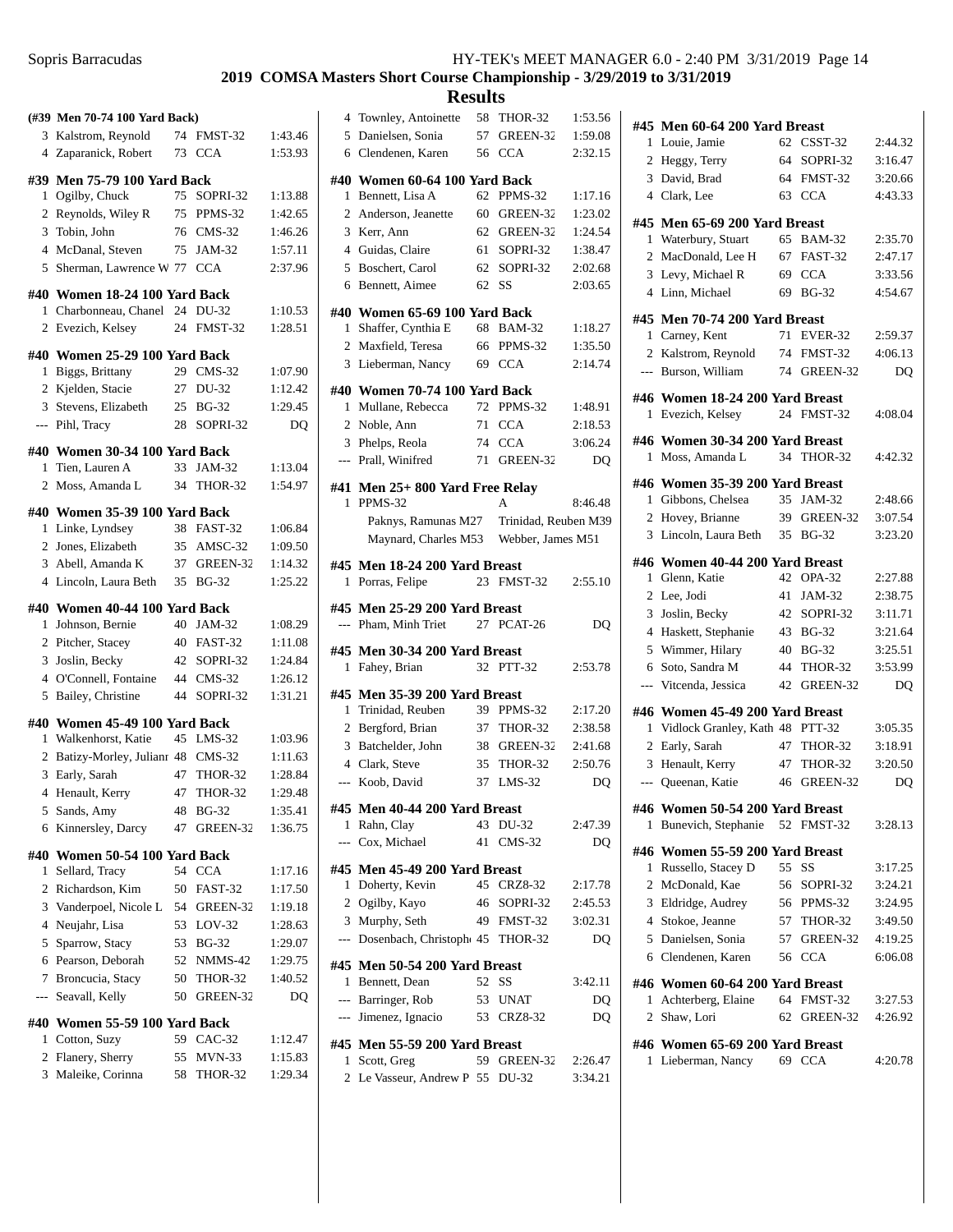## 2019 COMSA Masters Short Course Championship - 3/29/2019 to 3/31/2019

## Results

### (#39 Men 70-74 100 Yard Back)

| Place | Name | Age | Team | Time |
|---|---|---|---|---|
| 3 | Kalstrom, Reynold | 74 | FMST-32 | 1:43.46 |
| 4 | Zaparanick, Robert | 73 | CCA | 1:53.93 |

### #39 Men 75-79 100 Yard Back

| Place | Name | Age | Team | Time |
|---|---|---|---|---|
| 1 | Ogilby, Chuck | 75 | SOPRI-32 | 1:13.88 |
| 2 | Reynolds, Wiley R | 75 | PPMS-32 | 1:42.65 |
| 3 | Tobin, John | 76 | CMS-32 | 1:46.26 |
| 4 | McDanal, Steven | 75 | JAM-32 | 1:57.11 |
| 5 | Sherman, Lawrence W | 77 | CCA | 2:37.96 |

### #40 Women 18-24 100 Yard Back

| Place | Name | Age | Team | Time |
|---|---|---|---|---|
| 1 | Charbonneau, Chanel | 24 | DU-32 | 1:10.53 |
| 2 | Evezich, Kelsey | 24 | FMST-32 | 1:28.51 |

### #40 Women 25-29 100 Yard Back

| Place | Name | Age | Team | Time |
|---|---|---|---|---|
| 1 | Biggs, Brittany | 29 | CMS-32 | 1:07.90 |
| 2 | Kjelden, Stacie | 27 | DU-32 | 1:12.42 |
| 3 | Stevens, Elizabeth | 25 | BG-32 | 1:29.45 |
| --- | Pihl, Tracy | 28 | SOPRI-32 | DQ |

### #40 Women 30-34 100 Yard Back

| Place | Name | Age | Team | Time |
|---|---|---|---|---|
| 1 | Tien, Lauren A | 33 | JAM-32 | 1:13.04 |
| 2 | Moss, Amanda L | 34 | THOR-32 | 1:54.97 |

### #40 Women 35-39 100 Yard Back

| Place | Name | Age | Team | Time |
|---|---|---|---|---|
| 1 | Linke, Lyndsey | 38 | FAST-32 | 1:06.84 |
| 2 | Jones, Elizabeth | 35 | AMSC-32 | 1:09.50 |
| 3 | Abell, Amanda K | 37 | GREEN-32 | 1:14.32 |
| 4 | Lincoln, Laura Beth | 35 | BG-32 | 1:25.22 |

### #40 Women 40-44 100 Yard Back

| Place | Name | Age | Team | Time |
|---|---|---|---|---|
| 1 | Johnson, Bernie | 40 | JAM-32 | 1:08.29 |
| 2 | Pitcher, Stacey | 40 | FAST-32 | 1:11.08 |
| 3 | Joslin, Becky | 42 | SOPRI-32 | 1:24.84 |
| 4 | O'Connell, Fontaine | 44 | CMS-32 | 1:26.12 |
| 5 | Bailey, Christine | 44 | SOPRI-32 | 1:31.21 |

### #40 Women 45-49 100 Yard Back

| Place | Name | Age | Team | Time |
|---|---|---|---|---|
| 1 | Walkenhorst, Katie | 45 | LMS-32 | 1:03.96 |
| 2 | Batizy-Morley, Julianı | 48 | CMS-32 | 1:11.63 |
| 3 | Early, Sarah | 47 | THOR-32 | 1:28.84 |
| 4 | Henault, Kerry | 47 | THOR-32 | 1:29.48 |
| 5 | Sands, Amy | 48 | BG-32 | 1:35.41 |
| 6 | Kinnersley, Darcy | 47 | GREEN-32 | 1:36.75 |

### #40 Women 50-54 100 Yard Back

| Place | Name | Age | Team | Time |
|---|---|---|---|---|
| 1 | Sellard, Tracy | 54 | CCA | 1:17.16 |
| 2 | Richardson, Kim | 50 | FAST-32 | 1:17.50 |
| 3 | Vanderpoel, Nicole L | 54 | GREEN-32 | 1:19.18 |
| 4 | Neujahr, Lisa | 53 | LOV-32 | 1:28.63 |
| 5 | Sparrow, Stacy | 53 | BG-32 | 1:29.07 |
| 6 | Pearson, Deborah | 52 | NMMS-42 | 1:29.75 |
| 7 | Broncucia, Stacy | 50 | THOR-32 | 1:40.52 |
| --- | Seavall, Kelly | 50 | GREEN-32 | DQ |

### #40 Women 55-59 100 Yard Back

| Place | Name | Age | Team | Time |
|---|---|---|---|---|
| 1 | Cotton, Suzy | 59 | CAC-32 | 1:12.47 |
| 2 | Flanery, Sherry | 55 | MVN-33 | 1:15.83 |
| 3 | Maleike, Corinna | 58 | THOR-32 | 1:29.34 |
| 4 | Townley, Antoinette | 58 | THOR-32 | 1:53.56 |
| 5 | Danielsen, Sonia | 57 | GREEN-32 | 1:59.08 |
| 6 | Clendenen, Karen | 56 | CCA | 2:32.15 |

### #40 Women 60-64 100 Yard Back

| Place | Name | Age | Team | Time |
|---|---|---|---|---|
| 1 | Bennett, Lisa A | 62 | PPMS-32 | 1:17.16 |
| 2 | Anderson, Jeanette | 60 | GREEN-32 | 1:23.02 |
| 3 | Kerr, Ann | 62 | GREEN-32 | 1:24.54 |
| 4 | Guidas, Claire | 61 | SOPRI-32 | 1:38.47 |
| 5 | Boschert, Carol | 62 | SOPRI-32 | 2:02.68 |
| 6 | Bennett, Aimee | 62 | SS | 2:03.65 |

### #40 Women 65-69 100 Yard Back

| Place | Name | Age | Team | Time |
|---|---|---|---|---|
| 1 | Shaffer, Cynthia E | 68 | BAM-32 | 1:18.27 |
| 2 | Maxfield, Teresa | 66 | PPMS-32 | 1:35.50 |
| 3 | Lieberman, Nancy | 69 | CCA | 2:14.74 |

### #40 Women 70-74 100 Yard Back

| Place | Name | Age | Team | Time |
|---|---|---|---|---|
| 1 | Mullane, Rebecca | 72 | PPMS-32 | 1:48.91 |
| 2 | Noble, Ann | 71 | CCA | 2:18.53 |
| 3 | Phelps, Reola | 74 | CCA | 3:06.24 |
| --- | Prall, Winifred | 71 | GREEN-32 | DQ |

### #41 Men 25+ 800 Yard Free Relay

| Place | Team | Relay | Time |
|---|---|---|---|
| 1 | PPMS-32 | A | 8:46.48 |

Paknys, Ramunas M27; Trinidad, Reuben M39; Maynard, Charles M53; Webber, James M51

### #45 Men 18-24 200 Yard Breast

| Place | Name | Age | Team | Time |
|---|---|---|---|---|
| 1 | Porras, Felipe | 23 | FMST-32 | 2:55.10 |

### #45 Men 25-29 200 Yard Breast

| Place | Name | Age | Team | Time |
|---|---|---|---|---|
| --- | Pham, Minh Triet | 27 | PCAT-26 | DQ |

### #45 Men 30-34 200 Yard Breast

| Place | Name | Age | Team | Time |
|---|---|---|---|---|
| 1 | Fahey, Brian | 32 | PTT-32 | 2:53.78 |

### #45 Men 35-39 200 Yard Breast

| Place | Name | Age | Team | Time |
|---|---|---|---|---|
| 1 | Trinidad, Reuben | 39 | PPMS-32 | 2:17.20 |
| 2 | Bergford, Brian | 37 | THOR-32 | 2:38.58 |
| 3 | Batchelder, John | 38 | GREEN-32 | 2:41.68 |
| 4 | Clark, Steve | 35 | THOR-32 | 2:50.76 |
| --- | Koob, David | 37 | LMS-32 | DQ |

### #45 Men 40-44 200 Yard Breast

| Place | Name | Age | Team | Time |
|---|---|---|---|---|
| 1 | Rahn, Clay | 43 | DU-32 | 2:47.39 |
| --- | Cox, Michael | 41 | CMS-32 | DQ |

### #45 Men 45-49 200 Yard Breast

| Place | Name | Age | Team | Time |
|---|---|---|---|---|
| 1 | Doherty, Kevin | 45 | CRZ8-32 | 2:17.78 |
| 2 | Ogilby, Kayo | 46 | SOPRI-32 | 2:45.53 |
| 3 | Murphy, Seth | 49 | FMST-32 | 3:02.31 |
| --- | Dosenbach, Christoph | 45 | THOR-32 | DQ |

### #45 Men 50-54 200 Yard Breast

| Place | Name | Age | Team | Time |
|---|---|---|---|---|
| 1 | Bennett, Dean | 52 | SS | 3:42.11 |
| --- | Barringer, Rob | 53 | UNAT | DQ |
| --- | Jimenez, Ignacio | 53 | CRZ8-32 | DQ |

### #45 Men 55-59 200 Yard Breast

| Place | Name | Age | Team | Time |
|---|---|---|---|---|
| 1 | Scott, Greg | 59 | GREEN-32 | 2:26.47 |
| 2 | Le Vasseur, Andrew P | 55 | DU-32 | 3:34.21 |

### #45 Men 60-64 200 Yard Breast

| Place | Name | Age | Team | Time |
|---|---|---|---|---|
| 1 | Louie, Jamie | 62 | CSST-32 | 2:44.32 |
| 2 | Heggy, Terry | 64 | SOPRI-32 | 3:16.47 |
| 3 | David, Brad | 64 | FMST-32 | 3:20.66 |
| 4 | Clark, Lee | 63 | CCA | 4:43.33 |

### #45 Men 65-69 200 Yard Breast

| Place | Name | Age | Team | Time |
|---|---|---|---|---|
| 1 | Waterbury, Stuart | 65 | BAM-32 | 2:35.70 |
| 2 | MacDonald, Lee H | 67 | FAST-32 | 2:47.17 |
| 3 | Levy, Michael R | 69 | CCA | 3:33.56 |
| 4 | Linn, Michael | 69 | BG-32 | 4:54.67 |

### #45 Men 70-74 200 Yard Breast

| Place | Name | Age | Team | Time |
|---|---|---|---|---|
| 1 | Carney, Kent | 71 | EVER-32 | 2:59.37 |
| 2 | Kalstrom, Reynold | 74 | FMST-32 | 4:06.13 |
| --- | Burson, William | 74 | GREEN-32 | DQ |

### #46 Women 18-24 200 Yard Breast

| Place | Name | Age | Team | Time |
|---|---|---|---|---|
| 1 | Evezich, Kelsey | 24 | FMST-32 | 4:08.04 |

### #46 Women 30-34 200 Yard Breast

| Place | Name | Age | Team | Time |
|---|---|---|---|---|
| 1 | Moss, Amanda L | 34 | THOR-32 | 4:42.32 |

### #46 Women 35-39 200 Yard Breast

| Place | Name | Age | Team | Time |
|---|---|---|---|---|
| 1 | Gibbons, Chelsea | 35 | JAM-32 | 2:48.66 |
| 2 | Hovey, Brianne | 39 | GREEN-32 | 3:07.54 |
| 3 | Lincoln, Laura Beth | 35 | BG-32 | 3:23.20 |

### #46 Women 40-44 200 Yard Breast

| Place | Name | Age | Team | Time |
|---|---|---|---|---|
| 1 | Glenn, Katie | 42 | OPA-32 | 2:27.88 |
| 2 | Lee, Jodi | 41 | JAM-32 | 2:38.75 |
| 3 | Joslin, Becky | 42 | SOPRI-32 | 3:11.71 |
| 4 | Haskett, Stephanie | 43 | BG-32 | 3:21.64 |
| 5 | Wimmer, Hilary | 40 | BG-32 | 3:25.51 |
| 6 | Soto, Sandra M | 44 | THOR-32 | 3:53.99 |
| --- | Vitcenda, Jessica | 42 | GREEN-32 | DQ |

### #46 Women 45-49 200 Yard Breast

| Place | Name | Age | Team | Time |
|---|---|---|---|---|
| 1 | Vidlock Granley, Kath | 48 | PTT-32 | 3:05.35 |
| 2 | Early, Sarah | 47 | THOR-32 | 3:18.91 |
| 3 | Henault, Kerry | 47 | THOR-32 | 3:20.50 |
| --- | Queenan, Katie | 46 | GREEN-32 | DQ |

### #46 Women 50-54 200 Yard Breast

| Place | Name | Age | Team | Time |
|---|---|---|---|---|
| 1 | Bunevich, Stephanie | 52 | FMST-32 | 3:28.13 |

### #46 Women 55-59 200 Yard Breast

| Place | Name | Age | Team | Time |
|---|---|---|---|---|
| 1 | Russello, Stacey D | 55 | SS | 3:17.25 |
| 2 | McDonald, Kae | 56 | SOPRI-32 | 3:24.21 |
| 3 | Eldridge, Audrey | 56 | PPMS-32 | 3:24.95 |
| 4 | Stokoe, Jeanne | 57 | THOR-32 | 3:49.50 |
| 5 | Danielsen, Sonia | 57 | GREEN-32 | 4:19.25 |
| 6 | Clendenen, Karen | 56 | CCA | 6:06.08 |

### #46 Women 60-64 200 Yard Breast

| Place | Name | Age | Team | Time |
|---|---|---|---|---|
| 1 | Achterberg, Elaine | 64 | FMST-32 | 3:27.53 |
| 2 | Shaw, Lori | 62 | GREEN-32 | 4:26.92 |

### #46 Women 65-69 200 Yard Breast

| Place | Name | Age | Team | Time |
|---|---|---|---|---|
| 1 | Lieberman, Nancy | 69 | CCA | 4:20.78 |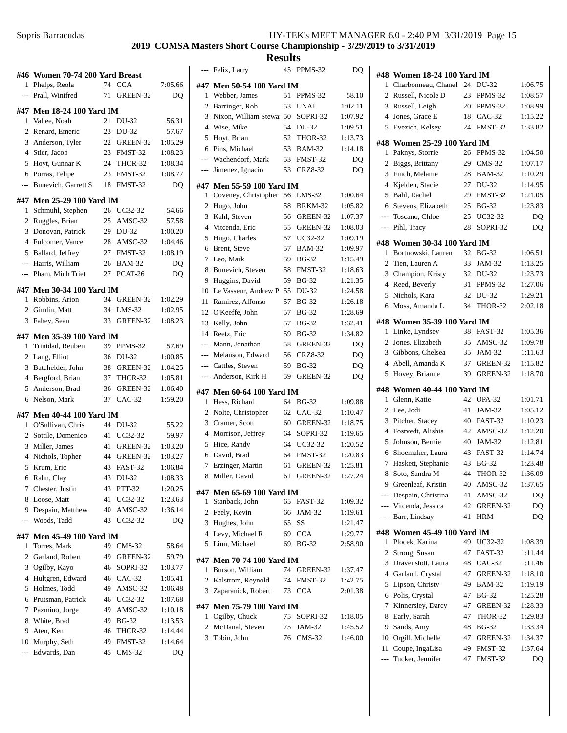# 2019 COMSA Masters Short Course Championship - 3/29/2019 to 3/31/2019

## Results

### #46 Women 70-74 200 Yard Breast

| Place | Name | Age | Team | Time |
|---|---|---|---|---|
| 1 | Phelps, Reola | 74 | CCA | 7:05.66 |
| --- | Prall, Winifred | 71 | GREEN-32 | DQ |

### #47 Men 18-24 100 Yard IM

| Place | Name | Age | Team | Time |
|---|---|---|---|---|
| 1 | Vallee, Noah | 21 | DU-32 | 56.31 |
| 2 | Renard, Emeric | 23 | DU-32 | 57.67 |
| 3 | Anderson, Tyler | 22 | GREEN-32 | 1:05.29 |
| 4 | Stier, Jacob | 23 | FMST-32 | 1:08.23 |
| 5 | Hoyt, Gunnar K | 24 | THOR-32 | 1:08.34 |
| 6 | Porras, Felipe | 23 | FMST-32 | 1:08.77 |
| --- | Bunevich, Garrett S | 18 | FMST-32 | DQ |

### #47 Men 25-29 100 Yard IM

| Place | Name | Age | Team | Time |
|---|---|---|---|---|
| 1 | Schmuhl, Stephen | 26 | UC32-32 | 54.66 |
| 2 | Ruggles, Brian | 25 | AMSC-32 | 57.58 |
| 3 | Donovan, Patrick | 29 | DU-32 | 1:00.20 |
| 4 | Fulcomer, Vance | 28 | AMSC-32 | 1:04.46 |
| 5 | Ballard, Jeffrey | 27 | FMST-32 | 1:08.19 |
| --- | Harris, William | 26 | BAM-32 | DQ |
| --- | Pham, Minh Triet | 27 | PCAT-26 | DQ |

### #47 Men 30-34 100 Yard IM

| Place | Name | Age | Team | Time |
|---|---|---|---|---|
| 1 | Robbins, Arion | 34 | GREEN-32 | 1:02.29 |
| 2 | Gimlin, Matt | 34 | LMS-32 | 1:02.95 |
| 3 | Fahey, Sean | 33 | GREEN-32 | 1:08.23 |

### #47 Men 35-39 100 Yard IM

| Place | Name | Age | Team | Time |
|---|---|---|---|---|
| 1 | Trinidad, Reuben | 39 | PPMS-32 | 57.69 |
| 2 | Lang, Elliot | 36 | DU-32 | 1:00.85 |
| 3 | Batchelder, John | 38 | GREEN-32 | 1:04.25 |
| 4 | Bergford, Brian | 37 | THOR-32 | 1:05.81 |
| 5 | Anderson, Brad | 36 | GREEN-32 | 1:06.40 |
| 6 | Nelson, Mark | 37 | CAC-32 | 1:59.20 |

### #47 Men 40-44 100 Yard IM

| Place | Name | Age | Team | Time |
|---|---|---|---|---|
| 1 | O'Sullivan, Chris | 44 | DU-32 | 55.22 |
| 2 | Sottile, Domenico | 41 | UC32-32 | 59.97 |
| 3 | Miller, James | 41 | GREEN-32 | 1:03.20 |
| 4 | Nichols, Topher | 44 | GREEN-32 | 1:03.27 |
| 5 | Krum, Eric | 43 | FAST-32 | 1:06.84 |
| 6 | Rahn, Clay | 43 | DU-32 | 1:08.33 |
| 7 | Chester, Justin | 43 | PTT-32 | 1:20.25 |
| 8 | Loose, Matt | 41 | UC32-32 | 1:23.63 |
| 9 | Despain, Matthew | 40 | AMSC-32 | 1:36.14 |
| --- | Woods, Tadd | 43 | UC32-32 | DQ |

### #47 Men 45-49 100 Yard IM

| Place | Name | Age | Team | Time |
|---|---|---|---|---|
| 1 | Torres, Mark | 49 | CMS-32 | 58.64 |
| 2 | Garland, Robert | 49 | GREEN-32 | 59.79 |
| 3 | Ogilby, Kayo | 46 | SOPRI-32 | 1:03.77 |
| 4 | Hultgren, Edward | 46 | CAC-32 | 1:05.41 |
| 5 | Holmes, Todd | 49 | AMSC-32 | 1:06.48 |
| 6 | Prutsman, Patrick | 46 | UC32-32 | 1:07.68 |
| 7 | Pazmino, Jorge | 49 | AMSC-32 | 1:10.18 |
| 8 | White, Brad | 49 | BG-32 | 1:13.53 |
| 9 | Aten, Ken | 46 | THOR-32 | 1:14.44 |
| 10 | Murphy, Seth | 49 | FMST-32 | 1:14.64 |
| --- | Edwards, Dan | 45 | CMS-32 | DQ |
| --- | Felix, Larry | 45 | PPMS-32 | DQ |

### #47 Men 50-54 100 Yard IM

| Place | Name | Age | Team | Time |
|---|---|---|---|---|
| 1 | Webber, James | 51 | PPMS-32 | 58.10 |
| 2 | Barringer, Rob | 53 | UNAT | 1:02.11 |
| 3 | Nixon, William Stewa | 50 | SOPRI-32 | 1:07.92 |
| 4 | Wise, Mike | 54 | DU-32 | 1:09.51 |
| 5 | Hoyt, Brian | 52 | THOR-32 | 1:13.73 |
| 6 | Pins, Michael | 53 | BAM-32 | 1:14.18 |
| --- | Wachendorf, Mark | 53 | FMST-32 | DQ |
| --- | Jimenez, Ignacio | 53 | CRZ8-32 | DQ |

### #47 Men 55-59 100 Yard IM

| Place | Name | Age | Team | Time |
|---|---|---|---|---|
| 1 | Coveney, Christopher | 56 | LMS-32 | 1:00.64 |
| 2 | Hugo, John | 58 | BRKM-32 | 1:05.82 |
| 3 | Kahl, Steven | 56 | GREEN-32 | 1:07.37 |
| 4 | Vitcenda, Eric | 55 | GREEN-32 | 1:08.03 |
| 5 | Hugo, Charles | 57 | UC32-32 | 1:09.19 |
| 6 | Brent, Steve | 57 | BAM-32 | 1:09.97 |
| 7 | Leo, Mark | 59 | BG-32 | 1:15.49 |
| 8 | Bunevich, Steven | 58 | FMST-32 | 1:18.63 |
| 9 | Huggins, David | 59 | BG-32 | 1:21.35 |
| 10 | Le Vasseur, Andrew P | 55 | DU-32 | 1:24.58 |
| 11 | Ramirez, Alfonso | 57 | BG-32 | 1:26.18 |
| 12 | O'Keeffe, John | 57 | BG-32 | 1:28.69 |
| 13 | Kelly, John | 57 | BG-32 | 1:32.41 |
| 14 | Reetz, Eric | 59 | BG-32 | 1:34.82 |
| --- | Mann, Jonathan | 58 | GREEN-32 | DQ |
| --- | Melanson, Edward | 56 | CRZ8-32 | DQ |
| --- | Cattles, Steven | 59 | BG-32 | DQ |
| --- | Anderson, Kirk H | 59 | GREEN-32 | DQ |

### #47 Men 60-64 100 Yard IM

| Place | Name | Age | Team | Time |
|---|---|---|---|---|
| 1 | Hess, Richard | 64 | BG-32 | 1:09.88 |
| 2 | Nolte, Christopher | 62 | CAC-32 | 1:10.47 |
| 3 | Cramer, Scott | 60 | GREEN-32 | 1:18.75 |
| 4 | Morrison, Jeffrey | 64 | SOPRI-32 | 1:19.65 |
| 5 | Hice, Randy | 64 | UC32-32 | 1:20.52 |
| 6 | David, Brad | 64 | FMST-32 | 1:20.83 |
| 7 | Erzinger, Martin | 61 | GREEN-32 | 1:25.81 |
| 8 | Miller, David | 61 | GREEN-32 | 1:27.24 |

### #47 Men 65-69 100 Yard IM

| Place | Name | Age | Team | Time |
|---|---|---|---|---|
| 1 | Stanback, John | 65 | FAST-32 | 1:09.32 |
| 2 | Feely, Kevin | 66 | JAM-32 | 1:19.61 |
| 3 | Hughes, John | 65 | SS | 1:21.47 |
| 4 | Levy, Michael R | 69 | CCA | 1:29.77 |
| 5 | Linn, Michael | 69 | BG-32 | 2:58.90 |

### #47 Men 70-74 100 Yard IM

| Place | Name | Age | Team | Time |
|---|---|---|---|---|
| 1 | Burson, William | 74 | GREEN-32 | 1:37.47 |
| 2 | Kalstrom, Reynold | 74 | FMST-32 | 1:42.75 |
| 3 | Zaparanick, Robert | 73 | CCA | 2:01.38 |

### #47 Men 75-79 100 Yard IM

| Place | Name | Age | Team | Time |
|---|---|---|---|---|
| 1 | Ogilby, Chuck | 75 | SOPRI-32 | 1:18.05 |
| 2 | McDanal, Steven | 75 | JAM-32 | 1:45.52 |
| 3 | Tobin, John | 76 | CMS-32 | 1:46.00 |

### #48 Women 18-24 100 Yard IM

| Place | Name | Age | Team | Time |
|---|---|---|---|---|
| 1 | Charbonneau, Chanel | 24 | DU-32 | 1:06.75 |
| 2 | Russell, Nicole D | 23 | PPMS-32 | 1:08.57 |
| 3 | Russell, Leigh | 20 | PPMS-32 | 1:08.99 |
| 4 | Jones, Grace E | 18 | CAC-32 | 1:15.22 |
| 5 | Evezich, Kelsey | 24 | FMST-32 | 1:33.82 |

### #48 Women 25-29 100 Yard IM

| Place | Name | Age | Team | Time |
|---|---|---|---|---|
| 1 | Paknys, Storrie | 26 | PPMS-32 | 1:04.50 |
| 2 | Biggs, Brittany | 29 | CMS-32 | 1:07.17 |
| 3 | Finch, Melanie | 28 | BAM-32 | 1:10.29 |
| 4 | Kjelden, Stacie | 27 | DU-32 | 1:14.95 |
| 5 | Bahl, Rachel | 29 | FMST-32 | 1:21.05 |
| 6 | Stevens, Elizabeth | 25 | BG-32 | 1:23.83 |
| --- | Toscano, Chloe | 25 | UC32-32 | DQ |
| --- | Pihl, Tracy | 28 | SOPRI-32 | DQ |

### #48 Women 30-34 100 Yard IM

| Place | Name | Age | Team | Time |
|---|---|---|---|---|
| 1 | Bortnowski, Lauren | 32 | BG-32 | 1:06.51 |
| 2 | Tien, Lauren A | 33 | JAM-32 | 1:13.25 |
| 3 | Champion, Kristy | 32 | DU-32 | 1:23.73 |
| 4 | Reed, Beverly | 31 | PPMS-32 | 1:27.06 |
| 5 | Nichols, Kara | 32 | DU-32 | 1:29.21 |
| 6 | Moss, Amanda L | 34 | THOR-32 | 2:02.18 |

### #48 Women 35-39 100 Yard IM

| Place | Name | Age | Team | Time |
|---|---|---|---|---|
| 1 | Linke, Lyndsey | 38 | FAST-32 | 1:05.36 |
| 2 | Jones, Elizabeth | 35 | AMSC-32 | 1:09.78 |
| 3 | Gibbons, Chelsea | 35 | JAM-32 | 1:11.63 |
| 4 | Abell, Amanda K | 37 | GREEN-32 | 1:15.82 |
| 5 | Hovey, Brianne | 39 | GREEN-32 | 1:18.70 |

### #48 Women 40-44 100 Yard IM

| Place | Name | Age | Team | Time |
|---|---|---|---|---|
| 1 | Glenn, Katie | 42 | OPA-32 | 1:01.71 |
| 2 | Lee, Jodi | 41 | JAM-32 | 1:05.12 |
| 3 | Pitcher, Stacey | 40 | FAST-32 | 1:10.23 |
| 4 | Fostvedt, Alishia | 42 | AMSC-32 | 1:12.20 |
| 5 | Johnson, Bernie | 40 | JAM-32 | 1:12.81 |
| 6 | Shoemaker, Laura | 43 | FAST-32 | 1:14.74 |
| 7 | Haskett, Stephanie | 43 | BG-32 | 1:23.48 |
| 8 | Soto, Sandra M | 44 | THOR-32 | 1:36.09 |
| 9 | Greenleaf, Kristin | 40 | AMSC-32 | 1:37.65 |
| --- | Despain, Christina | 41 | AMSC-32 | DQ |
| --- | Vitcenda, Jessica | 42 | GREEN-32 | DQ |
| --- | Barr, Lindsay | 41 | HRM | DQ |

### #48 Women 45-49 100 Yard IM

| Place | Name | Age | Team | Time |
|---|---|---|---|---|
| 1 | Plocek, Karina | 49 | UC32-32 | 1:08.39 |
| 2 | Strong, Susan | 47 | FAST-32 | 1:11.44 |
| 3 | Dravenstott, Laura | 48 | CAC-32 | 1:11.46 |
| 4 | Garland, Crystal | 47 | GREEN-32 | 1:18.10 |
| 5 | Lipson, Christy | 49 | BAM-32 | 1:19.19 |
| 6 | Polis, Crystal | 47 | BG-32 | 1:25.28 |
| 7 | Kinnersley, Darcy | 47 | GREEN-32 | 1:28.33 |
| 8 | Early, Sarah | 47 | THOR-32 | 1:29.83 |
| 9 | Sands, Amy | 48 | BG-32 | 1:33.34 |
| 10 | Orgill, Michelle | 47 | GREEN-32 | 1:34.37 |
| 11 | Coupe, IngaLisa | 49 | FMST-32 | 1:37.64 |
| --- | Tucker, Jennifer | 47 | FMST-32 | DQ |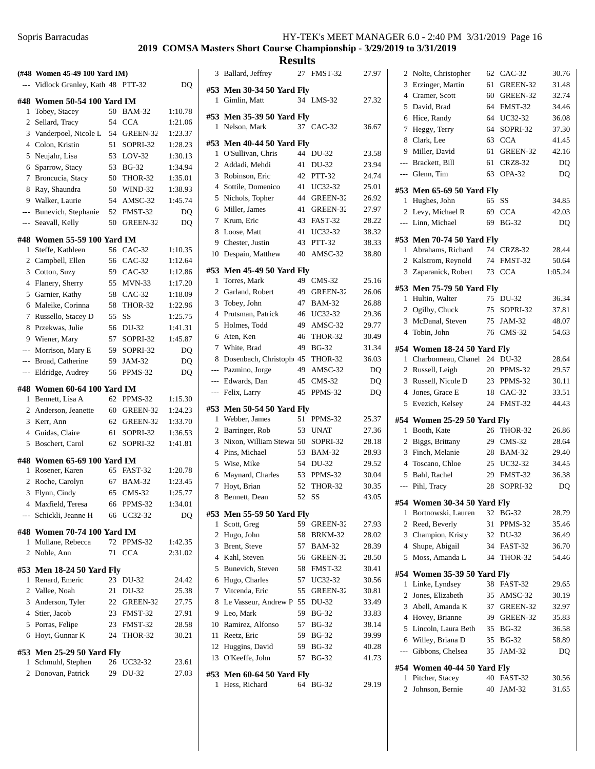## Results

### (#48 Women 45-49 100 Yard IM)

| Place | Name | Age | Team | Time |
|---|---|---|---|---|
| --- | Vidlock Granley, Kath | 48 | PTT-32 | DQ |

### #48 Women 50-54 100 Yard IM

| Place | Name | Age | Team | Time |
|---|---|---|---|---|
| 1 | Tobey, Stacey | 50 | BAM-32 | 1:10.78 |
| 2 | Sellard, Tracy | 54 | CCA | 1:21.06 |
| 3 | Vanderpoel, Nicole L | 54 | GREEN-32 | 1:23.37 |
| 4 | Colon, Kristin | 51 | SOPRI-32 | 1:28.23 |
| 5 | Neujahr, Lisa | 53 | LOV-32 | 1:30.13 |
| 6 | Sparrow, Stacy | 53 | BG-32 | 1:34.94 |
| 7 | Broncucia, Stacy | 50 | THOR-32 | 1:35.01 |
| 8 | Ray, Shaundra | 50 | WIND-32 | 1:38.93 |
| 9 | Walker, Laurie | 54 | AMSC-32 | 1:45.74 |
| --- | Bunevich, Stephanie | 52 | FMST-32 | DQ |
| --- | Seavall, Kelly | 50 | GREEN-32 | DQ |

### #48 Women 55-59 100 Yard IM

| Place | Name | Age | Team | Time |
|---|---|---|---|---|
| 1 | Steffe, Kathleen | 56 | CAC-32 | 1:10.35 |
| 2 | Campbell, Ellen | 56 | CAC-32 | 1:12.64 |
| 3 | Cotton, Suzy | 59 | CAC-32 | 1:12.86 |
| 4 | Flanery, Sherry | 55 | MVN-33 | 1:17.20 |
| 5 | Garnier, Kathy | 58 | CAC-32 | 1:18.09 |
| 6 | Maleike, Corinna | 58 | THOR-32 | 1:22.96 |
| 7 | Russello, Stacey D | 55 | SS | 1:25.75 |
| 8 | Przekwas, Julie | 56 | DU-32 | 1:41.31 |
| 9 | Wiener, Mary | 57 | SOPRI-32 | 1:45.87 |
| --- | Morrison, Mary E | 59 | SOPRI-32 | DQ |
| --- | Broad, Catherine | 59 | JAM-32 | DQ |
| --- | Eldridge, Audrey | 56 | PPMS-32 | DQ |

### #48 Women 60-64 100 Yard IM

| Place | Name | Age | Team | Time |
|---|---|---|---|---|
| 1 | Bennett, Lisa A | 62 | PPMS-32 | 1:15.30 |
| 2 | Anderson, Jeanette | 60 | GREEN-32 | 1:24.23 |
| 3 | Kerr, Ann | 62 | GREEN-32 | 1:33.70 |
| 4 | Guidas, Claire | 61 | SOPRI-32 | 1:36.53 |
| 5 | Boschert, Carol | 62 | SOPRI-32 | 1:41.81 |

### #48 Women 65-69 100 Yard IM

| Place | Name | Age | Team | Time |
|---|---|---|---|---|
| 1 | Rosener, Karen | 65 | FAST-32 | 1:20.78 |
| 2 | Roche, Carolyn | 67 | BAM-32 | 1:23.45 |
| 3 | Flynn, Cindy | 65 | CMS-32 | 1:25.77 |
| 4 | Maxfield, Teresa | 66 | PPMS-32 | 1:34.01 |
| --- | Schickli, Jeanne H | 66 | UC32-32 | DQ |

### #48 Women 70-74 100 Yard IM

| Place | Name | Age | Team | Time |
|---|---|---|---|---|
| 1 | Mullane, Rebecca | 72 | PPMS-32 | 1:42.35 |
| 2 | Noble, Ann | 71 | CCA | 2:31.02 |

### #53 Men 18-24 50 Yard Fly

| Place | Name | Age | Team | Time |
|---|---|---|---|---|
| 1 | Renard, Emeric | 23 | DU-32 | 24.42 |
| 2 | Vallee, Noah | 21 | DU-32 | 25.38 |
| 3 | Anderson, Tyler | 22 | GREEN-32 | 27.75 |
| 4 | Stier, Jacob | 23 | FMST-32 | 27.91 |
| 5 | Porras, Felipe | 23 | FMST-32 | 28.58 |
| 6 | Hoyt, Gunnar K | 24 | THOR-32 | 30.21 |

### #53 Men 25-29 50 Yard Fly

| Place | Name | Age | Team | Time |
|---|---|---|---|---|
| 1 | Schmuhl, Stephen | 26 | UC32-32 | 23.61 |
| 2 | Donovan, Patrick | 29 | DU-32 | 27.03 |
| 3 | Ballard, Jeffrey | 27 | FMST-32 | 27.97 |

### #53 Men 30-34 50 Yard Fly

| Place | Name | Age | Team | Time |
|---|---|---|---|---|
| 1 | Gimlin, Matt | 34 | LMS-32 | 27.32 |

### #53 Men 35-39 50 Yard Fly

| Place | Name | Age | Team | Time |
|---|---|---|---|---|
| 1 | Nelson, Mark | 37 | CAC-32 | 36.67 |

### #53 Men 40-44 50 Yard Fly

| Place | Name | Age | Team | Time |
|---|---|---|---|---|
| 1 | O'Sullivan, Chris | 44 | DU-32 | 23.58 |
| 2 | Addadi, Mehdi | 41 | DU-32 | 23.94 |
| 3 | Robinson, Eric | 42 | PTT-32 | 24.74 |
| 4 | Sottile, Domenico | 41 | UC32-32 | 25.01 |
| 5 | Nichols, Topher | 44 | GREEN-32 | 26.92 |
| 6 | Miller, James | 41 | GREEN-32 | 27.97 |
| 7 | Krum, Eric | 43 | FAST-32 | 28.22 |
| 8 | Loose, Matt | 41 | UC32-32 | 38.32 |
| 9 | Chester, Justin | 43 | PTT-32 | 38.33 |
| 10 | Despain, Matthew | 40 | AMSC-32 | 38.80 |

### #53 Men 45-49 50 Yard Fly

| Place | Name | Age | Team | Time |
|---|---|---|---|---|
| 1 | Torres, Mark | 49 | CMS-32 | 25.16 |
| 2 | Garland, Robert | 49 | GREEN-32 | 26.06 |
| 3 | Tobey, John | 47 | BAM-32 | 26.88 |
| 4 | Prutsman, Patrick | 46 | UC32-32 | 29.36 |
| 5 | Holmes, Todd | 49 | AMSC-32 | 29.77 |
| 6 | Aten, Ken | 46 | THOR-32 | 30.49 |
| 7 | White, Brad | 49 | BG-32 | 31.34 |
| 8 | Dosenbach, Christophe | 45 | THOR-32 | 36.03 |
| --- | Pazmino, Jorge | 49 | AMSC-32 | DQ |
| --- | Edwards, Dan | 45 | CMS-32 | DQ |
| --- | Felix, Larry | 45 | PPMS-32 | DQ |

### #53 Men 50-54 50 Yard Fly

| Place | Name | Age | Team | Time |
|---|---|---|---|---|
| 1 | Webber, James | 51 | PPMS-32 | 25.37 |
| 2 | Barringer, Rob | 53 | UNAT | 27.36 |
| 3 | Nixon, William Stewar | 50 | SOPRI-32 | 28.18 |
| 4 | Pins, Michael | 53 | BAM-32 | 28.93 |
| 5 | Wise, Mike | 54 | DU-32 | 29.52 |
| 6 | Maynard, Charles | 53 | PPMS-32 | 30.04 |
| 7 | Hoyt, Brian | 52 | THOR-32 | 30.35 |
| 8 | Bennett, Dean | 52 | SS | 43.05 |

### #53 Men 55-59 50 Yard Fly

| Place | Name | Age | Team | Time |
|---|---|---|---|---|
| 1 | Scott, Greg | 59 | GREEN-32 | 27.93 |
| 2 | Hugo, John | 58 | BRKM-32 | 28.02 |
| 3 | Brent, Steve | 57 | BAM-32 | 28.39 |
| 4 | Kahl, Steven | 56 | GREEN-32 | 28.50 |
| 5 | Bunevich, Steven | 58 | FMST-32 | 30.41 |
| 6 | Hugo, Charles | 57 | UC32-32 | 30.56 |
| 7 | Vitcenda, Eric | 55 | GREEN-32 | 30.81 |
| 8 | Le Vasseur, Andrew P | 55 | DU-32 | 33.49 |
| 9 | Leo, Mark | 59 | BG-32 | 33.83 |
| 10 | Ramirez, Alfonso | 57 | BG-32 | 38.14 |
| 11 | Reetz, Eric | 59 | BG-32 | 39.99 |
| 12 | Huggins, David | 59 | BG-32 | 40.28 |
| 13 | O'Keeffe, John | 57 | BG-32 | 41.73 |

### #53 Men 60-64 50 Yard Fly

| Place | Name | Age | Team | Time |
|---|---|---|---|---|
| 1 | Hess, Richard | 64 | BG-32 | 29.19 |
| 2 | Nolte, Christopher | 62 | CAC-32 | 30.76 |
| 3 | Erzinger, Martin | 61 | GREEN-32 | 31.48 |
| 4 | Cramer, Scott | 60 | GREEN-32 | 32.74 |
| 5 | David, Brad | 64 | FMST-32 | 34.46 |
| 6 | Hice, Randy | 64 | UC32-32 | 36.08 |
| 7 | Heggy, Terry | 64 | SOPRI-32 | 37.30 |
| 8 | Clark, Lee | 63 | CCA | 41.45 |
| 9 | Miller, David | 61 | GREEN-32 | 42.16 |
| --- | Brackett, Bill | 61 | CRZ8-32 | DQ |
| --- | Glenn, Tim | 63 | OPA-32 | DQ |

### #53 Men 65-69 50 Yard Fly

| Place | Name | Age | Team | Time |
|---|---|---|---|---|
| 1 | Hughes, John | 65 | SS | 34.85 |
| 2 | Levy, Michael R | 69 | CCA | 42.03 |
| --- | Linn, Michael | 69 | BG-32 | DQ |

### #53 Men 70-74 50 Yard Fly

| Place | Name | Age | Team | Time |
|---|---|---|---|---|
| 1 | Abrahams, Richard | 74 | CRZ8-32 | 28.44 |
| 2 | Kalstrom, Reynold | 74 | FMST-32 | 50.64 |
| 3 | Zaparanick, Robert | 73 | CCA | 1:05.24 |

### #53 Men 75-79 50 Yard Fly

| Place | Name | Age | Team | Time |
|---|---|---|---|---|
| 1 | Hultin, Walter | 75 | DU-32 | 36.34 |
| 2 | Ogilby, Chuck | 75 | SOPRI-32 | 37.81 |
| 3 | McDanal, Steven | 75 | JAM-32 | 48.07 |
| 4 | Tobin, John | 76 | CMS-32 | 54.63 |

### #54 Women 18-24 50 Yard Fly

| Place | Name | Age | Team | Time |
|---|---|---|---|---|
| 1 | Charbonneau, Chanel | 24 | DU-32 | 28.64 |
| 2 | Russell, Leigh | 20 | PPMS-32 | 29.57 |
| 3 | Russell, Nicole D | 23 | PPMS-32 | 30.11 |
| 4 | Jones, Grace E | 18 | CAC-32 | 33.51 |
| 5 | Evezich, Kelsey | 24 | FMST-32 | 44.43 |

### #54 Women 25-29 50 Yard Fly

| Place | Name | Age | Team | Time |
|---|---|---|---|---|
| 1 | Booth, Kate | 26 | THOR-32 | 26.86 |
| 2 | Biggs, Brittany | 29 | CMS-32 | 28.64 |
| 3 | Finch, Melanie | 28 | BAM-32 | 29.40 |
| 4 | Toscano, Chloe | 25 | UC32-32 | 34.45 |
| 5 | Bahl, Rachel | 29 | FMST-32 | 36.38 |
| --- | Pihl, Tracy | 28 | SOPRI-32 | DQ |

### #54 Women 30-34 50 Yard Fly

| Place | Name | Age | Team | Time |
|---|---|---|---|---|
| 1 | Bortnowski, Lauren | 32 | BG-32 | 28.79 |
| 2 | Reed, Beverly | 31 | PPMS-32 | 35.46 |
| 3 | Champion, Kristy | 32 | DU-32 | 36.49 |
| 4 | Shupe, Abigail | 34 | FAST-32 | 36.70 |
| 5 | Moss, Amanda L | 34 | THOR-32 | 54.46 |

### #54 Women 35-39 50 Yard Fly

| Place | Name | Age | Team | Time |
|---|---|---|---|---|
| 1 | Linke, Lyndsey | 38 | FAST-32 | 29.65 |
| 2 | Jones, Elizabeth | 35 | AMSC-32 | 30.19 |
| 3 | Abell, Amanda K | 37 | GREEN-32 | 32.97 |
| 4 | Hovey, Brianne | 39 | GREEN-32 | 35.83 |
| 5 | Lincoln, Laura Beth | 35 | BG-32 | 36.58 |
| 6 | Willey, Briana D | 35 | BG-32 | 58.89 |
| --- | Gibbons, Chelsea | 35 | JAM-32 | DQ |

### #54 Women 40-44 50 Yard Fly

| Place | Name | Age | Team | Time |
|---|---|---|---|---|
| 1 | Pitcher, Stacey | 40 | FAST-32 | 30.56 |
| 2 | Johnson, Bernie | 40 | JAM-32 | 31.65 |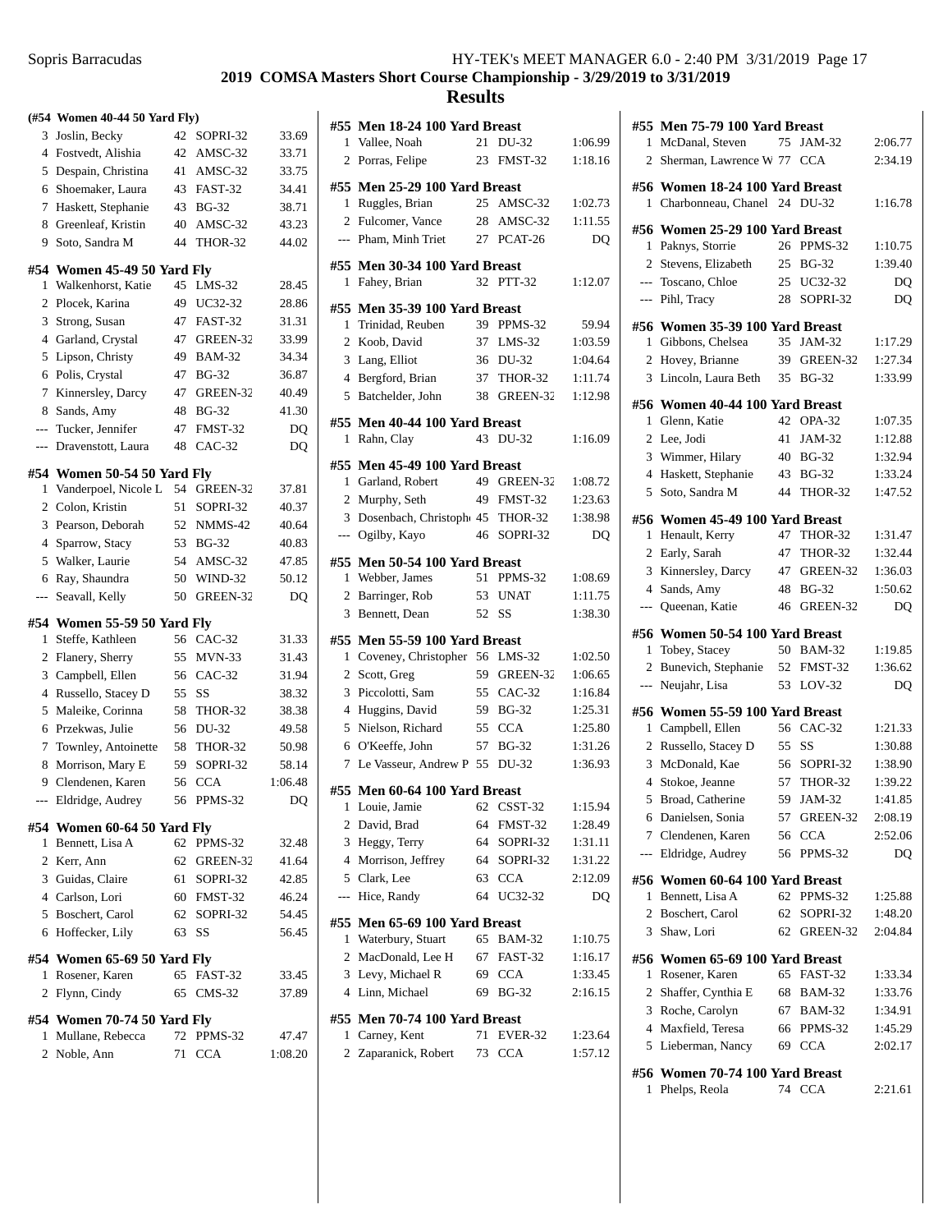## 2019 COMSA Masters Short Course Championship - 3/29/2019 to 3/31/2019

## Results

**(#54 Women 40-44 50 Yard Fly)**

| Place | Name | Age | Team | Time |
|---|---|---|---|---|
| 3 | Joslin, Becky | 42 | SOPRI-32 | 33.69 |
| 4 | Fostvedt, Alishia | 42 | AMSC-32 | 33.71 |
| 5 | Despain, Christina | 41 | AMSC-32 | 33.75 |
| 6 | Shoemaker, Laura | 43 | FAST-32 | 34.41 |
| 7 | Haskett, Stephanie | 43 | BG-32 | 38.71 |
| 8 | Greenleaf, Kristin | 40 | AMSC-32 | 43.23 |
| 9 | Soto, Sandra M | 44 | THOR-32 | 44.02 |

**#54 Women 45-49 50 Yard Fly**

| Place | Name | Age | Team | Time |
|---|---|---|---|---|
| 1 | Walkenhorst, Katie | 45 | LMS-32 | 28.45 |
| 2 | Plocek, Karina | 49 | UC32-32 | 28.86 |
| 3 | Strong, Susan | 47 | FAST-32 | 31.31 |
| 4 | Garland, Crystal | 47 | GREEN-32 | 33.99 |
| 5 | Lipson, Christy | 49 | BAM-32 | 34.34 |
| 6 | Polis, Crystal | 47 | BG-32 | 36.87 |
| 7 | Kinnersley, Darcy | 47 | GREEN-32 | 40.49 |
| 8 | Sands, Amy | 48 | BG-32 | 41.30 |
| --- | Tucker, Jennifer | 47 | FMST-32 | DQ |
| --- | Dravenstott, Laura | 48 | CAC-32 | DQ |

**#54 Women 50-54 50 Yard Fly**

| Place | Name | Age | Team | Time |
|---|---|---|---|---|
| 1 | Vanderpoel, Nicole L | 54 | GREEN-32 | 37.81 |
| 2 | Colon, Kristin | 51 | SOPRI-32 | 40.37 |
| 3 | Pearson, Deborah | 52 | NMMS-42 | 40.64 |
| 4 | Sparrow, Stacy | 53 | BG-32 | 40.83 |
| 5 | Walker, Laurie | 54 | AMSC-32 | 47.85 |
| 6 | Ray, Shaundra | 50 | WIND-32 | 50.12 |
| --- | Seavall, Kelly | 50 | GREEN-32 | DQ |

**#54 Women 55-59 50 Yard Fly**

| Place | Name | Age | Team | Time |
|---|---|---|---|---|
| 1 | Steffe, Kathleen | 56 | CAC-32 | 31.33 |
| 2 | Flanery, Sherry | 55 | MVN-33 | 31.43 |
| 3 | Campbell, Ellen | 56 | CAC-32 | 31.94 |
| 4 | Russello, Stacey D | 55 | SS | 38.32 |
| 5 | Maleike, Corinna | 58 | THOR-32 | 38.38 |
| 6 | Przekwas, Julie | 56 | DU-32 | 49.58 |
| 7 | Townley, Antoinette | 58 | THOR-32 | 50.98 |
| 8 | Morrison, Mary E | 59 | SOPRI-32 | 58.14 |
| 9 | Clendenen, Karen | 56 | CCA | 1:06.48 |
| --- | Eldridge, Audrey | 56 | PPMS-32 | DQ |

**#54 Women 60-64 50 Yard Fly**

| Place | Name | Age | Team | Time |
|---|---|---|---|---|
| 1 | Bennett, Lisa A | 62 | PPMS-32 | 32.48 |
| 2 | Kerr, Ann | 62 | GREEN-32 | 41.64 |
| 3 | Guidas, Claire | 61 | SOPRI-32 | 42.85 |
| 4 | Carlson, Lori | 60 | FMST-32 | 46.24 |
| 5 | Boschert, Carol | 62 | SOPRI-32 | 54.45 |
| 6 | Hoffecker, Lily | 63 | SS | 56.45 |

**#54 Women 65-69 50 Yard Fly**

| Place | Name | Age | Team | Time |
|---|---|---|---|---|
| 1 | Rosener, Karen | 65 | FAST-32 | 33.45 |
| 2 | Flynn, Cindy | 65 | CMS-32 | 37.89 |

**#54 Women 70-74 50 Yard Fly**

| Place | Name | Age | Team | Time |
|---|---|---|---|---|
| 1 | Mullane, Rebecca | 72 | PPMS-32 | 47.47 |
| 2 | Noble, Ann | 71 | CCA | 1:08.20 |

**#55 Men 18-24 100 Yard Breast**

| Place | Name | Age | Team | Time |
|---|---|---|---|---|
| 1 | Vallee, Noah | 21 | DU-32 | 1:06.99 |
| 2 | Porras, Felipe | 23 | FMST-32 | 1:18.16 |

**#55 Men 25-29 100 Yard Breast**

| Place | Name | Age | Team | Time |
|---|---|---|---|---|
| 1 | Ruggles, Brian | 25 | AMSC-32 | 1:02.73 |
| 2 | Fulcomer, Vance | 28 | AMSC-32 | 1:11.55 |
| --- | Pham, Minh Triet | 27 | PCAT-26 | DQ |

**#55 Men 30-34 100 Yard Breast**

| Place | Name | Age | Team | Time |
|---|---|---|---|---|
| 1 | Fahey, Brian | 32 | PTT-32 | 1:12.07 |

**#55 Men 35-39 100 Yard Breast**

| Place | Name | Age | Team | Time |
|---|---|---|---|---|
| 1 | Trinidad, Reuben | 39 | PPMS-32 | 59.94 |
| 2 | Koob, David | 37 | LMS-32 | 1:03.59 |
| 3 | Lang, Elliot | 36 | DU-32 | 1:04.64 |
| 4 | Bergford, Brian | 37 | THOR-32 | 1:11.74 |
| 5 | Batchelder, John | 38 | GREEN-32 | 1:12.98 |

**#55 Men 40-44 100 Yard Breast**

| Place | Name | Age | Team | Time |
|---|---|---|---|---|
| 1 | Rahn, Clay | 43 | DU-32 | 1:16.09 |

**#55 Men 45-49 100 Yard Breast**

| Place | Name | Age | Team | Time |
|---|---|---|---|---|
| 1 | Garland, Robert | 49 | GREEN-32 | 1:08.72 |
| 2 | Murphy, Seth | 49 | FMST-32 | 1:23.63 |
| 3 | Dosenbach, Christoph | 45 | THOR-32 | 1:38.98 |
| --- | Ogilby, Kayo | 46 | SOPRI-32 | DQ |

**#55 Men 50-54 100 Yard Breast**

| Place | Name | Age | Team | Time |
|---|---|---|---|---|
| 1 | Webber, James | 51 | PPMS-32 | 1:08.69 |
| 2 | Barringer, Rob | 53 | UNAT | 1:11.75 |
| 3 | Bennett, Dean | 52 | SS | 1:38.30 |

**#55 Men 55-59 100 Yard Breast**

| Place | Name | Age | Team | Time |
|---|---|---|---|---|
| 1 | Coveney, Christopher | 56 | LMS-32 | 1:02.50 |
| 2 | Scott, Greg | 59 | GREEN-32 | 1:06.65 |
| 3 | Piccolotti, Sam | 55 | CAC-32 | 1:16.84 |
| 4 | Huggins, David | 59 | BG-32 | 1:25.31 |
| 5 | Nielson, Richard | 55 | CCA | 1:25.80 |
| 6 | O'Keeffe, John | 57 | BG-32 | 1:31.26 |
| 7 | Le Vasseur, Andrew P | 55 | DU-32 | 1:36.93 |

**#55 Men 60-64 100 Yard Breast**

| Place | Name | Age | Team | Time |
|---|---|---|---|---|
| 1 | Louie, Jamie | 62 | CSST-32 | 1:15.94 |
| 2 | David, Brad | 64 | FMST-32 | 1:28.49 |
| 3 | Heggy, Terry | 64 | SOPRI-32 | 1:31.11 |
| 4 | Morrison, Jeffrey | 64 | SOPRI-32 | 1:31.22 |
| 5 | Clark, Lee | 63 | CCA | 2:12.09 |
| --- | Hice, Randy | 64 | UC32-32 | DQ |

**#55 Men 65-69 100 Yard Breast**

| Place | Name | Age | Team | Time |
|---|---|---|---|---|
| 1 | Waterbury, Stuart | 65 | BAM-32 | 1:10.75 |
| 2 | MacDonald, Lee H | 67 | FAST-32 | 1:16.17 |
| 3 | Levy, Michael R | 69 | CCA | 1:33.45 |
| 4 | Linn, Michael | 69 | BG-32 | 2:16.15 |

**#55 Men 70-74 100 Yard Breast**

| Place | Name | Age | Team | Time |
|---|---|---|---|---|
| 1 | Carney, Kent | 71 | EVER-32 | 1:23.64 |
| 2 | Zaparanick, Robert | 73 | CCA | 1:57.12 |

**#55 Men 75-79 100 Yard Breast**

| Place | Name | Age | Team | Time |
|---|---|---|---|---|
| 1 | McDanal, Steven | 75 | JAM-32 | 2:06.77 |
| 2 | Sherman, Lawrence W | 77 | CCA | 2:34.19 |

**#56 Women 18-24 100 Yard Breast**

| Place | Name | Age | Team | Time |
|---|---|---|---|---|
| 1 | Charbonneau, Chanel | 24 | DU-32 | 1:16.78 |

**#56 Women 25-29 100 Yard Breast**

| Place | Name | Age | Team | Time |
|---|---|---|---|---|
| 1 | Paknys, Storrie | 26 | PPMS-32 | 1:10.75 |
| 2 | Stevens, Elizabeth | 25 | BG-32 | 1:39.40 |
| --- | Toscano, Chloe | 25 | UC32-32 | DQ |
| --- | Pihl, Tracy | 28 | SOPRI-32 | DQ |

**#56 Women 35-39 100 Yard Breast**

| Place | Name | Age | Team | Time |
|---|---|---|---|---|
| 1 | Gibbons, Chelsea | 35 | JAM-32 | 1:17.29 |
| 2 | Hovey, Brianne | 39 | GREEN-32 | 1:27.34 |
| 3 | Lincoln, Laura Beth | 35 | BG-32 | 1:33.99 |

**#56 Women 40-44 100 Yard Breast**

| Place | Name | Age | Team | Time |
|---|---|---|---|---|
| 1 | Glenn, Katie | 42 | OPA-32 | 1:07.35 |
| 2 | Lee, Jodi | 41 | JAM-32 | 1:12.88 |
| 3 | Wimmer, Hilary | 40 | BG-32 | 1:32.94 |
| 4 | Haskett, Stephanie | 43 | BG-32 | 1:33.24 |
| 5 | Soto, Sandra M | 44 | THOR-32 | 1:47.52 |

**#56 Women 45-49 100 Yard Breast**

| Place | Name | Age | Team | Time |
|---|---|---|---|---|
| 1 | Henault, Kerry | 47 | THOR-32 | 1:31.47 |
| 2 | Early, Sarah | 47 | THOR-32 | 1:32.44 |
| 3 | Kinnersley, Darcy | 47 | GREEN-32 | 1:36.03 |
| 4 | Sands, Amy | 48 | BG-32 | 1:50.62 |
| --- | Queenan, Katie | 46 | GREEN-32 | DQ |

**#56 Women 50-54 100 Yard Breast**

| Place | Name | Age | Team | Time |
|---|---|---|---|---|
| 1 | Tobey, Stacey | 50 | BAM-32 | 1:19.85 |
| 2 | Bunevich, Stephanie | 52 | FMST-32 | 1:36.62 |
| --- | Neujahr, Lisa | 53 | LOV-32 | DQ |

**#56 Women 55-59 100 Yard Breast**

| Place | Name | Age | Team | Time |
|---|---|---|---|---|
| 1 | Campbell, Ellen | 56 | CAC-32 | 1:21.33 |
| 2 | Russello, Stacey D | 55 | SS | 1:30.88 |
| 3 | McDonald, Kae | 56 | SOPRI-32 | 1:38.90 |
| 4 | Stokoe, Jeanne | 57 | THOR-32 | 1:39.22 |
| 5 | Broad, Catherine | 59 | JAM-32 | 1:41.85 |
| 6 | Danielsen, Sonia | 57 | GREEN-32 | 2:08.19 |
| 7 | Clendenen, Karen | 56 | CCA | 2:52.06 |
| --- | Eldridge, Audrey | 56 | PPMS-32 | DQ |

**#56 Women 60-64 100 Yard Breast**

| Place | Name | Age | Team | Time |
|---|---|---|---|---|
| 1 | Bennett, Lisa A | 62 | PPMS-32 | 1:25.88 |
| 2 | Boschert, Carol | 62 | SOPRI-32 | 1:48.20 |
| 3 | Shaw, Lori | 62 | GREEN-32 | 2:04.84 |

**#56 Women 65-69 100 Yard Breast**

| Place | Name | Age | Team | Time |
|---|---|---|---|---|
| 1 | Rosener, Karen | 65 | FAST-32 | 1:33.34 |
| 2 | Shaffer, Cynthia E | 68 | BAM-32 | 1:33.76 |
| 3 | Roche, Carolyn | 67 | BAM-32 | 1:34.91 |
| 4 | Maxfield, Teresa | 66 | PPMS-32 | 1:45.29 |
| 5 | Lieberman, Nancy | 69 | CCA | 2:02.17 |

**#56 Women 70-74 100 Yard Breast**

| Place | Name | Age | Team | Time |
|---|---|---|---|---|
| 1 | Phelps, Reola | 74 | CCA | 2:21.61 |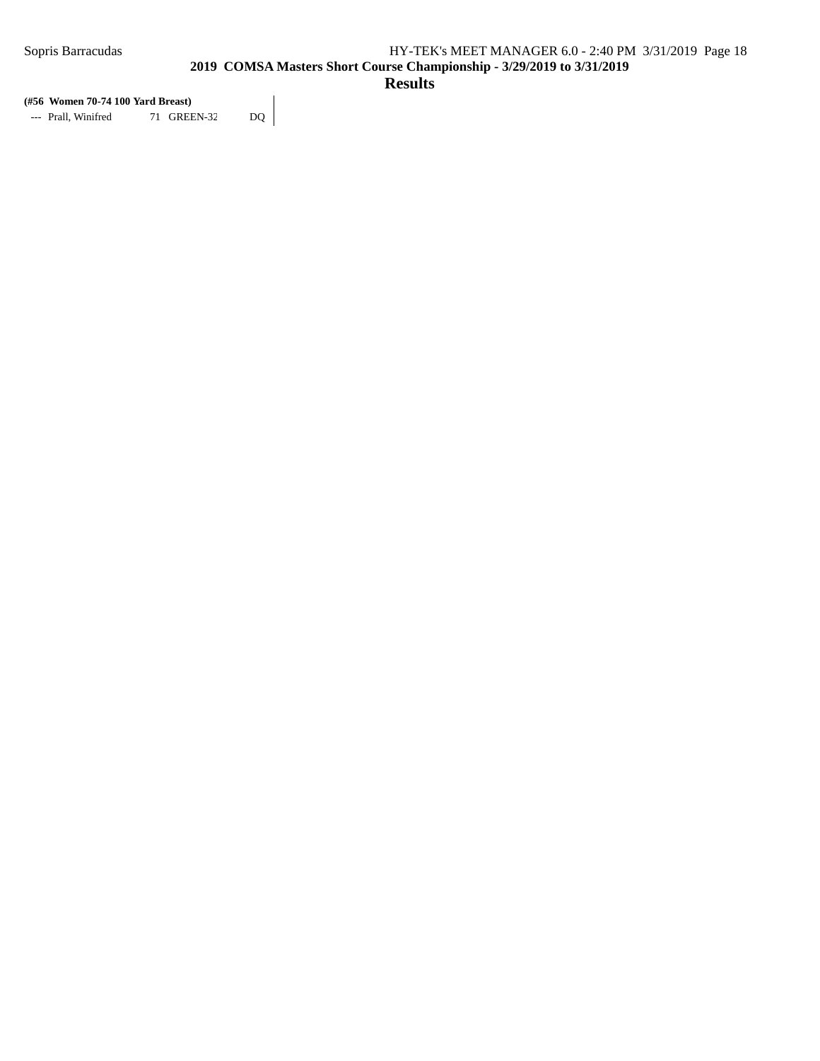**(#56 Women 70-74 100 Yard Breast)**

| | | | | |
|---|---|---|---|---|
| --- | Prall, Winifred | 71 | GREEN-32 | DQ |